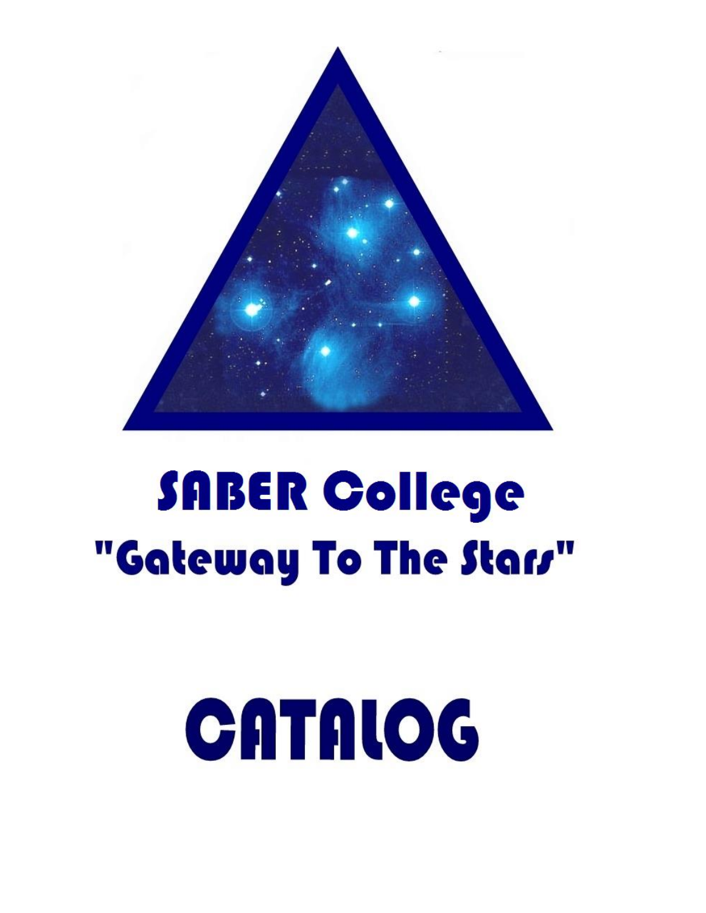# SABER College

## "Gateway To The Stars"

# CATALOG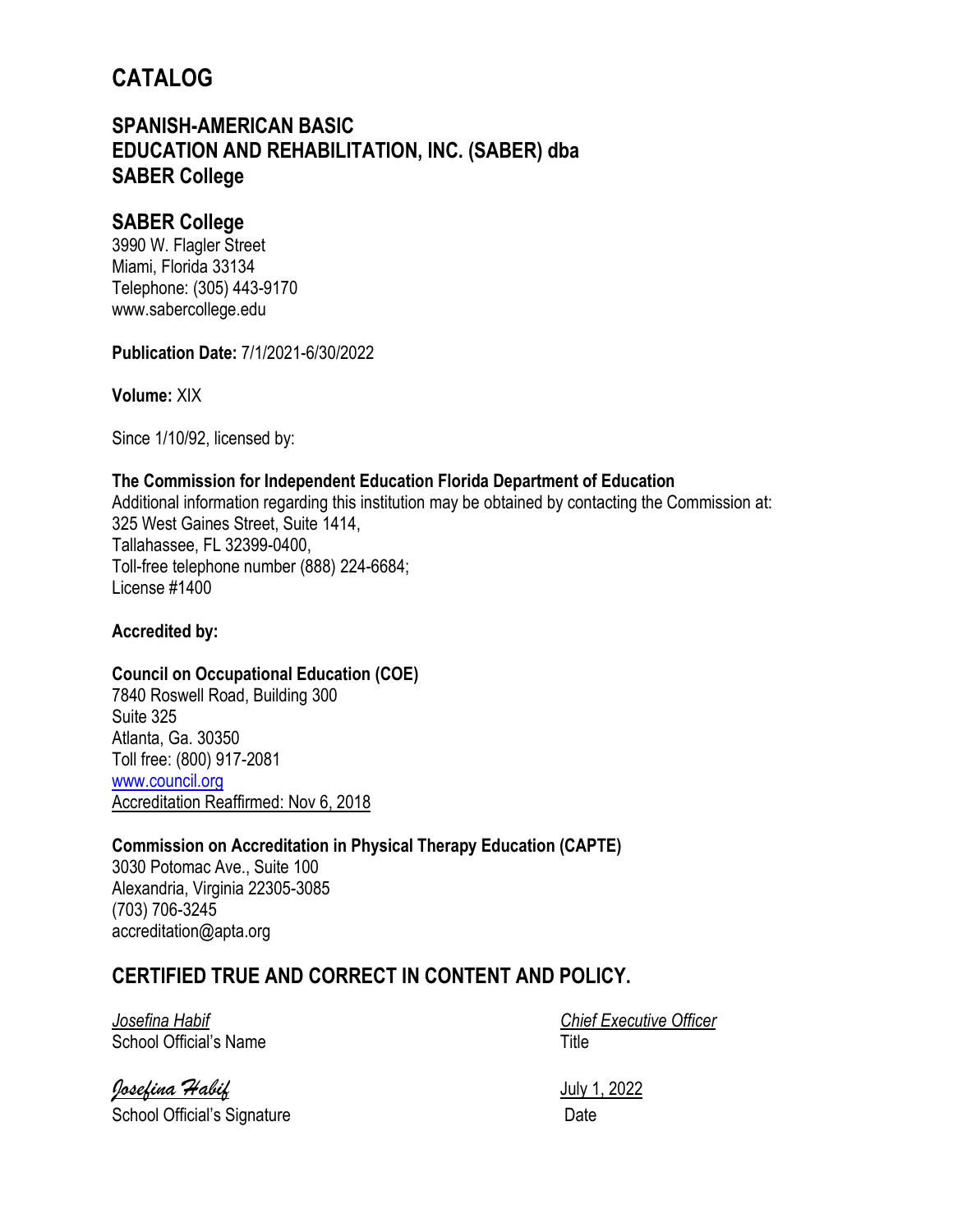# CATALOG

## SPANISH-AMERICAN BASIC EDUCATION AND REHABILITATION, INC. (SABER) dba SABER College

## SABER College

3990 W. Flagler Street
Miami, Florida 33134
Telephone: (305) 443-9170
www.sabercollege.edu

**Publication Date:** 7/1/2021-6/30/2022

**Volume:** XIX

Since 1/10/92, licensed by:

**The Commission for Independent Education Florida Department of Education**
Additional information regarding this institution may be obtained by contacting the Commission at:
325 West Gaines Street, Suite 1414,
Tallahassee, FL 32399-0400,
Toll-free telephone number (888) 224-6684;
License #1400

**Accredited by:**

**Council on Occupational Education (COE)**
7840 Roswell Road, Building 300
Suite 325
Atlanta, Ga. 30350
Toll free: (800) 917-2081
www.council.org
Accreditation Reaffirmed: Nov 6, 2018

**Commission on Accreditation in Physical Therapy Education (CAPTE)**
3030 Potomac Ave., Suite 100
Alexandria, Virginia 22305-3085
(703) 706-3245
accreditation@apta.org

## CERTIFIED TRUE AND CORRECT IN CONTENT AND POLICY.

| | |
|---|---|
| *Josefina Habif* | *Chief Executive Officer* |
| School Official's Name | Title |
| *Josefina Habif* | July 1, 2022 |
| School Official's Signature | Date |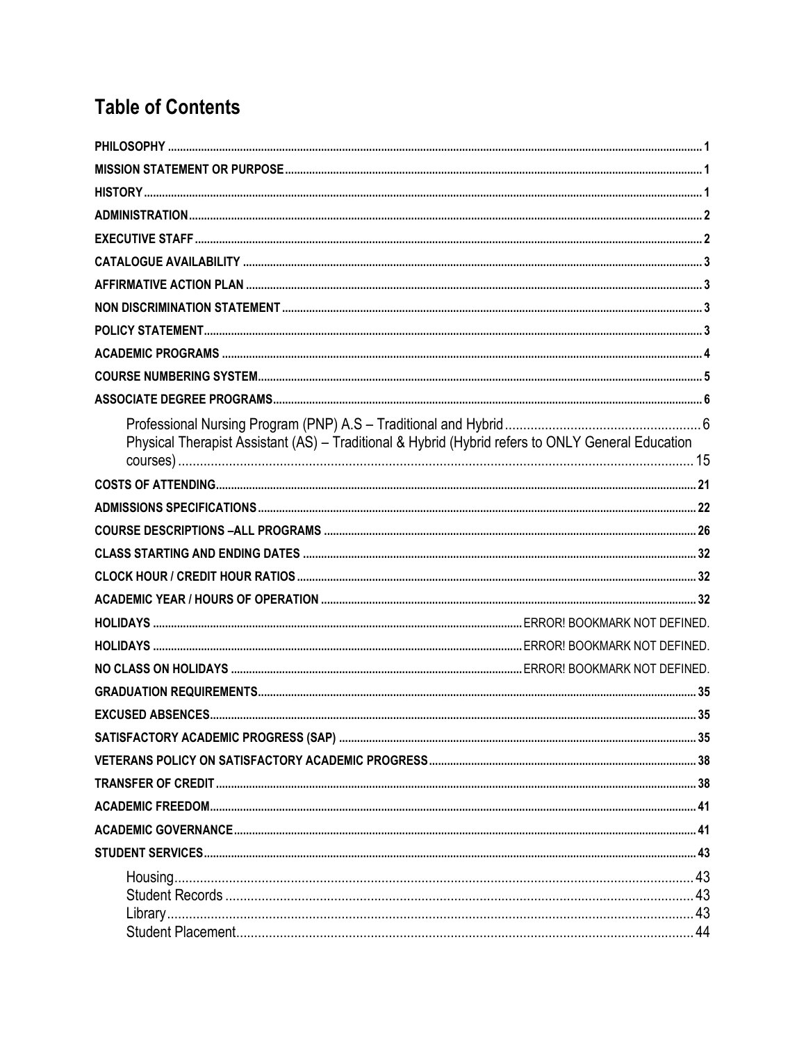# Table of Contents

**PHILOSOPHY** ........ 1

**MISSION STATEMENT OR PURPOSE** ........ 1

**HISTORY** ........ 1

**ADMINISTRATION** ........ 2

**EXECUTIVE STAFF** ........ 2

**CATALOGUE AVAILABILITY** ........ 3

**AFFIRMATIVE ACTION PLAN** ........ 3

**NON DISCRIMINATION STATEMENT** ........ 3

**POLICY STATEMENT** ........ 3

**ACADEMIC PROGRAMS** ........ 4

**COURSE NUMBERING SYSTEM** ........ 5

**ASSOCIATE DEGREE PROGRAMS** ........ 6

- Professional Nursing Program (PNP) A.S – Traditional and Hybrid ........ 6
- Physical Therapist Assistant (AS) – Traditional & Hybrid (Hybrid refers to ONLY General Education courses) ........ 15

**COSTS OF ATTENDING** ........ 21

**ADMISSIONS SPECIFICATIONS** ........ 22

**COURSE DESCRIPTIONS –ALL PROGRAMS** ........ 26

**CLASS STARTING AND ENDING DATES** ........ 32

**CLOCK HOUR / CREDIT HOUR RATIOS** ........ 32

**ACADEMIC YEAR / HOURS OF OPERATION** ........ 32

**HOLIDAYS** ........ ERROR! BOOKMARK NOT DEFINED.

**HOLIDAYS** ........ ERROR! BOOKMARK NOT DEFINED.

**NO CLASS ON HOLIDAYS** ........ ERROR! BOOKMARK NOT DEFINED.

**GRADUATION REQUIREMENTS** ........ 35

**EXCUSED ABSENCES** ........ 35

**SATISFACTORY ACADEMIC PROGRESS (SAP)** ........ 35

**VETERANS POLICY ON SATISFACTORY ACADEMIC PROGRESS** ........ 38

**TRANSFER OF CREDIT** ........ 38

**ACADEMIC FREEDOM** ........ 41

**ACADEMIC GOVERNANCE** ........ 41

**STUDENT SERVICES** ........ 43

- Housing ........ 43
- Student Records ........ 43
- Library ........ 43
- Student Placement ........ 44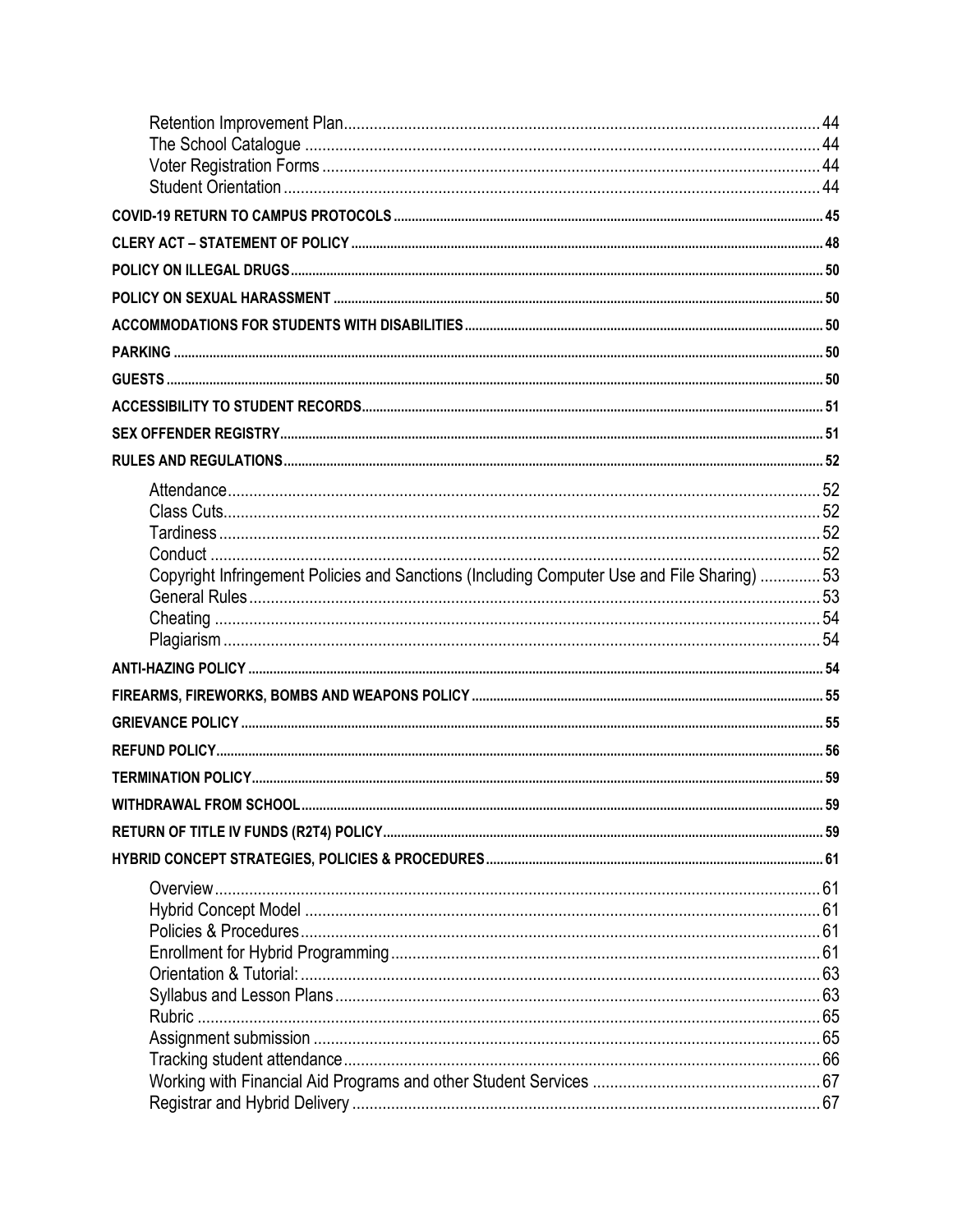- Retention Improvement Plan ..... 44
- The School Catalogue ..... 44
- Voter Registration Forms ..... 44
- Student Orientation ..... 44

**COVID-19 RETURN TO CAMPUS PROTOCOLS ..... 45**

**CLERY ACT – STATEMENT OF POLICY ..... 48**

**POLICY ON ILLEGAL DRUGS ..... 50**

**POLICY ON SEXUAL HARASSMENT ..... 50**

**ACCOMMODATIONS FOR STUDENTS WITH DISABILITIES ..... 50**

**PARKING ..... 50**

**GUESTS ..... 50**

**ACCESSIBILITY TO STUDENT RECORDS ..... 51**

**SEX OFFENDER REGISTRY ..... 51**

**RULES AND REGULATIONS ..... 52**

- Attendance ..... 52
- Class Cuts ..... 52
- Tardiness ..... 52
- Conduct ..... 52
- Copyright Infringement Policies and Sanctions (Including Computer Use and File Sharing) ..... 53
- General Rules ..... 53
- Cheating ..... 54
- Plagiarism ..... 54

**ANTI-HAZING POLICY ..... 54**

**FIREARMS, FIREWORKS, BOMBS AND WEAPONS POLICY ..... 55**

**GRIEVANCE POLICY ..... 55**

**REFUND POLICY ..... 56**

**TERMINATION POLICY ..... 59**

**WITHDRAWAL FROM SCHOOL ..... 59**

**RETURN OF TITLE IV FUNDS (R2T4) POLICY ..... 59**

**HYBRID CONCEPT STRATEGIES, POLICIES & PROCEDURES ..... 61**

- Overview ..... 61
- Hybrid Concept Model ..... 61
- Policies & Procedures ..... 61
- Enrollment for Hybrid Programming ..... 61
- Orientation & Tutorial: ..... 63
- Syllabus and Lesson Plans ..... 63
- Rubric ..... 65
- Assignment submission ..... 65
- Tracking student attendance ..... 66
- Working with Financial Aid Programs and other Student Services ..... 67
- Registrar and Hybrid Delivery ..... 67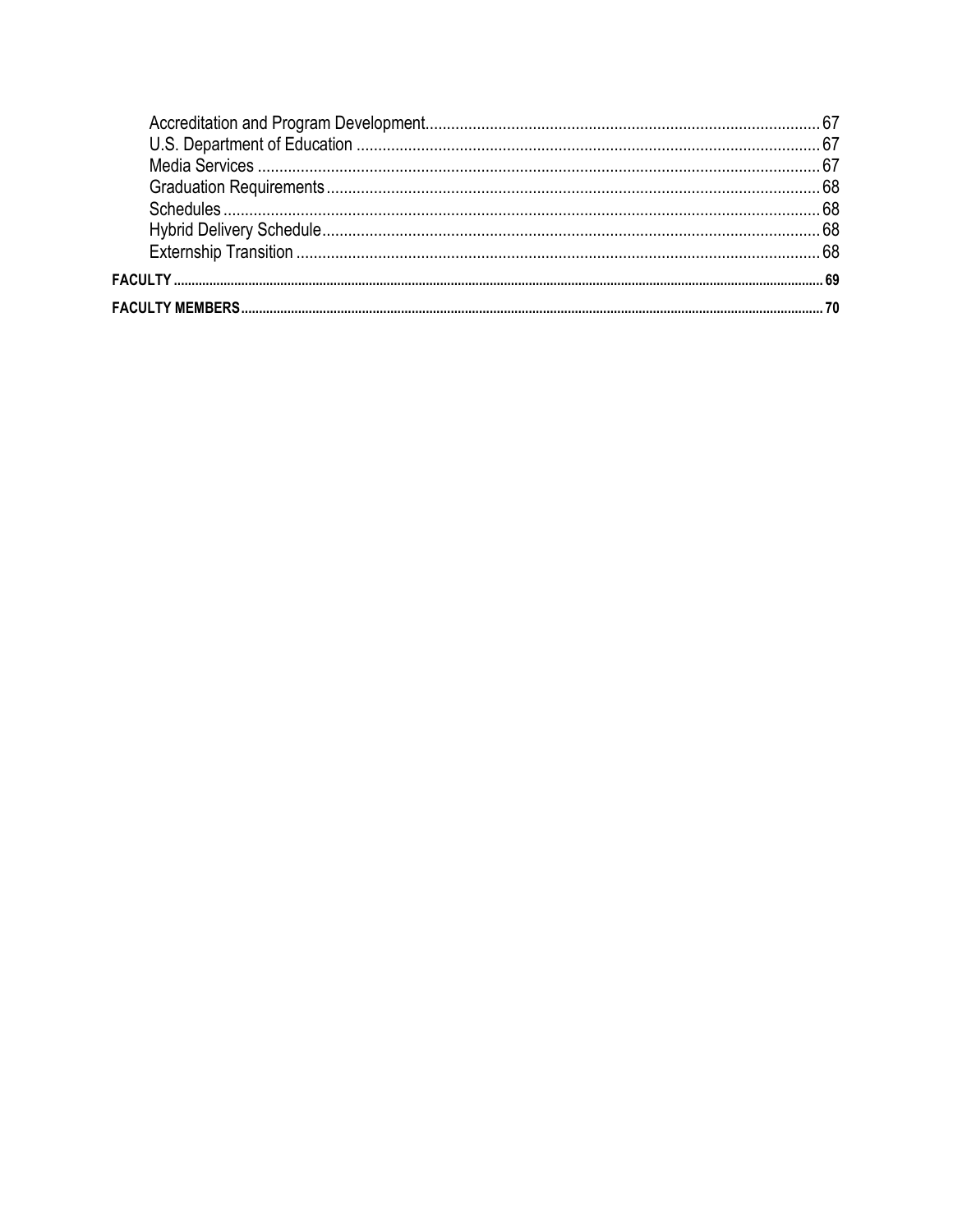Accreditation and Program Development........................................................................................67
U.S. Department of Education ........................................................................................................67
Media Services ...............................................................................................................................67
Graduation Requirements...............................................................................................................68
Schedules.......................................................................................................................................68
Hybrid Delivery Schedule................................................................................................................68
Externship Transition ......................................................................................................................68

**FACULTY**...........................................................................................................................................69

**FACULTY MEMBERS**.........................................................................................................................70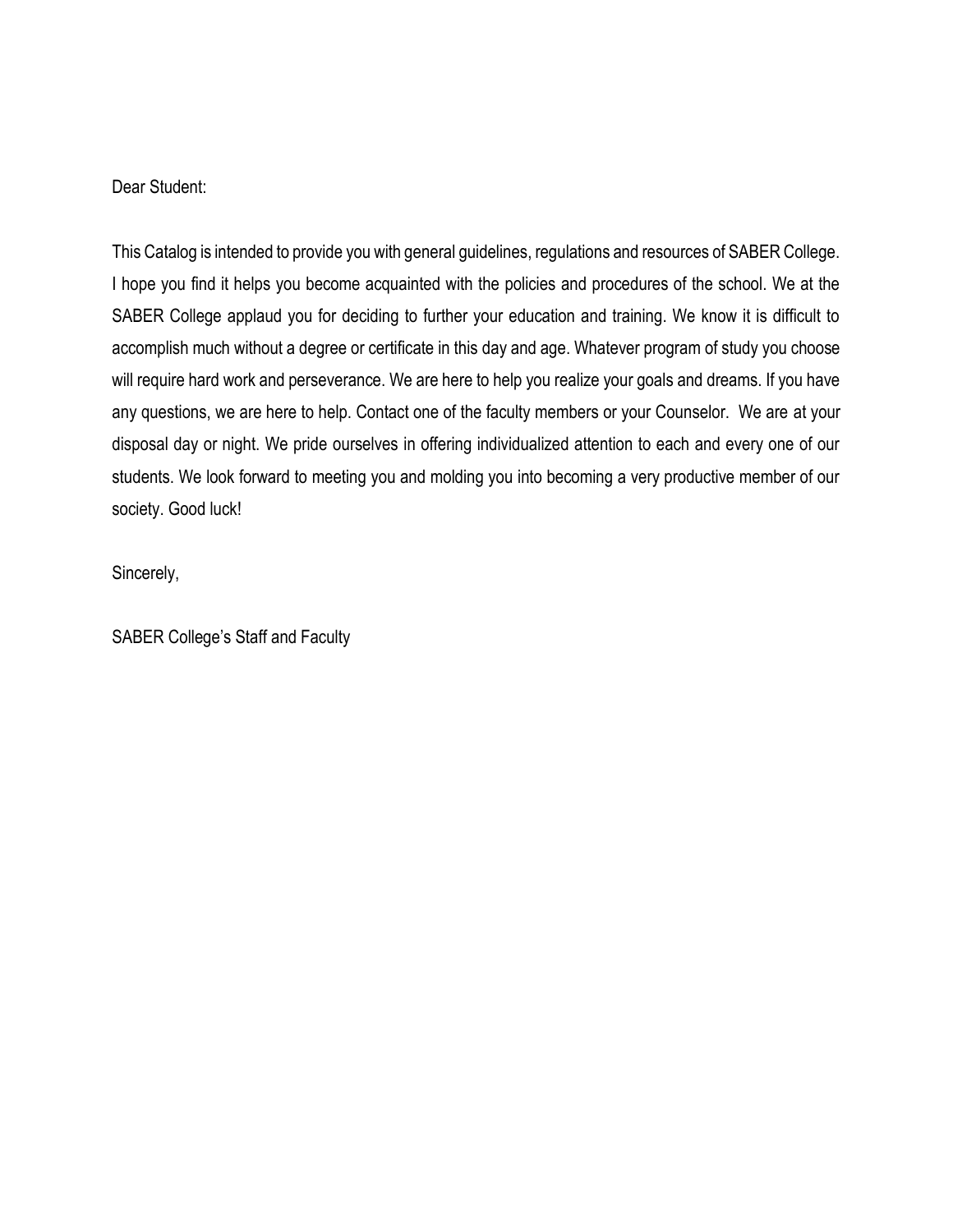Dear Student:

This Catalog is intended to provide you with general guidelines, regulations and resources of SABER College. I hope you find it helps you become acquainted with the policies and procedures of the school. We at the SABER College applaud you for deciding to further your education and training. We know it is difficult to accomplish much without a degree or certificate in this day and age. Whatever program of study you choose will require hard work and perseverance. We are here to help you realize your goals and dreams. If you have any questions, we are here to help. Contact one of the faculty members or your Counselor. We are at your disposal day or night. We pride ourselves in offering individualized attention to each and every one of our students. We look forward to meeting you and molding you into becoming a very productive member of our society. Good luck!

Sincerely,

SABER College's Staff and Faculty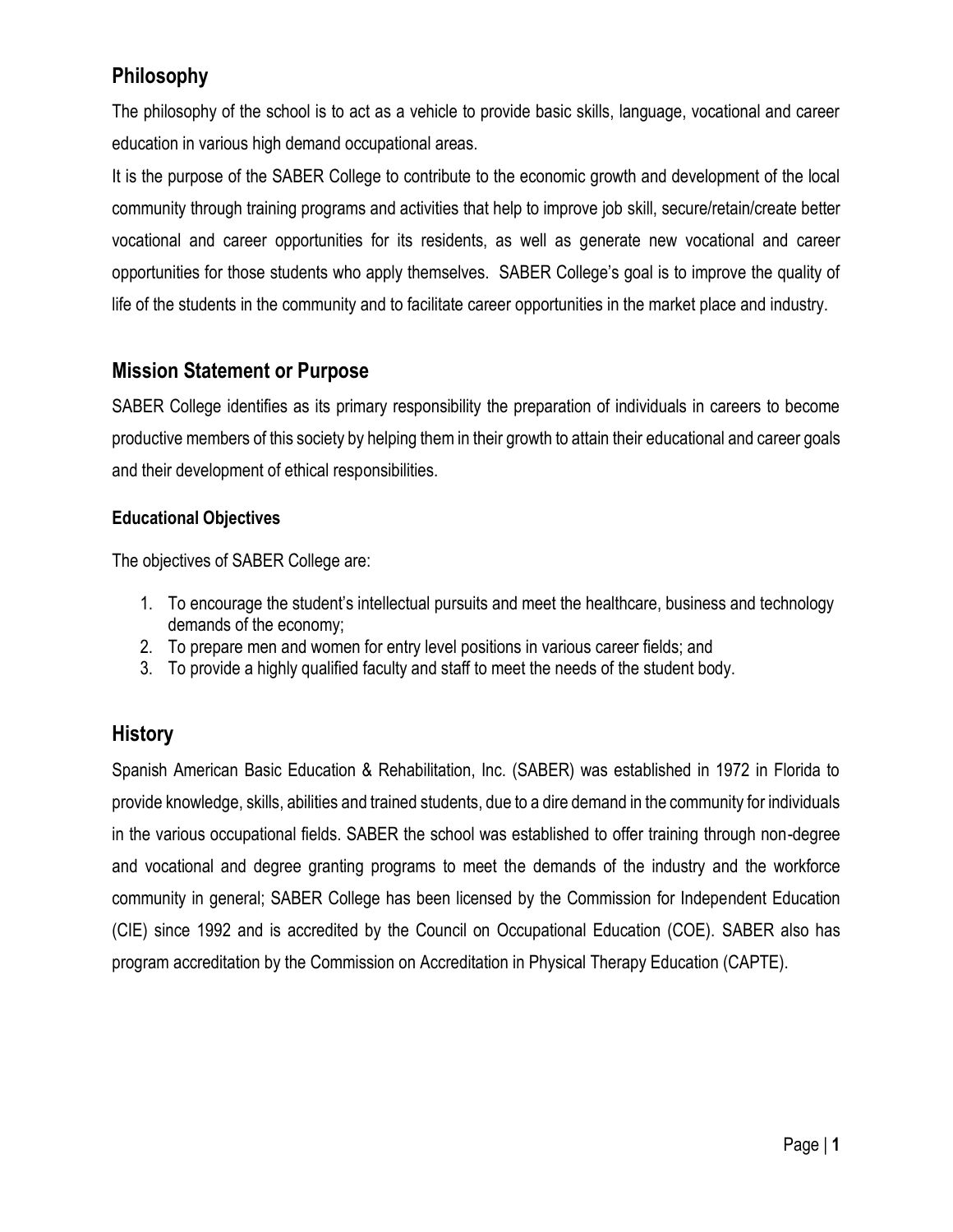## Philosophy

The philosophy of the school is to act as a vehicle to provide basic skills, language, vocational and career education in various high demand occupational areas.

It is the purpose of the SABER College to contribute to the economic growth and development of the local community through training programs and activities that help to improve job skill, secure/retain/create better vocational and career opportunities for its residents, as well as generate new vocational and career opportunities for those students who apply themselves. SABER College's goal is to improve the quality of life of the students in the community and to facilitate career opportunities in the market place and industry.

## Mission Statement or Purpose

SABER College identifies as its primary responsibility the preparation of individuals in careers to become productive members of this society by helping them in their growth to attain their educational and career goals and their development of ethical responsibilities.

### Educational Objectives

The objectives of SABER College are:

1. To encourage the student's intellectual pursuits and meet the healthcare, business and technology demands of the economy;
2. To prepare men and women for entry level positions in various career fields; and
3. To provide a highly qualified faculty and staff to meet the needs of the student body.

## History

Spanish American Basic Education & Rehabilitation, Inc. (SABER) was established in 1972 in Florida to provide knowledge, skills, abilities and trained students, due to a dire demand in the community for individuals in the various occupational fields. SABER the school was established to offer training through non-degree and vocational and degree granting programs to meet the demands of the industry and the workforce community in general; SABER College has been licensed by the Commission for Independent Education (CIE) since 1992 and is accredited by the Council on Occupational Education (COE). SABER also has program accreditation by the Commission on Accreditation in Physical Therapy Education (CAPTE).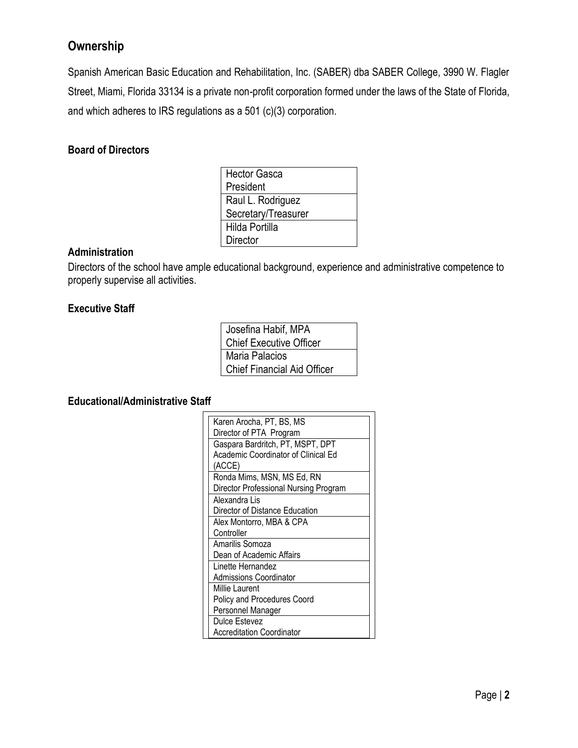## Ownership

Spanish American Basic Education and Rehabilitation, Inc. (SABER) dba SABER College, 3990 W. Flagler Street, Miami, Florida 33134 is a private non-profit corporation formed under the laws of the State of Florida, and which adheres to IRS regulations as a 501 (c)(3) corporation.

### Board of Directors

| |
|---|
| Hector Gasca<br>President |
| Raul L. Rodriguez<br>Secretary/Treasurer |
| Hilda Portilla<br>Director |

### Administration

Directors of the school have ample educational background, experience and administrative competence to properly supervise all activities.

### Executive Staff

| |
|---|
| Josefina Habif, MPA<br>Chief Executive Officer |
| Maria Palacios<br>Chief Financial Aid Officer |

### Educational/Administrative Staff

| |
|---|
| Karen Arocha, PT, BS, MS<br>Director of PTA Program |
| Gaspara Bardritch, PT, MSPT, DPT<br>Academic Coordinator of Clinical Ed (ACCE) |
| Ronda Mims, MSN, MS Ed, RN<br>Director Professional Nursing Program |
| Alexandra Lis<br>Director of Distance Education |
| Alex Montorro, MBA & CPA<br>Controller |
| Amarilis Somoza<br>Dean of Academic Affairs |
| Linette Hernandez<br>Admissions Coordinator |
| Millie Laurent<br>Policy and Procedures Coord<br>Personnel Manager |
| Dulce Estevez<br>Accreditation Coordinator |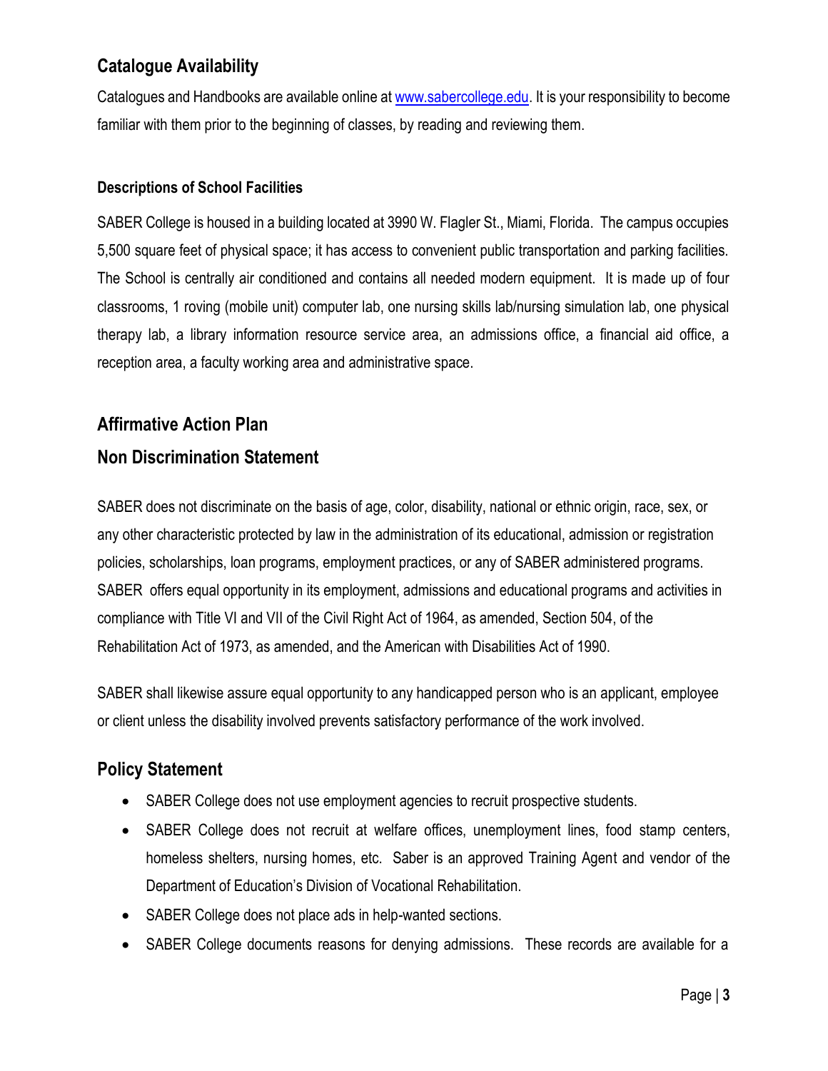## Catalogue Availability

Catalogues and Handbooks are available online at [www.sabercollege.edu](http://www.sabercollege.edu). It is your responsibility to become familiar with them prior to the beginning of classes, by reading and reviewing them.

### Descriptions of School Facilities

SABER College is housed in a building located at 3990 W. Flagler St., Miami, Florida. The campus occupies 5,500 square feet of physical space; it has access to convenient public transportation and parking facilities. The School is centrally air conditioned and contains all needed modern equipment. It is made up of four classrooms, 1 roving (mobile unit) computer lab, one nursing skills lab/nursing simulation lab, one physical therapy lab, a library information resource service area, an admissions office, a financial aid office, a reception area, a faculty working area and administrative space.

## Affirmative Action Plan

## Non Discrimination Statement

SABER does not discriminate on the basis of age, color, disability, national or ethnic origin, race, sex, or any other characteristic protected by law in the administration of its educational, admission or registration policies, scholarships, loan programs, employment practices, or any of SABER administered programs. SABER offers equal opportunity in its employment, admissions and educational programs and activities in compliance with Title VI and VII of the Civil Right Act of 1964, as amended, Section 504, of the Rehabilitation Act of 1973, as amended, and the American with Disabilities Act of 1990.

SABER shall likewise assure equal opportunity to any handicapped person who is an applicant, employee or client unless the disability involved prevents satisfactory performance of the work involved.

## Policy Statement

- SABER College does not use employment agencies to recruit prospective students.
- SABER College does not recruit at welfare offices, unemployment lines, food stamp centers, homeless shelters, nursing homes, etc. Saber is an approved Training Agent and vendor of the Department of Education's Division of Vocational Rehabilitation.
- SABER College does not place ads in help-wanted sections.
- SABER College documents reasons for denying admissions. These records are available for a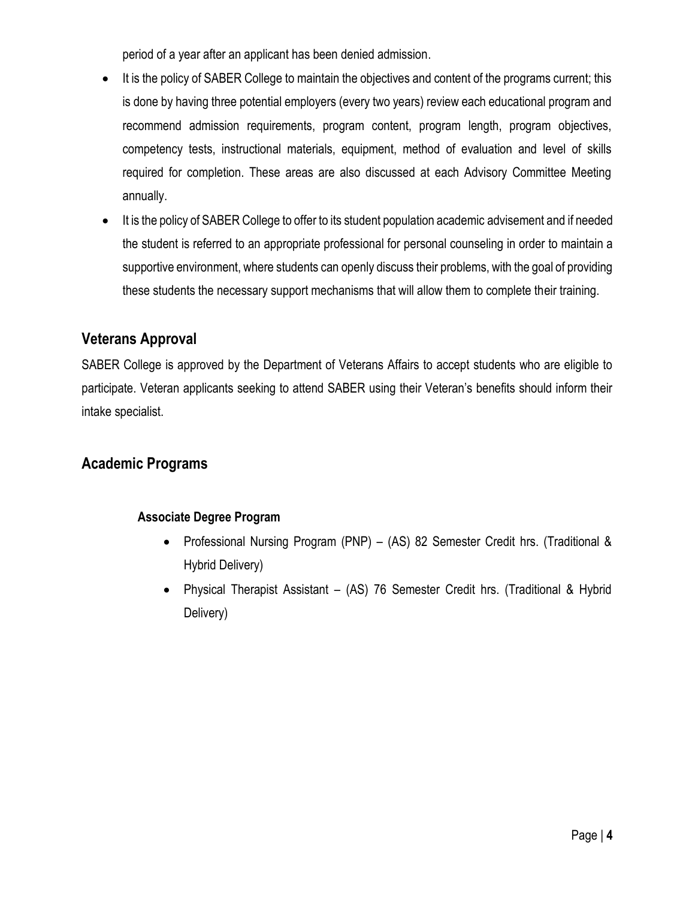period of a year after an applicant has been denied admission.

- It is the policy of SABER College to maintain the objectives and content of the programs current; this is done by having three potential employers (every two years) review each educational program and recommend admission requirements, program content, program length, program objectives, competency tests, instructional materials, equipment, method of evaluation and level of skills required for completion. These areas are also discussed at each Advisory Committee Meeting annually.
- It is the policy of SABER College to offer to its student population academic advisement and if needed the student is referred to an appropriate professional for personal counseling in order to maintain a supportive environment, where students can openly discuss their problems, with the goal of providing these students the necessary support mechanisms that will allow them to complete their training.

## Veterans Approval

SABER College is approved by the Department of Veterans Affairs to accept students who are eligible to participate. Veteran applicants seeking to attend SABER using their Veteran's benefits should inform their intake specialist.

## Academic Programs

### Associate Degree Program

- Professional Nursing Program (PNP) – (AS) 82 Semester Credit hrs. (Traditional & Hybrid Delivery)
- Physical Therapist Assistant – (AS) 76 Semester Credit hrs. (Traditional & Hybrid Delivery)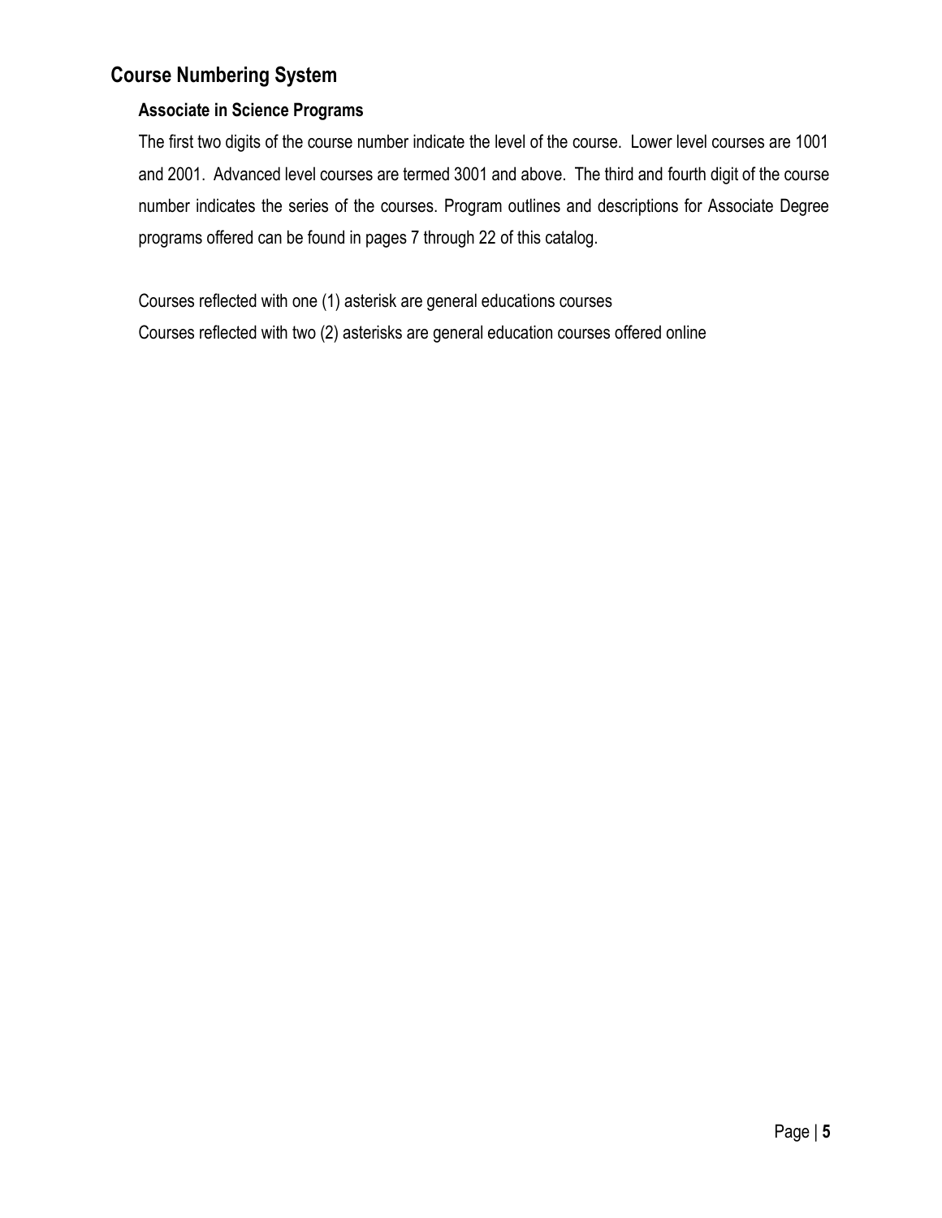## Course Numbering System

### Associate in Science Programs

The first two digits of the course number indicate the level of the course. Lower level courses are 1001 and 2001. Advanced level courses are termed 3001 and above. The third and fourth digit of the course number indicates the series of the courses. Program outlines and descriptions for Associate Degree programs offered can be found in pages 7 through 22 of this catalog.

Courses reflected with one (1) asterisk are general educations courses

Courses reflected with two (2) asterisks are general education courses offered online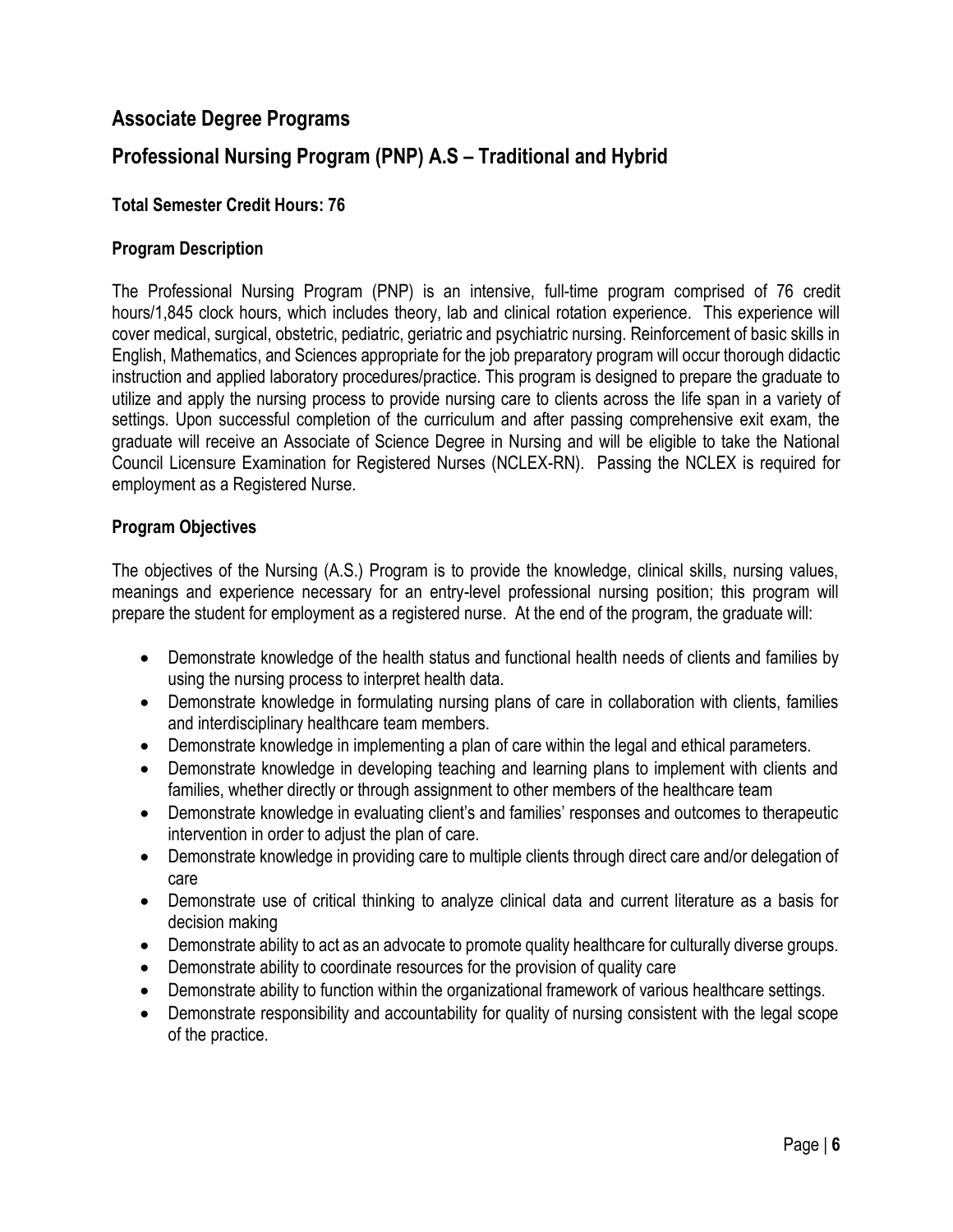## Associate Degree Programs

## Professional Nursing Program (PNP) A.S – Traditional and Hybrid

### Total Semester Credit Hours: 76

### Program Description

The Professional Nursing Program (PNP) is an intensive, full-time program comprised of 76 credit hours/1,845 clock hours, which includes theory, lab and clinical rotation experience. This experience will cover medical, surgical, obstetric, pediatric, geriatric and psychiatric nursing. Reinforcement of basic skills in English, Mathematics, and Sciences appropriate for the job preparatory program will occur thorough didactic instruction and applied laboratory procedures/practice. This program is designed to prepare the graduate to utilize and apply the nursing process to provide nursing care to clients across the life span in a variety of settings. Upon successful completion of the curriculum and after passing comprehensive exit exam, the graduate will receive an Associate of Science Degree in Nursing and will be eligible to take the National Council Licensure Examination for Registered Nurses (NCLEX-RN). Passing the NCLEX is required for employment as a Registered Nurse.

### Program Objectives

The objectives of the Nursing (A.S.) Program is to provide the knowledge, clinical skills, nursing values, meanings and experience necessary for an entry-level professional nursing position; this program will prepare the student for employment as a registered nurse. At the end of the program, the graduate will:

- Demonstrate knowledge of the health status and functional health needs of clients and families by using the nursing process to interpret health data.
- Demonstrate knowledge in formulating nursing plans of care in collaboration with clients, families and interdisciplinary healthcare team members.
- Demonstrate knowledge in implementing a plan of care within the legal and ethical parameters.
- Demonstrate knowledge in developing teaching and learning plans to implement with clients and families, whether directly or through assignment to other members of the healthcare team
- Demonstrate knowledge in evaluating client's and families' responses and outcomes to therapeutic intervention in order to adjust the plan of care.
- Demonstrate knowledge in providing care to multiple clients through direct care and/or delegation of care
- Demonstrate use of critical thinking to analyze clinical data and current literature as a basis for decision making
- Demonstrate ability to act as an advocate to promote quality healthcare for culturally diverse groups.
- Demonstrate ability to coordinate resources for the provision of quality care
- Demonstrate ability to function within the organizational framework of various healthcare settings.
- Demonstrate responsibility and accountability for quality of nursing consistent with the legal scope of the practice.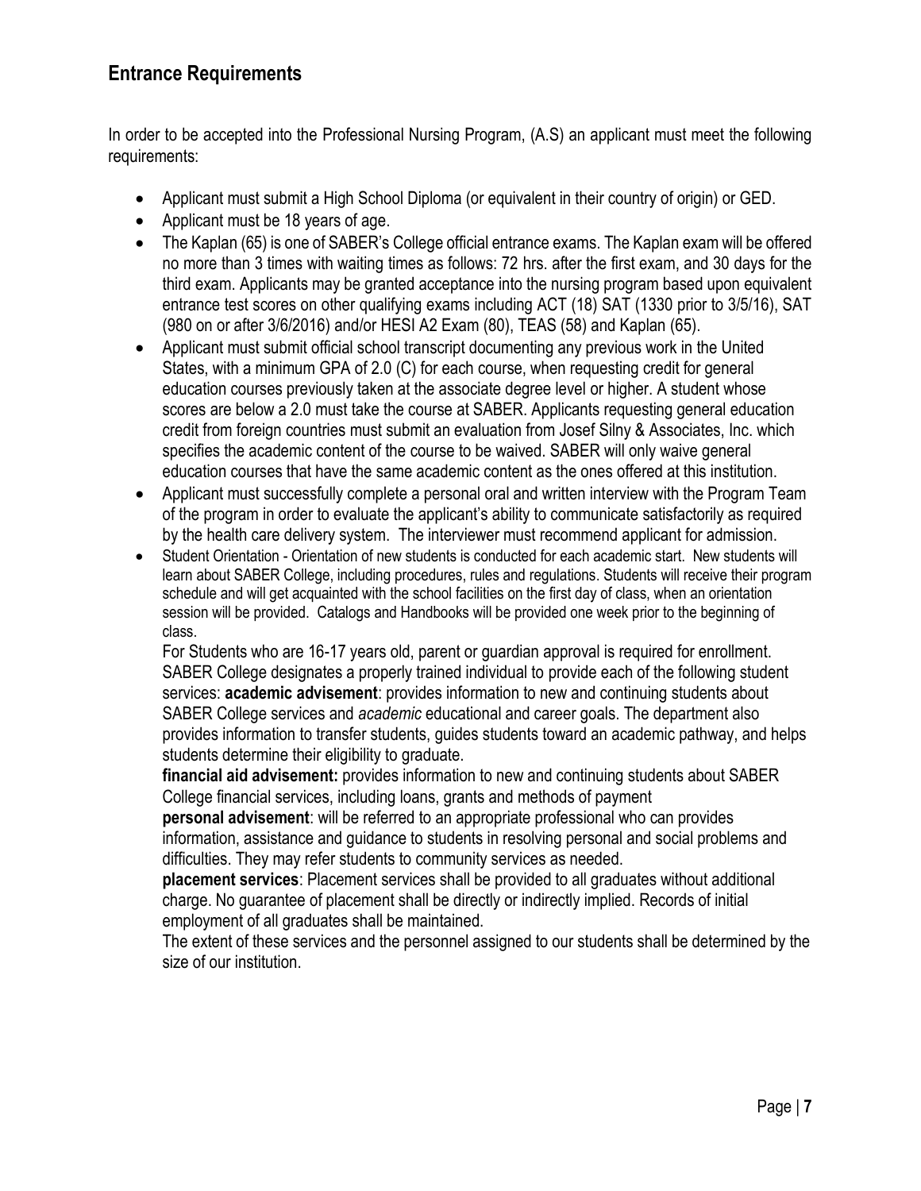## Entrance Requirements

In order to be accepted into the Professional Nursing Program, (A.S) an applicant must meet the following requirements:

- Applicant must submit a High School Diploma (or equivalent in their country of origin) or GED.
- Applicant must be 18 years of age.
- The Kaplan (65) is one of SABER's College official entrance exams. The Kaplan exam will be offered no more than 3 times with waiting times as follows: 72 hrs. after the first exam, and 30 days for the third exam. Applicants may be granted acceptance into the nursing program based upon equivalent entrance test scores on other qualifying exams including ACT (18) SAT (1330 prior to 3/5/16), SAT (980 on or after 3/6/2016) and/or HESI A2 Exam (80), TEAS (58) and Kaplan (65).
- Applicant must submit official school transcript documenting any previous work in the United States, with a minimum GPA of 2.0 (C) for each course, when requesting credit for general education courses previously taken at the associate degree level or higher. A student whose scores are below a 2.0 must take the course at SABER. Applicants requesting general education credit from foreign countries must submit an evaluation from Josef Silny & Associates, Inc. which specifies the academic content of the course to be waived. SABER will only waive general education courses that have the same academic content as the ones offered at this institution.
- Applicant must successfully complete a personal oral and written interview with the Program Team of the program in order to evaluate the applicant's ability to communicate satisfactorily as required by the health care delivery system. The interviewer must recommend applicant for admission.
- Student Orientation - Orientation of new students is conducted for each academic start. New students will learn about SABER College, including procedures, rules and regulations. Students will receive their program schedule and will get acquainted with the school facilities on the first day of class, when an orientation session will be provided. Catalogs and Handbooks will be provided one week prior to the beginning of class.

  For Students who are 16-17 years old, parent or guardian approval is required for enrollment. SABER College designates a properly trained individual to provide each of the following student services: **academic advisement**: provides information to new and continuing students about SABER College services and *academic* educational and career goals. The department also provides information to transfer students, guides students toward an academic pathway, and helps students determine their eligibility to graduate.

  **financial aid advisement:** provides information to new and continuing students about SABER College financial services, including loans, grants and methods of payment

  **personal advisement**: will be referred to an appropriate professional who can provides information, assistance and guidance to students in resolving personal and social problems and difficulties. They may refer students to community services as needed.

  **placement services**: Placement services shall be provided to all graduates without additional charge. No guarantee of placement shall be directly or indirectly implied. Records of initial employment of all graduates shall be maintained.

  The extent of these services and the personnel assigned to our students shall be determined by the size of our institution.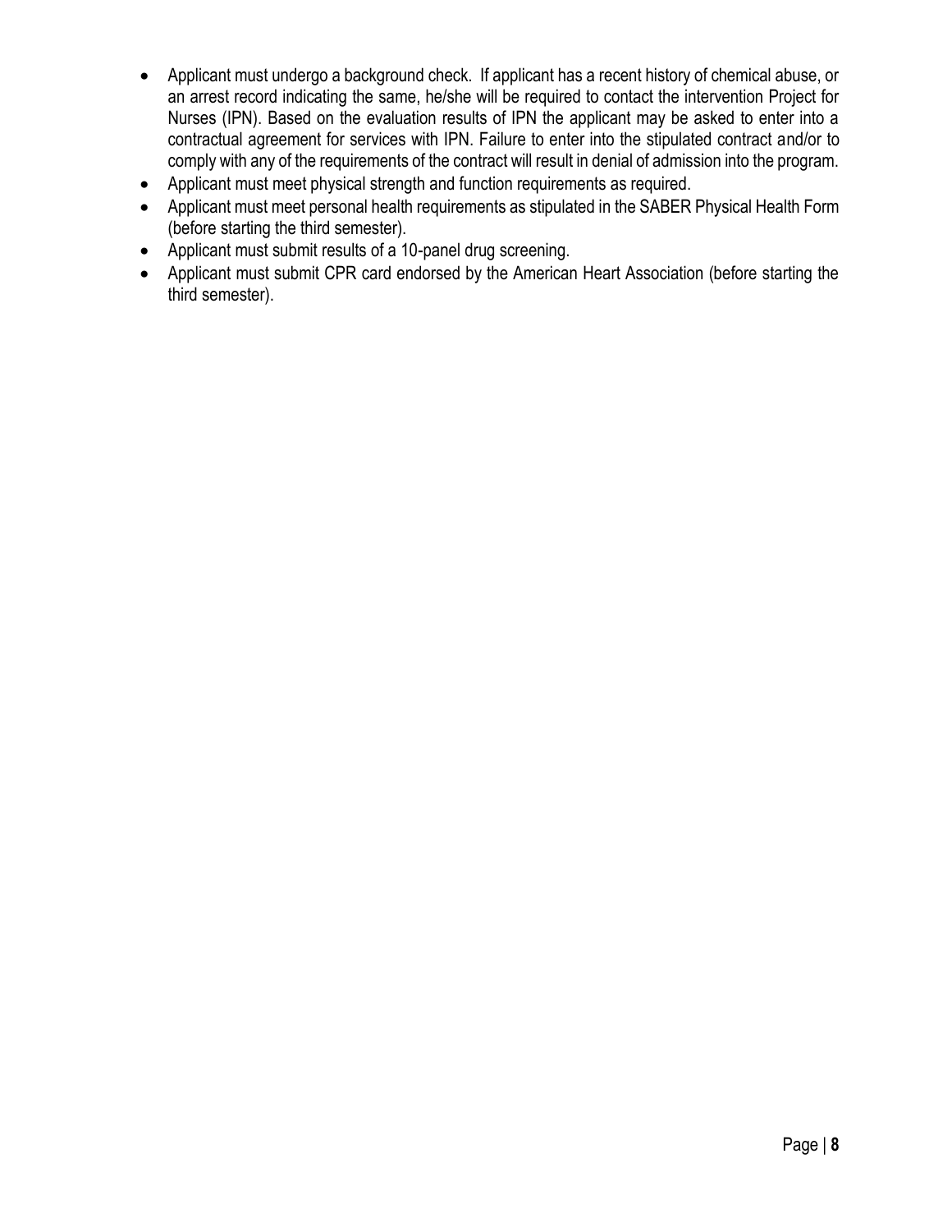- Applicant must undergo a background check. If applicant has a recent history of chemical abuse, or an arrest record indicating the same, he/she will be required to contact the intervention Project for Nurses (IPN). Based on the evaluation results of IPN the applicant may be asked to enter into a contractual agreement for services with IPN. Failure to enter into the stipulated contract and/or to comply with any of the requirements of the contract will result in denial of admission into the program.
- Applicant must meet physical strength and function requirements as required.
- Applicant must meet personal health requirements as stipulated in the SABER Physical Health Form (before starting the third semester).
- Applicant must submit results of a 10-panel drug screening.
- Applicant must submit CPR card endorsed by the American Heart Association (before starting the third semester).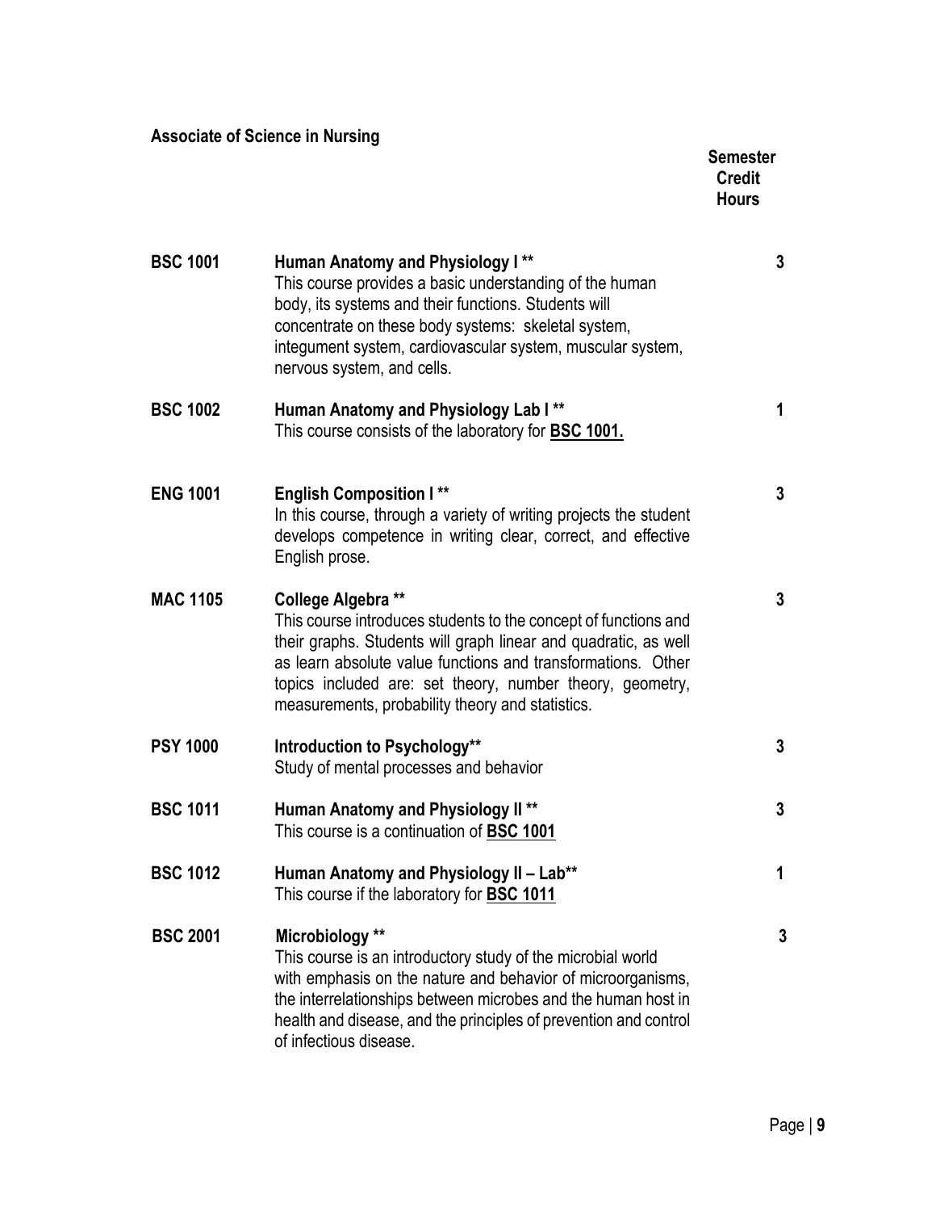**Associate of Science in Nursing**

| | | Semester Credit Hours |
|---|---|---|
| **BSC 1001** | **Human Anatomy and Physiology I \*\*** <br> This course provides a basic understanding of the human body, its systems and their functions. Students will concentrate on these body systems: skeletal system, integument system, cardiovascular system, muscular system, nervous system, and cells. | 3 |
| **BSC 1002** | **Human Anatomy and Physiology Lab I \*\*** <br> This course consists of the laboratory for **BSC 1001.** | 1 |
| **ENG 1001** | **English Composition I \*\*** <br> In this course, through a variety of writing projects the student develops competence in writing clear, correct, and effective English prose. | 3 |
| **MAC 1105** | **College Algebra \*\*** <br> This course introduces students to the concept of functions and their graphs. Students will graph linear and quadratic, as well as learn absolute value functions and transformations. Other topics included are: set theory, number theory, geometry, measurements, probability theory and statistics. | 3 |
| **PSY 1000** | **Introduction to Psychology\*\*** <br> Study of mental processes and behavior | 3 |
| **BSC 1011** | **Human Anatomy and Physiology II \*\*** <br> This course is a continuation of **BSC 1001** | 3 |
| **BSC 1012** | **Human Anatomy and Physiology II – Lab\*\*** <br> This course if the laboratory for **BSC 1011** | 1 |
| **BSC 2001** | **Microbiology \*\*** <br> This course is an introductory study of the microbial world with emphasis on the nature and behavior of microorganisms, the interrelationships between microbes and the human host in health and disease, and the principles of prevention and control of infectious disease. | 3 |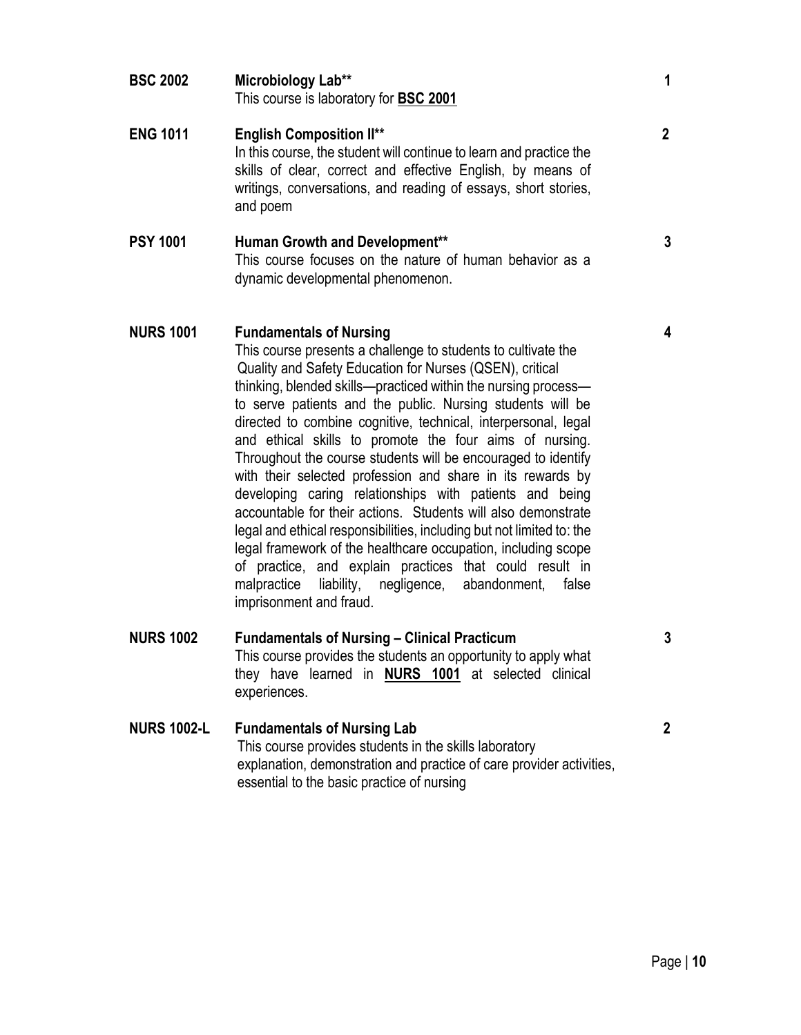| Course | Title / Description | Credits |
|---|---|---|
| **BSC 2002** | **Microbiology Lab**** <br> This course is laboratory for **BSC 2001** | **1** |
| **ENG 1011** | **English Composition II**** <br> In this course, the student will continue to learn and practice the skills of clear, correct and effective English, by means of writings, conversations, and reading of essays, short stories, and poem | **2** |
| **PSY 1001** | **Human Growth and Development**** <br> This course focuses on the nature of human behavior as a dynamic developmental phenomenon. | **3** |
| **NURS 1001** | **Fundamentals of Nursing** <br> This course presents a challenge to students to cultivate the Quality and Safety Education for Nurses (QSEN), critical thinking, blended skills—practiced within the nursing process—to serve patients and the public. Nursing students will be directed to combine cognitive, technical, interpersonal, legal and ethical skills to promote the four aims of nursing. Throughout the course students will be encouraged to identify with their selected profession and share in its rewards by developing caring relationships with patients and being accountable for their actions. Students will also demonstrate legal and ethical responsibilities, including but not limited to: the legal framework of the healthcare occupation, including scope of practice, and explain practices that could result in malpractice liability, negligence, abandonment, false imprisonment and fraud. | **4** |
| **NURS 1002** | **Fundamentals of Nursing – Clinical Practicum** <br> This course provides the students an opportunity to apply what they have learned in **NURS 1001** at selected clinical experiences. | **3** |
| **NURS 1002-L** | **Fundamentals of Nursing Lab** <br> This course provides students in the skills laboratory explanation, demonstration and practice of care provider activities, essential to the basic practice of nursing | **2** |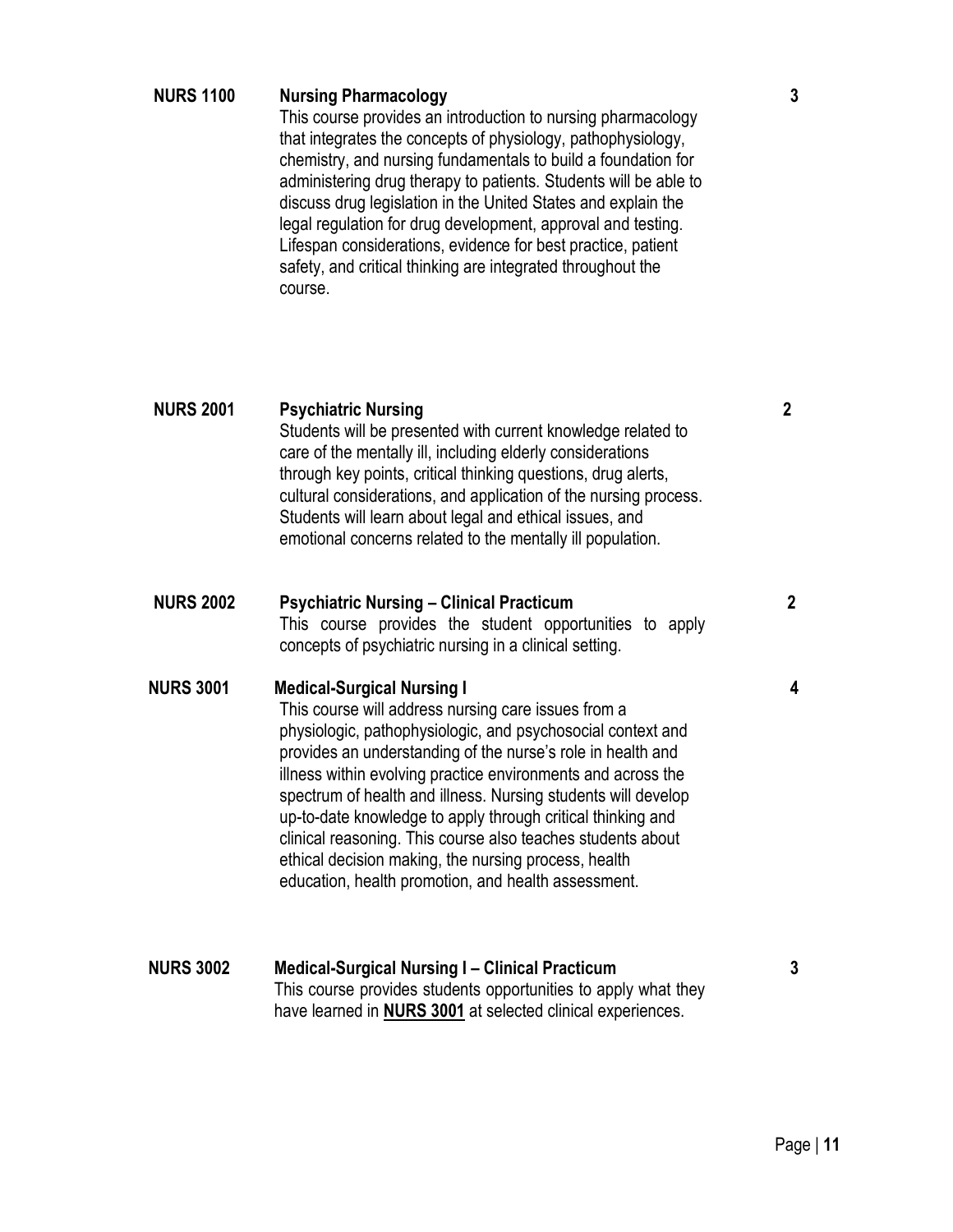**NURS 1100** **Nursing Pharmacology** **3**

This course provides an introduction to nursing pharmacology that integrates the concepts of physiology, pathophysiology, chemistry, and nursing fundamentals to build a foundation for administering drug therapy to patients. Students will be able to discuss drug legislation in the United States and explain the legal regulation for drug development, approval and testing. Lifespan considerations, evidence for best practice, patient safety, and critical thinking are integrated throughout the course.

**NURS 2001** **Psychiatric Nursing** **2**

Students will be presented with current knowledge related to care of the mentally ill, including elderly considerations through key points, critical thinking questions, drug alerts, cultural considerations, and application of the nursing process. Students will learn about legal and ethical issues, and emotional concerns related to the mentally ill population.

**NURS 2002** **Psychiatric Nursing – Clinical Practicum** **2**

This course provides the student opportunities to apply concepts of psychiatric nursing in a clinical setting.

**NURS 3001** **Medical-Surgical Nursing I** **4**

This course will address nursing care issues from a physiologic, pathophysiologic, and psychosocial context and provides an understanding of the nurse's role in health and illness within evolving practice environments and across the spectrum of health and illness. Nursing students will develop up-to-date knowledge to apply through critical thinking and clinical reasoning. This course also teaches students about ethical decision making, the nursing process, health education, health promotion, and health assessment.

**NURS 3002** **Medical-Surgical Nursing I – Clinical Practicum** **3**

This course provides students opportunities to apply what they have learned in **NURS 3001** at selected clinical experiences.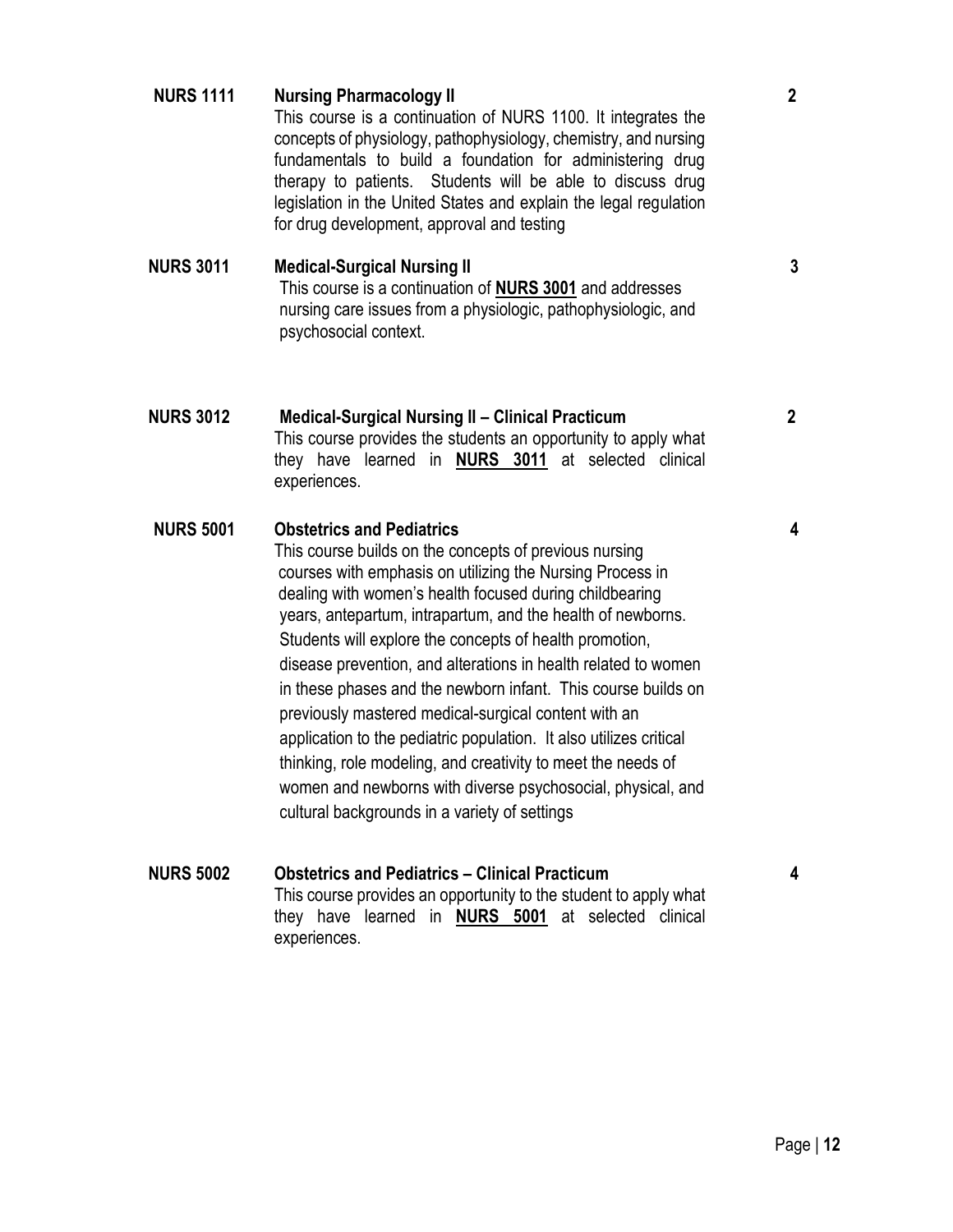**NURS 1111** **Nursing Pharmacology II** **2**

This course is a continuation of NURS 1100. It integrates the concepts of physiology, pathophysiology, chemistry, and nursing fundamentals to build a foundation for administering drug therapy to patients. Students will be able to discuss drug legislation in the United States and explain the legal regulation for drug development, approval and testing

**NURS 3011** **Medical-Surgical Nursing II** **3**

This course is a continuation of **NURS 3001** and addresses nursing care issues from a physiologic, pathophysiologic, and psychosocial context.

**NURS 3012** **Medical-Surgical Nursing II – Clinical Practicum** **2**

This course provides the students an opportunity to apply what they have learned in **NURS 3011** at selected clinical experiences.

**NURS 5001** **Obstetrics and Pediatrics** **4**

This course builds on the concepts of previous nursing courses with emphasis on utilizing the Nursing Process in dealing with women's health focused during childbearing years, antepartum, intrapartum, and the health of newborns. Students will explore the concepts of health promotion, disease prevention, and alterations in health related to women in these phases and the newborn infant. This course builds on previously mastered medical-surgical content with an application to the pediatric population. It also utilizes critical thinking, role modeling, and creativity to meet the needs of women and newborns with diverse psychosocial, physical, and cultural backgrounds in a variety of settings

**NURS 5002** **Obstetrics and Pediatrics – Clinical Practicum** **4**

This course provides an opportunity to the student to apply what they have learned in **NURS 5001** at selected clinical experiences.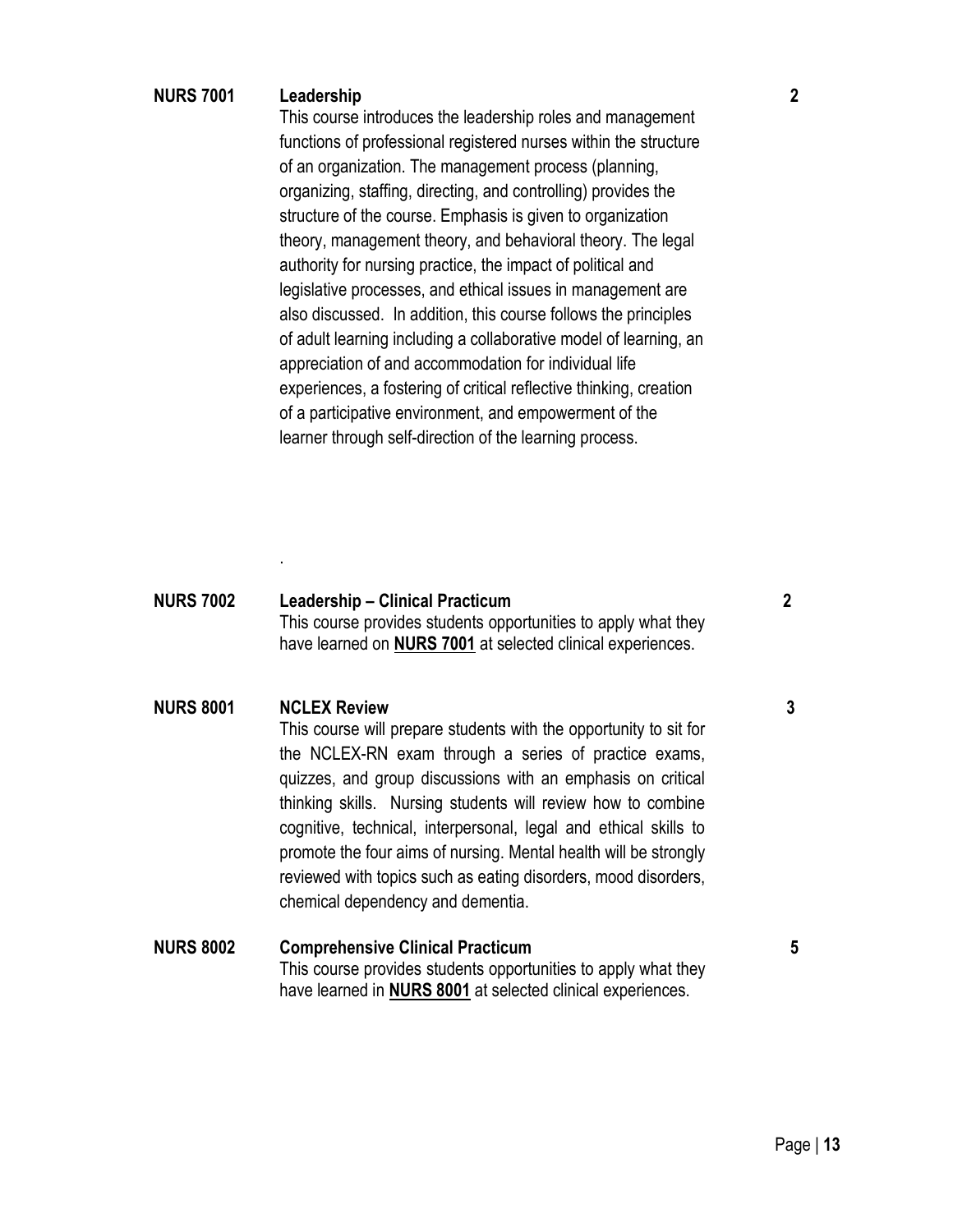**NURS 7001 Leadership** **2**

This course introduces the leadership roles and management functions of professional registered nurses within the structure of an organization. The management process (planning, organizing, staffing, directing, and controlling) provides the structure of the course. Emphasis is given to organization theory, management theory, and behavioral theory. The legal authority for nursing practice, the impact of political and legislative processes, and ethical issues in management are also discussed. In addition, this course follows the principles of adult learning including a collaborative model of learning, an appreciation of and accommodation for individual life experiences, a fostering of critical reflective thinking, creation of a participative environment, and empowerment of the learner through self-direction of the learning process.

.

**NURS 7002 Leadership – Clinical Practicum** **2**

This course provides students opportunities to apply what they have learned on **NURS 7001** at selected clinical experiences.

**NURS 8001 NCLEX Review** **3**

This course will prepare students with the opportunity to sit for the NCLEX-RN exam through a series of practice exams, quizzes, and group discussions with an emphasis on critical thinking skills. Nursing students will review how to combine cognitive, technical, interpersonal, legal and ethical skills to promote the four aims of nursing. Mental health will be strongly reviewed with topics such as eating disorders, mood disorders, chemical dependency and dementia.

**NURS 8002 Comprehensive Clinical Practicum** **5**

This course provides students opportunities to apply what they have learned in **NURS 8001** at selected clinical experiences.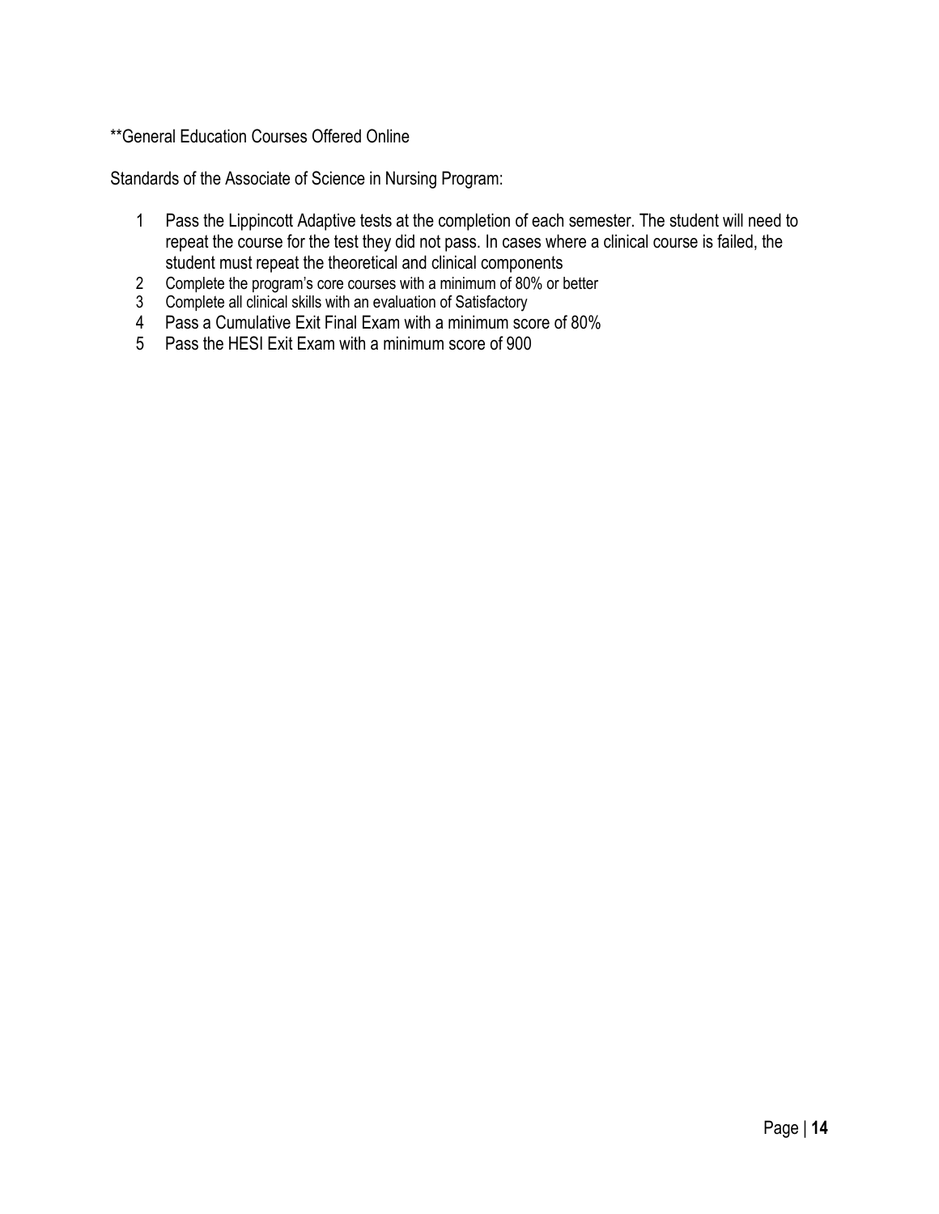**General Education Courses Offered Online

Standards of the Associate of Science in Nursing Program:

1. Pass the Lippincott Adaptive tests at the completion of each semester. The student will need to repeat the course for the test they did not pass. In cases where a clinical course is failed, the student must repeat the theoretical and clinical components
2. Complete the program's core courses with a minimum of 80% or better
3. Complete all clinical skills with an evaluation of Satisfactory
4. Pass a Cumulative Exit Final Exam with a minimum score of 80%
5. Pass the HESI Exit Exam with a minimum score of 900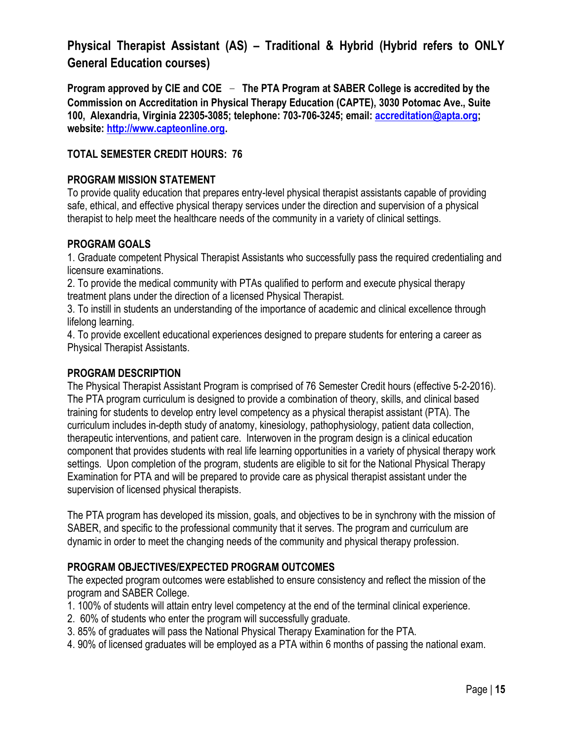# Physical Therapist Assistant (AS) – Traditional & Hybrid (Hybrid refers to ONLY General Education courses)

**Program approved by CIE and COE – The PTA Program at SABER College is accredited by the Commission on Accreditation in Physical Therapy Education (CAPTE), 3030 Potomac Ave., Suite 100, Alexandria, Virginia 22305-3085; telephone: 703-706-3245; email: [accreditation@apta.org](mailto:accreditation@apta.org); website: [http://www.capteonline.org](http://www.capteonline.org).**

**TOTAL SEMESTER CREDIT HOURS: 76**

**PROGRAM MISSION STATEMENT**

To provide quality education that prepares entry-level physical therapist assistants capable of providing safe, ethical, and effective physical therapy services under the direction and supervision of a physical therapist to help meet the healthcare needs of the community in a variety of clinical settings.

**PROGRAM GOALS**

1. Graduate competent Physical Therapist Assistants who successfully pass the required credentialing and licensure examinations.
2. To provide the medical community with PTAs qualified to perform and execute physical therapy treatment plans under the direction of a licensed Physical Therapist.
3. To instill in students an understanding of the importance of academic and clinical excellence through lifelong learning.
4. To provide excellent educational experiences designed to prepare students for entering a career as Physical Therapist Assistants.

**PROGRAM DESCRIPTION**

The Physical Therapist Assistant Program is comprised of 76 Semester Credit hours (effective 5-2-2016). The PTA program curriculum is designed to provide a combination of theory, skills, and clinical based training for students to develop entry level competency as a physical therapist assistant (PTA). The curriculum includes in-depth study of anatomy, kinesiology, pathophysiology, patient data collection, therapeutic interventions, and patient care. Interwoven in the program design is a clinical education component that provides students with real life learning opportunities in a variety of physical therapy work settings. Upon completion of the program, students are eligible to sit for the National Physical Therapy Examination for PTA and will be prepared to provide care as physical therapist assistant under the supervision of licensed physical therapists.

The PTA program has developed its mission, goals, and objectives to be in synchrony with the mission of SABER, and specific to the professional community that it serves. The program and curriculum are dynamic in order to meet the changing needs of the community and physical therapy profession.

**PROGRAM OBJECTIVES/EXPECTED PROGRAM OUTCOMES**

The expected program outcomes were established to ensure consistency and reflect the mission of the program and SABER College.

1. 100% of students will attain entry level competency at the end of the terminal clinical experience.
2. 60% of students who enter the program will successfully graduate.
3. 85% of graduates will pass the National Physical Therapy Examination for the PTA.
4. 90% of licensed graduates will be employed as a PTA within 6 months of passing the national exam.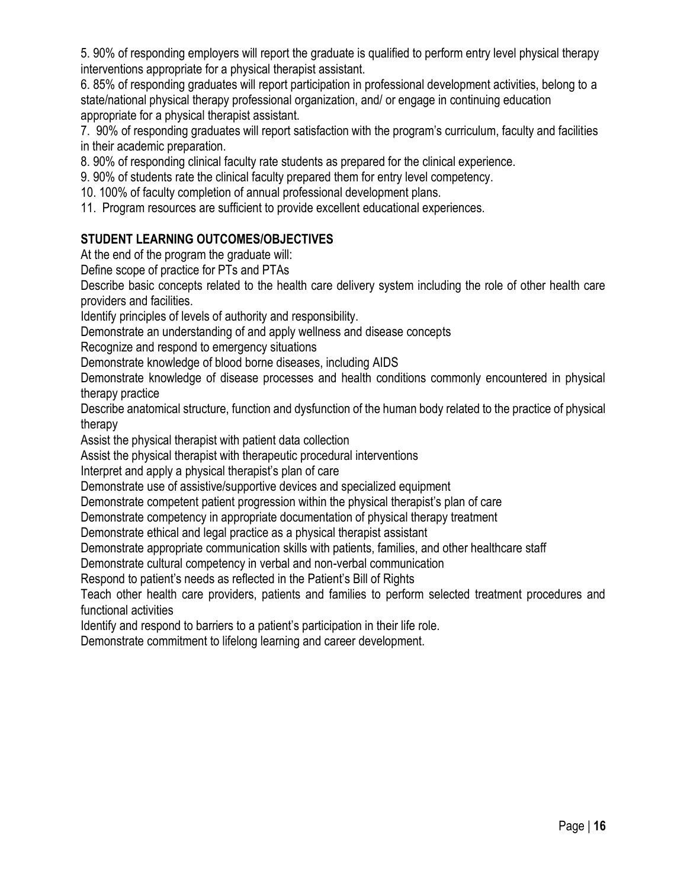5. 90% of responding employers will report the graduate is qualified to perform entry level physical therapy interventions appropriate for a physical therapist assistant.
6. 85% of responding graduates will report participation in professional development activities, belong to a state/national physical therapy professional organization, and/ or engage in continuing education appropriate for a physical therapist assistant.
7. 90% of responding graduates will report satisfaction with the program's curriculum, faculty and facilities in their academic preparation.
8. 90% of responding clinical faculty rate students as prepared for the clinical experience.
9. 90% of students rate the clinical faculty prepared them for entry level competency.
10. 100% of faculty completion of annual professional development plans.
11. Program resources are sufficient to provide excellent educational experiences.

## STUDENT LEARNING OUTCOMES/OBJECTIVES

At the end of the program the graduate will:

Define scope of practice for PTs and PTAs

Describe basic concepts related to the health care delivery system including the role of other health care providers and facilities.

Identify principles of levels of authority and responsibility.

Demonstrate an understanding of and apply wellness and disease concepts

Recognize and respond to emergency situations

Demonstrate knowledge of blood borne diseases, including AIDS

Demonstrate knowledge of disease processes and health conditions commonly encountered in physical therapy practice

Describe anatomical structure, function and dysfunction of the human body related to the practice of physical therapy

Assist the physical therapist with patient data collection

Assist the physical therapist with therapeutic procedural interventions

Interpret and apply a physical therapist's plan of care

Demonstrate use of assistive/supportive devices and specialized equipment

Demonstrate competent patient progression within the physical therapist's plan of care

Demonstrate competency in appropriate documentation of physical therapy treatment

Demonstrate ethical and legal practice as a physical therapist assistant

Demonstrate appropriate communication skills with patients, families, and other healthcare staff

Demonstrate cultural competency in verbal and non-verbal communication

Respond to patient's needs as reflected in the Patient's Bill of Rights

Teach other health care providers, patients and families to perform selected treatment procedures and functional activities

Identify and respond to barriers to a patient's participation in their life role.

Demonstrate commitment to lifelong learning and career development.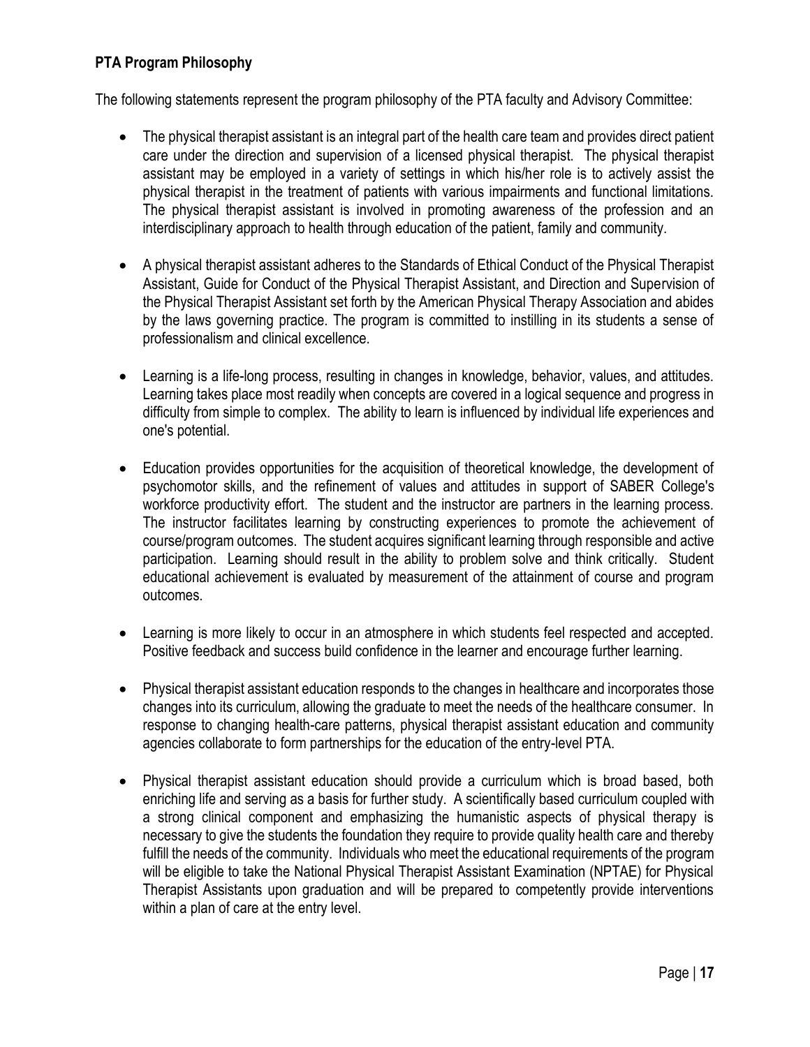**PTA Program Philosophy**

The following statements represent the program philosophy of the PTA faculty and Advisory Committee:

- The physical therapist assistant is an integral part of the health care team and provides direct patient care under the direction and supervision of a licensed physical therapist. The physical therapist assistant may be employed in a variety of settings in which his/her role is to actively assist the physical therapist in the treatment of patients with various impairments and functional limitations. The physical therapist assistant is involved in promoting awareness of the profession and an interdisciplinary approach to health through education of the patient, family and community.

- A physical therapist assistant adheres to the Standards of Ethical Conduct of the Physical Therapist Assistant, Guide for Conduct of the Physical Therapist Assistant, and Direction and Supervision of the Physical Therapist Assistant set forth by the American Physical Therapy Association and abides by the laws governing practice. The program is committed to instilling in its students a sense of professionalism and clinical excellence.

- Learning is a life-long process, resulting in changes in knowledge, behavior, values, and attitudes. Learning takes place most readily when concepts are covered in a logical sequence and progress in difficulty from simple to complex. The ability to learn is influenced by individual life experiences and one's potential.

- Education provides opportunities for the acquisition of theoretical knowledge, the development of psychomotor skills, and the refinement of values and attitudes in support of SABER College's workforce productivity effort. The student and the instructor are partners in the learning process. The instructor facilitates learning by constructing experiences to promote the achievement of course/program outcomes. The student acquires significant learning through responsible and active participation. Learning should result in the ability to problem solve and think critically. Student educational achievement is evaluated by measurement of the attainment of course and program outcomes.

- Learning is more likely to occur in an atmosphere in which students feel respected and accepted. Positive feedback and success build confidence in the learner and encourage further learning.

- Physical therapist assistant education responds to the changes in healthcare and incorporates those changes into its curriculum, allowing the graduate to meet the needs of the healthcare consumer. In response to changing health-care patterns, physical therapist assistant education and community agencies collaborate to form partnerships for the education of the entry-level PTA.

- Physical therapist assistant education should provide a curriculum which is broad based, both enriching life and serving as a basis for further study. A scientifically based curriculum coupled with a strong clinical component and emphasizing the humanistic aspects of physical therapy is necessary to give the students the foundation they require to provide quality health care and thereby fulfill the needs of the community. Individuals who meet the educational requirements of the program will be eligible to take the National Physical Therapist Assistant Examination (NPTAE) for Physical Therapist Assistants upon graduation and will be prepared to competently provide interventions within a plan of care at the entry level.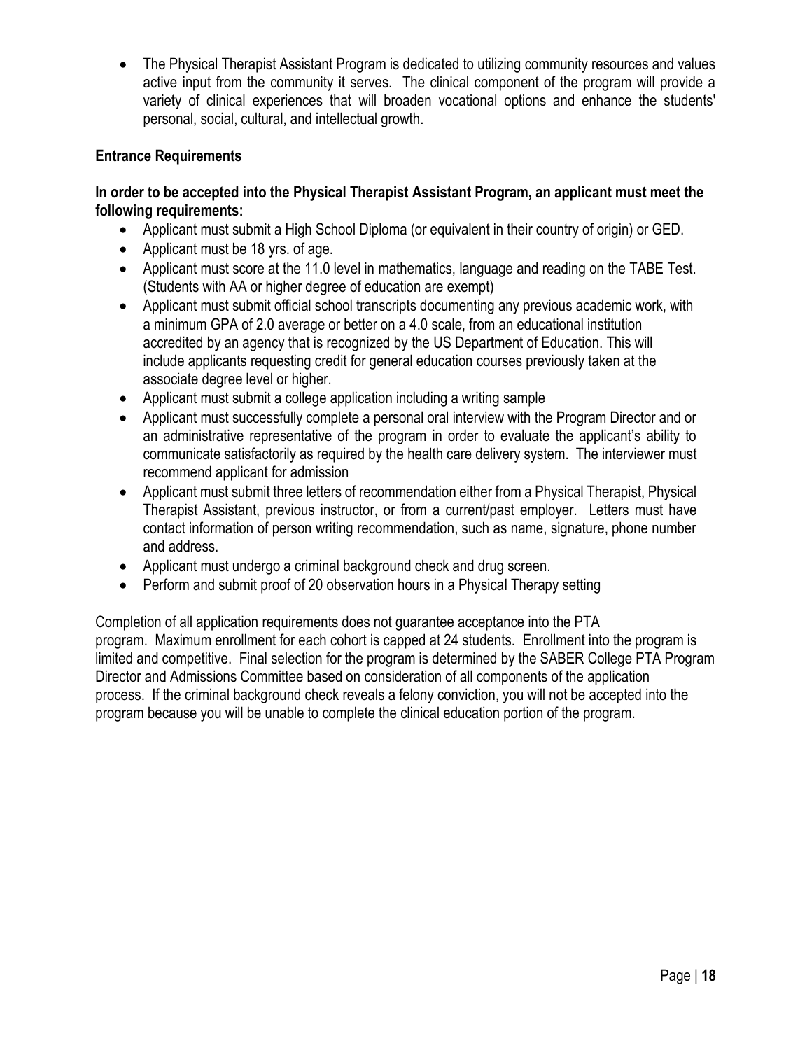- The Physical Therapist Assistant Program is dedicated to utilizing community resources and values active input from the community it serves. The clinical component of the program will provide a variety of clinical experiences that will broaden vocational options and enhance the students' personal, social, cultural, and intellectual growth.

**Entrance Requirements**

**In order to be accepted into the Physical Therapist Assistant Program, an applicant must meet the following requirements:**

- Applicant must submit a High School Diploma (or equivalent in their country of origin) or GED.
- Applicant must be 18 yrs. of age.
- Applicant must score at the 11.0 level in mathematics, language and reading on the TABE Test. (Students with AA or higher degree of education are exempt)
- Applicant must submit official school transcripts documenting any previous academic work, with a minimum GPA of 2.0 average or better on a 4.0 scale, from an educational institution accredited by an agency that is recognized by the US Department of Education. This will include applicants requesting credit for general education courses previously taken at the associate degree level or higher.
- Applicant must submit a college application including a writing sample
- Applicant must successfully complete a personal oral interview with the Program Director and or an administrative representative of the program in order to evaluate the applicant's ability to communicate satisfactorily as required by the health care delivery system. The interviewer must recommend applicant for admission
- Applicant must submit three letters of recommendation either from a Physical Therapist, Physical Therapist Assistant, previous instructor, or from a current/past employer. Letters must have contact information of person writing recommendation, such as name, signature, phone number and address.
- Applicant must undergo a criminal background check and drug screen.
- Perform and submit proof of 20 observation hours in a Physical Therapy setting

Completion of all application requirements does not guarantee acceptance into the PTA program. Maximum enrollment for each cohort is capped at 24 students. Enrollment into the program is limited and competitive. Final selection for the program is determined by the SABER College PTA Program Director and Admissions Committee based on consideration of all components of the application process. If the criminal background check reveals a felony conviction, you will not be accepted into the program because you will be unable to complete the clinical education portion of the program.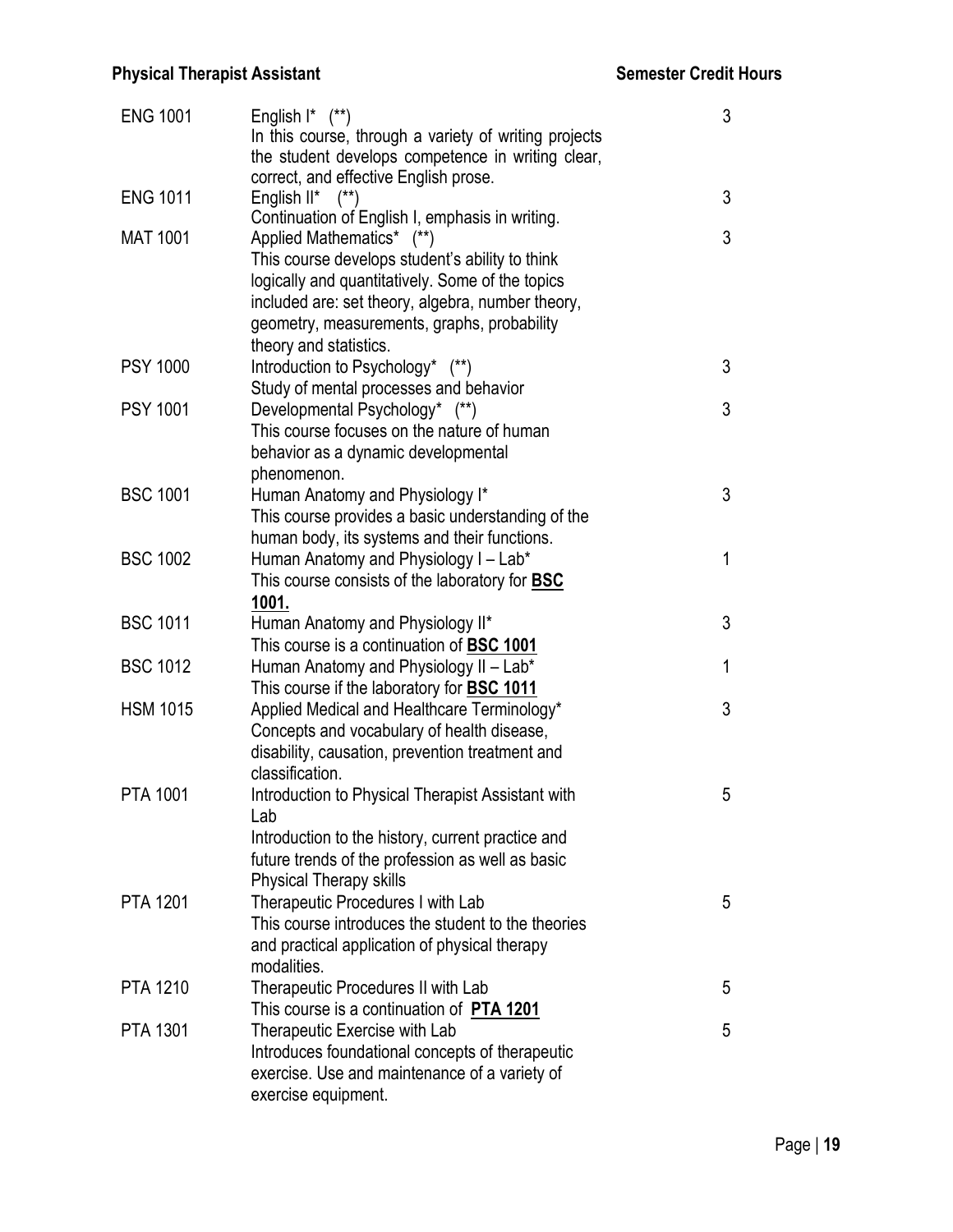| Physical Therapist Assistant | | Semester Credit Hours |
|---|---|---|
| ENG 1001 | English I* (**)<br>In this course, through a variety of writing projects the student develops competence in writing clear, correct, and effective English prose. | 3 |
| ENG 1011 | English II* (**)<br>Continuation of English I, emphasis in writing. | 3 |
| MAT 1001 | Applied Mathematics* (**)<br>This course develops student's ability to think logically and quantitatively. Some of the topics included are: set theory, algebra, number theory, geometry, measurements, graphs, probability theory and statistics. | 3 |
| PSY 1000 | Introduction to Psychology* (**)<br>Study of mental processes and behavior | 3 |
| PSY 1001 | Developmental Psychology* (**)<br>This course focuses on the nature of human behavior as a dynamic developmental phenomenon. | 3 |
| BSC 1001 | Human Anatomy and Physiology I*<br>This course provides a basic understanding of the human body, its systems and their functions. | 3 |
| BSC 1002 | Human Anatomy and Physiology I – Lab*<br>This course consists of the laboratory for **BSC 1001.** | 1 |
| BSC 1011 | Human Anatomy and Physiology II*<br>This course is a continuation of **BSC 1001** | 3 |
| BSC 1012 | Human Anatomy and Physiology II – Lab*<br>This course if the laboratory for **BSC 1011** | 1 |
| HSM 1015 | Applied Medical and Healthcare Terminology*<br>Concepts and vocabulary of health disease, disability, causation, prevention treatment and classification. | 3 |
| PTA 1001 | Introduction to Physical Therapist Assistant with Lab<br>Introduction to the history, current practice and future trends of the profession as well as basic Physical Therapy skills | 5 |
| PTA 1201 | Therapeutic Procedures I with Lab<br>This course introduces the student to the theories and practical application of physical therapy modalities. | 5 |
| PTA 1210 | Therapeutic Procedures II with Lab<br>This course is a continuation of **PTA 1201** | 5 |
| PTA 1301 | Therapeutic Exercise with Lab<br>Introduces foundational concepts of therapeutic exercise. Use and maintenance of a variety of exercise equipment. | 5 |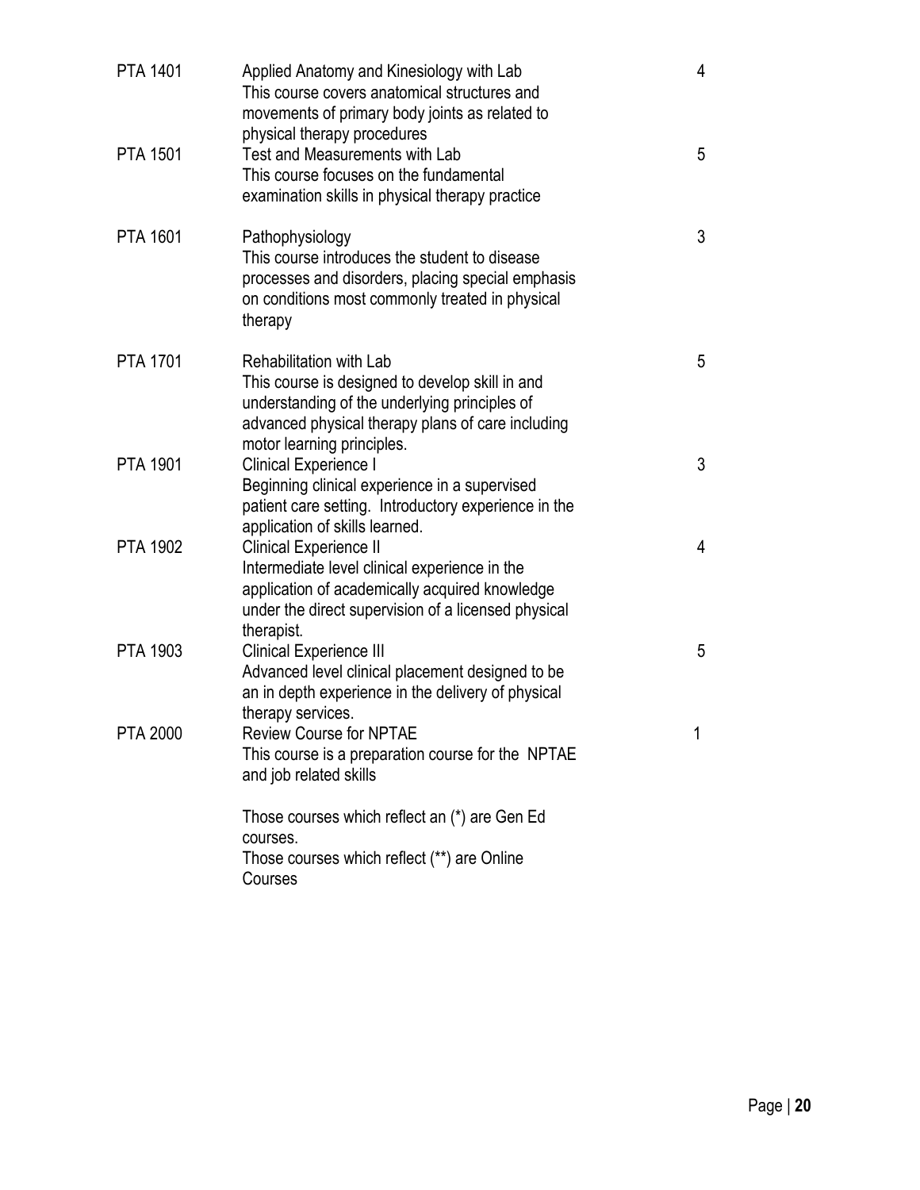| | | |
|---|---|---|
| PTA 1401 | Applied Anatomy and Kinesiology with Lab<br>This course covers anatomical structures and movements of primary body joints as related to physical therapy procedures | 4 |
| PTA 1501 | Test and Measurements with Lab<br>This course focuses on the fundamental examination skills in physical therapy practice | 5 |
| PTA 1601 | Pathophysiology<br>This course introduces the student to disease processes and disorders, placing special emphasis on conditions most commonly treated in physical therapy | 3 |
| PTA 1701 | Rehabilitation with Lab<br>This course is designed to develop skill in and understanding of the underlying principles of advanced physical therapy plans of care including motor learning principles. | 5 |
| PTA 1901 | Clinical Experience I<br>Beginning clinical experience in a supervised patient care setting. Introductory experience in the application of skills learned. | 3 |
| PTA 1902 | Clinical Experience II<br>Intermediate level clinical experience in the application of academically acquired knowledge under the direct supervision of a licensed physical therapist. | 4 |
| PTA 1903 | Clinical Experience III<br>Advanced level clinical placement designed to be an in depth experience in the delivery of physical therapy services. | 5 |
| PTA 2000 | Review Course for NPTAE<br>This course is a preparation course for the NPTAE and job related skills | 1 |

Those courses which reflect an (*) are Gen Ed courses.
Those courses which reflect (**) are Online Courses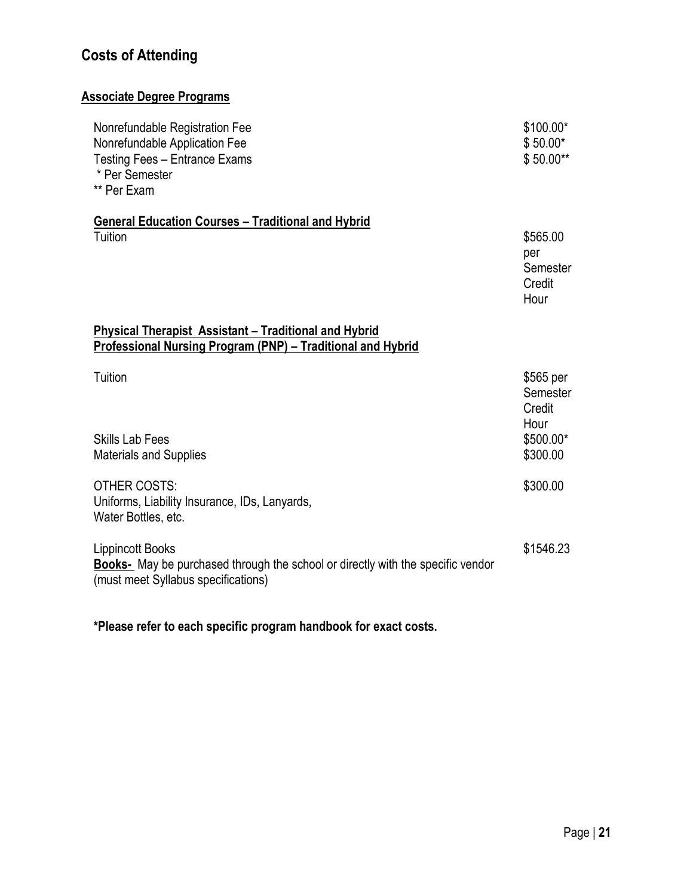## Costs of Attending

### Associate Degree Programs

| | |
|---|---|
| Nonrefundable Registration Fee | $100.00* |
| Nonrefundable Application Fee | $ 50.00* |
| Testing Fees – Entrance Exams | $ 50.00** |

\* Per Semester
** Per Exam

**General Education Courses – Traditional and Hybrid**

| | |
|---|---|
| Tuition | $565.00 per Semester Credit Hour |

**Physical Therapist Assistant – Traditional and Hybrid**
**Professional Nursing Program (PNP) – Traditional and Hybrid**

| | |
|---|---|
| Tuition | $565 per Semester Credit Hour |
| Skills Lab Fees | $500.00* |
| Materials and Supplies | $300.00 |
| OTHER COSTS: Uniforms, Liability Insurance, IDs, Lanyards, Water Bottles, etc. | $300.00 |
| Lippincott Books | $1546.23 |

**Books-** May be purchased through the school or directly with the specific vendor (must meet Syllabus specifications)

**\*Please refer to each specific program handbook for exact costs.**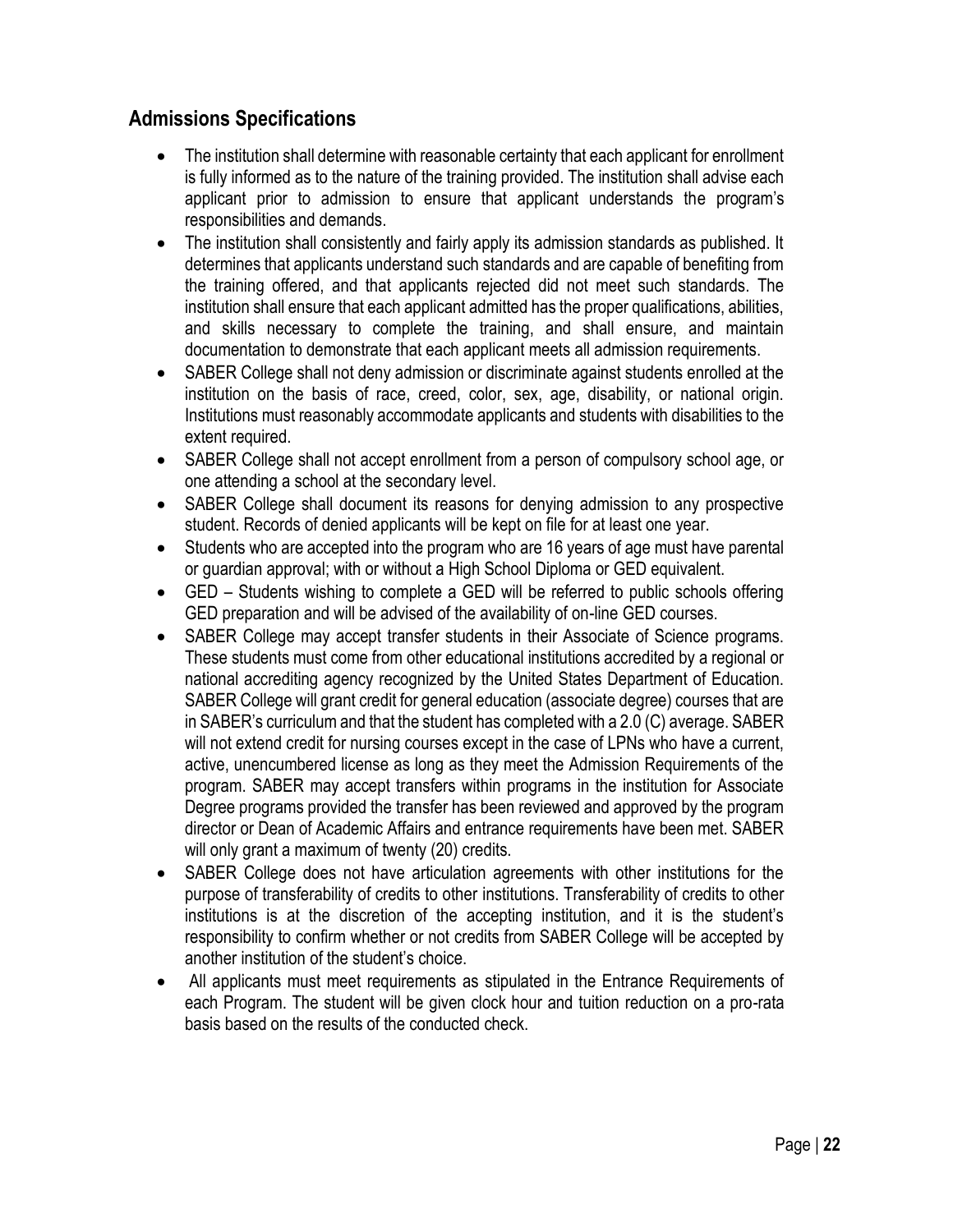## Admissions Specifications

- The institution shall determine with reasonable certainty that each applicant for enrollment is fully informed as to the nature of the training provided. The institution shall advise each applicant prior to admission to ensure that applicant understands the program's responsibilities and demands.
- The institution shall consistently and fairly apply its admission standards as published. It determines that applicants understand such standards and are capable of benefiting from the training offered, and that applicants rejected did not meet such standards. The institution shall ensure that each applicant admitted has the proper qualifications, abilities, and skills necessary to complete the training, and shall ensure, and maintain documentation to demonstrate that each applicant meets all admission requirements.
- SABER College shall not deny admission or discriminate against students enrolled at the institution on the basis of race, creed, color, sex, age, disability, or national origin. Institutions must reasonably accommodate applicants and students with disabilities to the extent required.
- SABER College shall not accept enrollment from a person of compulsory school age, or one attending a school at the secondary level.
- SABER College shall document its reasons for denying admission to any prospective student. Records of denied applicants will be kept on file for at least one year.
- Students who are accepted into the program who are 16 years of age must have parental or guardian approval; with or without a High School Diploma or GED equivalent.
- GED – Students wishing to complete a GED will be referred to public schools offering GED preparation and will be advised of the availability of on-line GED courses.
- SABER College may accept transfer students in their Associate of Science programs. These students must come from other educational institutions accredited by a regional or national accrediting agency recognized by the United States Department of Education. SABER College will grant credit for general education (associate degree) courses that are in SABER's curriculum and that the student has completed with a 2.0 (C) average. SABER will not extend credit for nursing courses except in the case of LPNs who have a current, active, unencumbered license as long as they meet the Admission Requirements of the program. SABER may accept transfers within programs in the institution for Associate Degree programs provided the transfer has been reviewed and approved by the program director or Dean of Academic Affairs and entrance requirements have been met. SABER will only grant a maximum of twenty (20) credits.
- SABER College does not have articulation agreements with other institutions for the purpose of transferability of credits to other institutions. Transferability of credits to other institutions is at the discretion of the accepting institution, and it is the student's responsibility to confirm whether or not credits from SABER College will be accepted by another institution of the student's choice.
- All applicants must meet requirements as stipulated in the Entrance Requirements of each Program. The student will be given clock hour and tuition reduction on a pro-rata basis based on the results of the conducted check.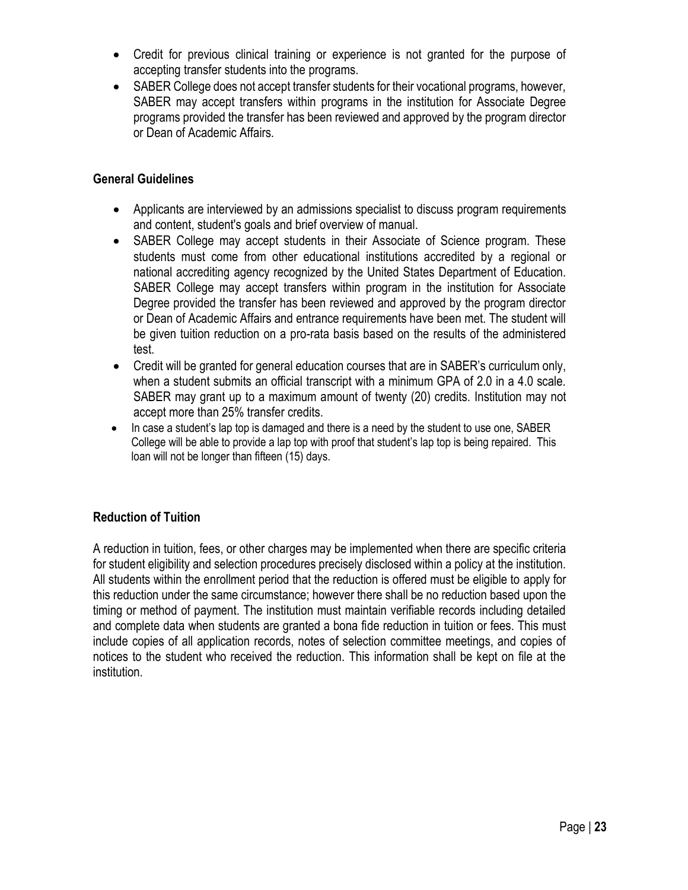- Credit for previous clinical training or experience is not granted for the purpose of accepting transfer students into the programs.
- SABER College does not accept transfer students for their vocational programs, however, SABER may accept transfers within programs in the institution for Associate Degree programs provided the transfer has been reviewed and approved by the program director or Dean of Academic Affairs.

### General Guidelines

- Applicants are interviewed by an admissions specialist to discuss program requirements and content, student's goals and brief overview of manual.
- SABER College may accept students in their Associate of Science program. These students must come from other educational institutions accredited by a regional or national accrediting agency recognized by the United States Department of Education. SABER College may accept transfers within program in the institution for Associate Degree provided the transfer has been reviewed and approved by the program director or Dean of Academic Affairs and entrance requirements have been met. The student will be given tuition reduction on a pro-rata basis based on the results of the administered test.
- Credit will be granted for general education courses that are in SABER's curriculum only, when a student submits an official transcript with a minimum GPA of 2.0 in a 4.0 scale. SABER may grant up to a maximum amount of twenty (20) credits. Institution may not accept more than 25% transfer credits.
- In case a student's lap top is damaged and there is a need by the student to use one, SABER College will be able to provide a lap top with proof that student's lap top is being repaired. This loan will not be longer than fifteen (15) days.

### Reduction of Tuition

A reduction in tuition, fees, or other charges may be implemented when there are specific criteria for student eligibility and selection procedures precisely disclosed within a policy at the institution. All students within the enrollment period that the reduction is offered must be eligible to apply for this reduction under the same circumstance; however there shall be no reduction based upon the timing or method of payment. The institution must maintain verifiable records including detailed and complete data when students are granted a bona fide reduction in tuition or fees. This must include copies of all application records, notes of selection committee meetings, and copies of notices to the student who received the reduction. This information shall be kept on file at the institution.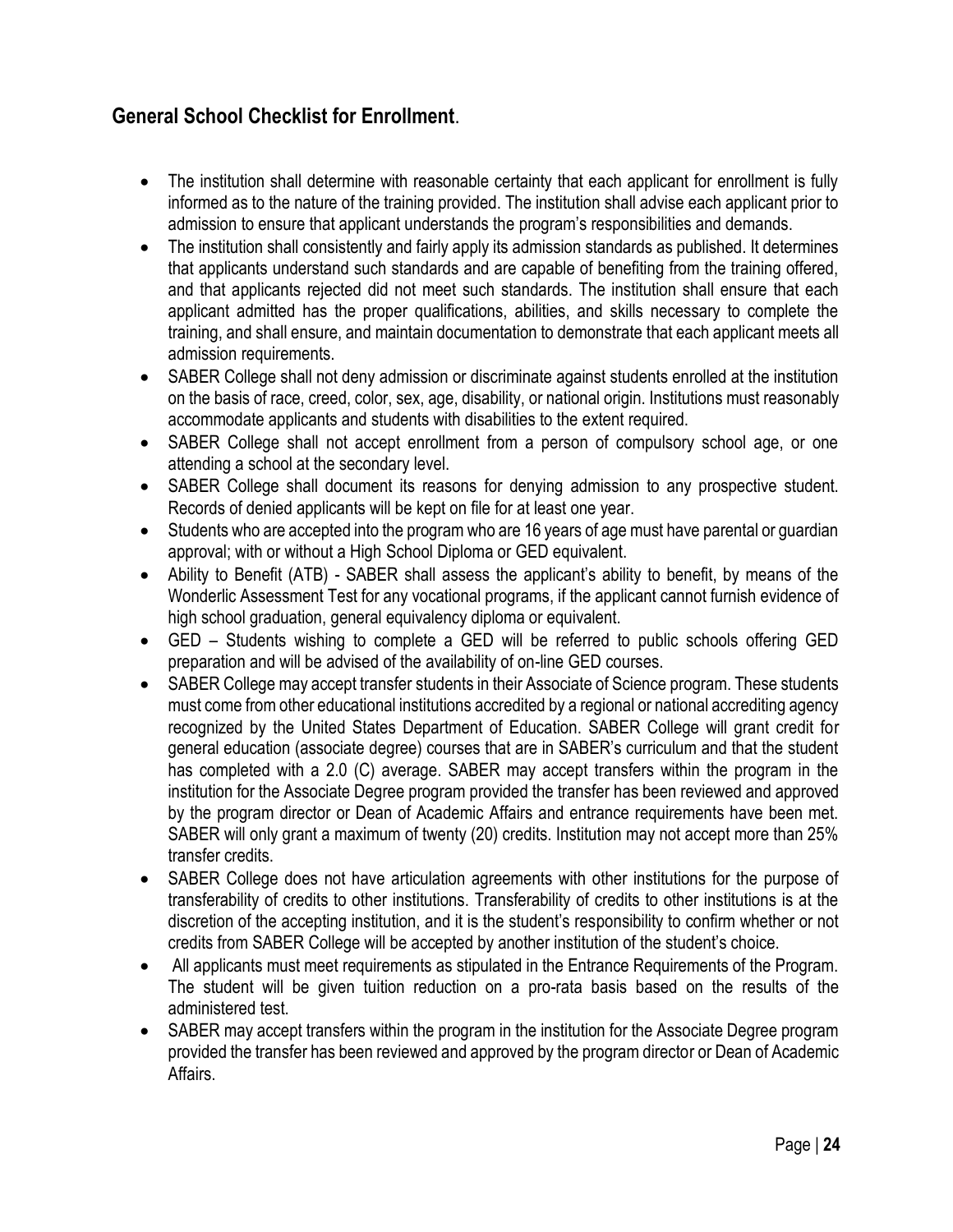## General School Checklist for Enrollment.

- The institution shall determine with reasonable certainty that each applicant for enrollment is fully informed as to the nature of the training provided. The institution shall advise each applicant prior to admission to ensure that applicant understands the program's responsibilities and demands.
- The institution shall consistently and fairly apply its admission standards as published. It determines that applicants understand such standards and are capable of benefiting from the training offered, and that applicants rejected did not meet such standards. The institution shall ensure that each applicant admitted has the proper qualifications, abilities, and skills necessary to complete the training, and shall ensure, and maintain documentation to demonstrate that each applicant meets all admission requirements.
- SABER College shall not deny admission or discriminate against students enrolled at the institution on the basis of race, creed, color, sex, age, disability, or national origin. Institutions must reasonably accommodate applicants and students with disabilities to the extent required.
- SABER College shall not accept enrollment from a person of compulsory school age, or one attending a school at the secondary level.
- SABER College shall document its reasons for denying admission to any prospective student. Records of denied applicants will be kept on file for at least one year.
- Students who are accepted into the program who are 16 years of age must have parental or guardian approval; with or without a High School Diploma or GED equivalent.
- Ability to Benefit (ATB) - SABER shall assess the applicant's ability to benefit, by means of the Wonderlic Assessment Test for any vocational programs, if the applicant cannot furnish evidence of high school graduation, general equivalency diploma or equivalent.
- GED – Students wishing to complete a GED will be referred to public schools offering GED preparation and will be advised of the availability of on-line GED courses.
- SABER College may accept transfer students in their Associate of Science program. These students must come from other educational institutions accredited by a regional or national accrediting agency recognized by the United States Department of Education. SABER College will grant credit for general education (associate degree) courses that are in SABER's curriculum and that the student has completed with a 2.0 (C) average. SABER may accept transfers within the program in the institution for the Associate Degree program provided the transfer has been reviewed and approved by the program director or Dean of Academic Affairs and entrance requirements have been met. SABER will only grant a maximum of twenty (20) credits. Institution may not accept more than 25% transfer credits.
- SABER College does not have articulation agreements with other institutions for the purpose of transferability of credits to other institutions. Transferability of credits to other institutions is at the discretion of the accepting institution, and it is the student's responsibility to confirm whether or not credits from SABER College will be accepted by another institution of the student's choice.
- All applicants must meet requirements as stipulated in the Entrance Requirements of the Program. The student will be given tuition reduction on a pro-rata basis based on the results of the administered test.
- SABER may accept transfers within the program in the institution for the Associate Degree program provided the transfer has been reviewed and approved by the program director or Dean of Academic Affairs.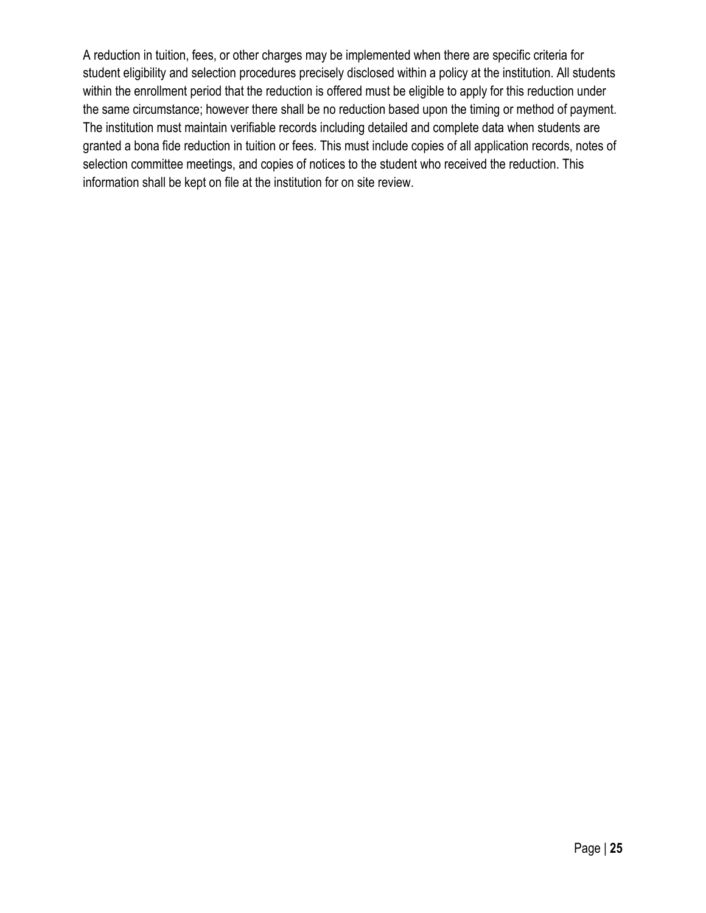A reduction in tuition, fees, or other charges may be implemented when there are specific criteria for student eligibility and selection procedures precisely disclosed within a policy at the institution. All students within the enrollment period that the reduction is offered must be eligible to apply for this reduction under the same circumstance; however there shall be no reduction based upon the timing or method of payment. The institution must maintain verifiable records including detailed and complete data when students are granted a bona fide reduction in tuition or fees. This must include copies of all application records, notes of selection committee meetings, and copies of notices to the student who received the reduction. This information shall be kept on file at the institution for on site review.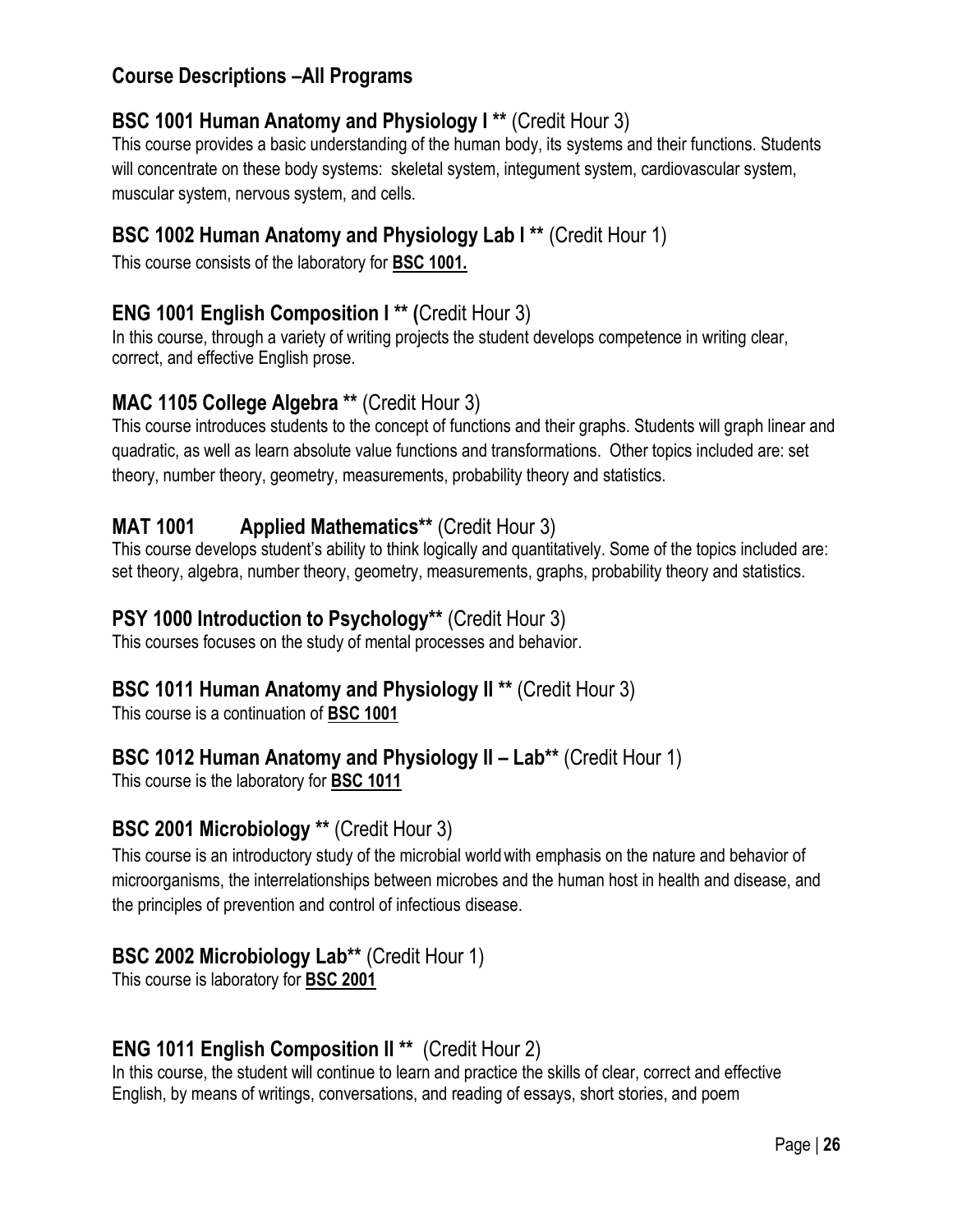## Course Descriptions –All Programs

### BSC 1001 Human Anatomy and Physiology I ** (Credit Hour 3)

This course provides a basic understanding of the human body, its systems and their functions. Students will concentrate on these body systems: skeletal system, integument system, cardiovascular system, muscular system, nervous system, and cells.

### BSC 1002 Human Anatomy and Physiology Lab I ** (Credit Hour 1)

This course consists of the laboratory for **BSC 1001.**

### ENG 1001 English Composition I ** (Credit Hour 3)

In this course, through a variety of writing projects the student develops competence in writing clear, correct, and effective English prose.

### MAC 1105 College Algebra ** (Credit Hour 3)

This course introduces students to the concept of functions and their graphs. Students will graph linear and quadratic, as well as learn absolute value functions and transformations. Other topics included are: set theory, number theory, geometry, measurements, probability theory and statistics.

### MAT 1001 Applied Mathematics** (Credit Hour 3)

This course develops student's ability to think logically and quantitatively. Some of the topics included are: set theory, algebra, number theory, geometry, measurements, graphs, probability theory and statistics.

### PSY 1000 Introduction to Psychology** (Credit Hour 3)

This courses focuses on the study of mental processes and behavior.

### BSC 1011 Human Anatomy and Physiology II ** (Credit Hour 3)

This course is a continuation of **BSC 1001**

### BSC 1012 Human Anatomy and Physiology II – Lab** (Credit Hour 1)

This course is the laboratory for **BSC 1011**

### BSC 2001 Microbiology ** (Credit Hour 3)

This course is an introductory study of the microbial world with emphasis on the nature and behavior of microorganisms, the interrelationships between microbes and the human host in health and disease, and the principles of prevention and control of infectious disease.

### BSC 2002 Microbiology Lab** (Credit Hour 1)

This course is laboratory for **BSC 2001**

### ENG 1011 English Composition II ** (Credit Hour 2)

In this course, the student will continue to learn and practice the skills of clear, correct and effective English, by means of writings, conversations, and reading of essays, short stories, and poem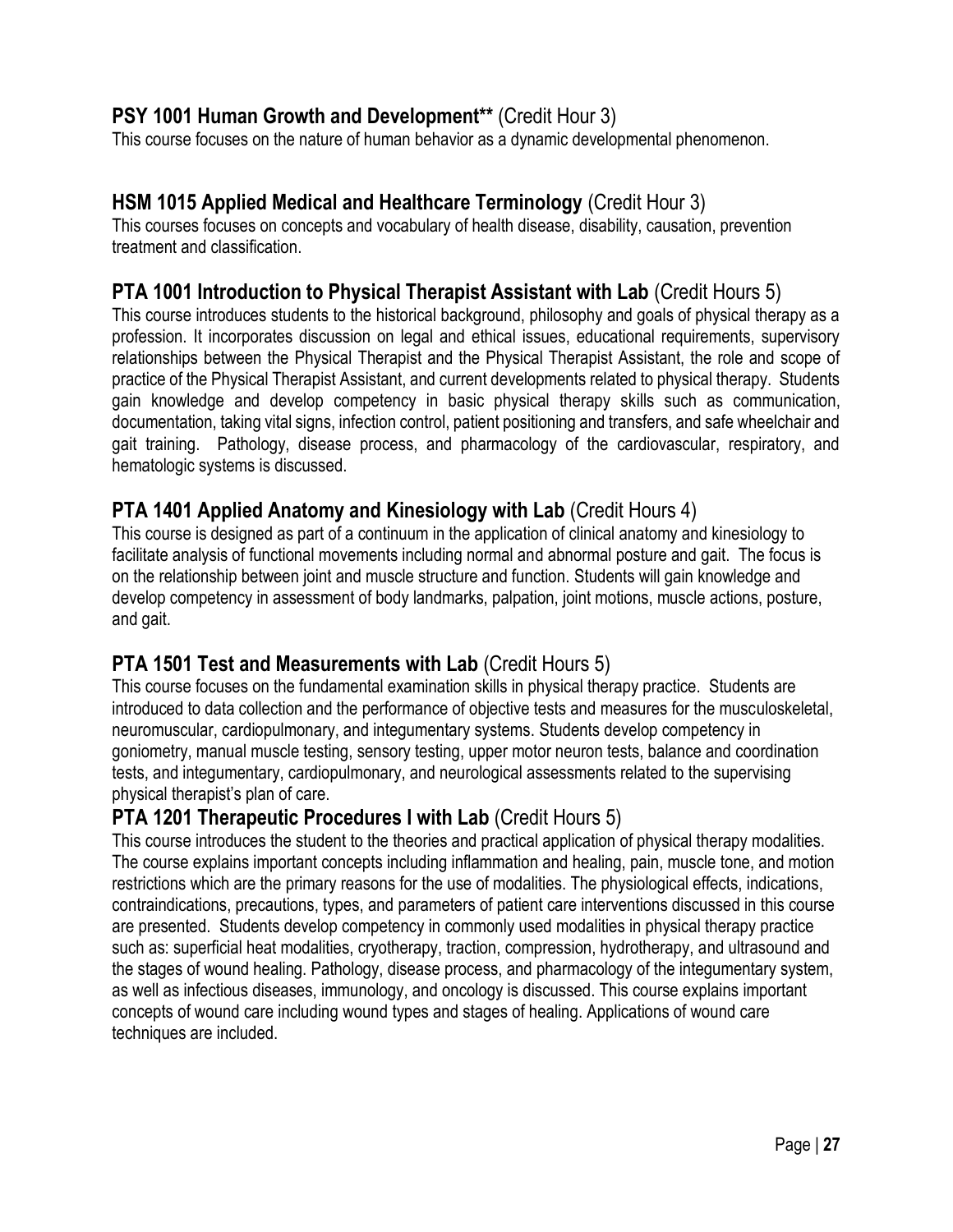### **PSY 1001 Human Growth and Development**** (Credit Hour 3)

This course focuses on the nature of human behavior as a dynamic developmental phenomenon.

### **HSM 1015 Applied Medical and Healthcare Terminology** (Credit Hour 3)

This courses focuses on concepts and vocabulary of health disease, disability, causation, prevention treatment and classification.

### **PTA 1001 Introduction to Physical Therapist Assistant with Lab** (Credit Hours 5)

This course introduces students to the historical background, philosophy and goals of physical therapy as a profession. It incorporates discussion on legal and ethical issues, educational requirements, supervisory relationships between the Physical Therapist and the Physical Therapist Assistant, the role and scope of practice of the Physical Therapist Assistant, and current developments related to physical therapy. Students gain knowledge and develop competency in basic physical therapy skills such as communication, documentation, taking vital signs, infection control, patient positioning and transfers, and safe wheelchair and gait training. Pathology, disease process, and pharmacology of the cardiovascular, respiratory, and hematologic systems is discussed.

### **PTA 1401 Applied Anatomy and Kinesiology with Lab** (Credit Hours 4)

This course is designed as part of a continuum in the application of clinical anatomy and kinesiology to facilitate analysis of functional movements including normal and abnormal posture and gait. The focus is on the relationship between joint and muscle structure and function. Students will gain knowledge and develop competency in assessment of body landmarks, palpation, joint motions, muscle actions, posture, and gait.

### **PTA 1501 Test and Measurements with Lab** (Credit Hours 5)

This course focuses on the fundamental examination skills in physical therapy practice. Students are introduced to data collection and the performance of objective tests and measures for the musculoskeletal, neuromuscular, cardiopulmonary, and integumentary systems. Students develop competency in goniometry, manual muscle testing, sensory testing, upper motor neuron tests, balance and coordination tests, and integumentary, cardiopulmonary, and neurological assessments related to the supervising physical therapist's plan of care.

### **PTA 1201 Therapeutic Procedures I with Lab** (Credit Hours 5)

This course introduces the student to the theories and practical application of physical therapy modalities. The course explains important concepts including inflammation and healing, pain, muscle tone, and motion restrictions which are the primary reasons for the use of modalities. The physiological effects, indications, contraindications, precautions, types, and parameters of patient care interventions discussed in this course are presented. Students develop competency in commonly used modalities in physical therapy practice such as: superficial heat modalities, cryotherapy, traction, compression, hydrotherapy, and ultrasound and the stages of wound healing. Pathology, disease process, and pharmacology of the integumentary system, as well as infectious diseases, immunology, and oncology is discussed. This course explains important concepts of wound care including wound types and stages of healing. Applications of wound care techniques are included.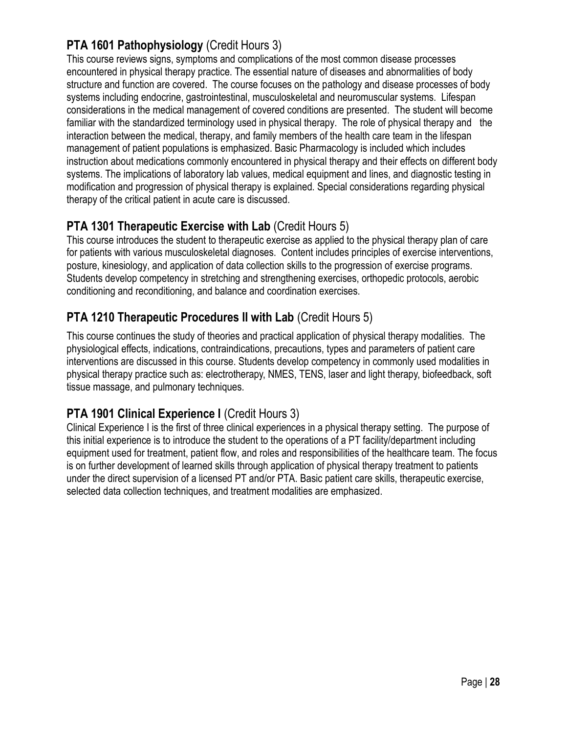### **PTA 1601 Pathophysiology** (Credit Hours 3)

This course reviews signs, symptoms and complications of the most common disease processes encountered in physical therapy practice. The essential nature of diseases and abnormalities of body structure and function are covered. The course focuses on the pathology and disease processes of body systems including endocrine, gastrointestinal, musculoskeletal and neuromuscular systems. Lifespan considerations in the medical management of covered conditions are presented. The student will become familiar with the standardized terminology used in physical therapy. The role of physical therapy and the interaction between the medical, therapy, and family members of the health care team in the lifespan management of patient populations is emphasized. Basic Pharmacology is included which includes instruction about medications commonly encountered in physical therapy and their effects on different body systems. The implications of laboratory lab values, medical equipment and lines, and diagnostic testing in modification and progression of physical therapy is explained. Special considerations regarding physical therapy of the critical patient in acute care is discussed.

### **PTA 1301 Therapeutic Exercise with Lab** (Credit Hours 5)

This course introduces the student to therapeutic exercise as applied to the physical therapy plan of care for patients with various musculoskeletal diagnoses. Content includes principles of exercise interventions, posture, kinesiology, and application of data collection skills to the progression of exercise programs. Students develop competency in stretching and strengthening exercises, orthopedic protocols, aerobic conditioning and reconditioning, and balance and coordination exercises.

### **PTA 1210 Therapeutic Procedures II with Lab** (Credit Hours 5)

This course continues the study of theories and practical application of physical therapy modalities. The physiological effects, indications, contraindications, precautions, types and parameters of patient care interventions are discussed in this course. Students develop competency in commonly used modalities in physical therapy practice such as: electrotherapy, NMES, TENS, laser and light therapy, biofeedback, soft tissue massage, and pulmonary techniques.

### **PTA 1901 Clinical Experience I** (Credit Hours 3)

Clinical Experience I is the first of three clinical experiences in a physical therapy setting. The purpose of this initial experience is to introduce the student to the operations of a PT facility/department including equipment used for treatment, patient flow, and roles and responsibilities of the healthcare team. The focus is on further development of learned skills through application of physical therapy treatment to patients under the direct supervision of a licensed PT and/or PTA. Basic patient care skills, therapeutic exercise, selected data collection techniques, and treatment modalities are emphasized.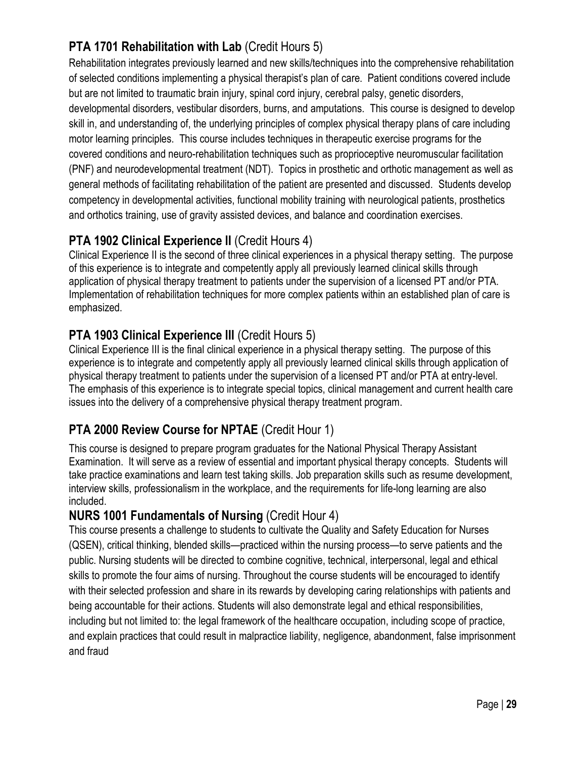### **PTA 1701 Rehabilitation with Lab** (Credit Hours 5)

Rehabilitation integrates previously learned and new skills/techniques into the comprehensive rehabilitation of selected conditions implementing a physical therapist's plan of care. Patient conditions covered include but are not limited to traumatic brain injury, spinal cord injury, cerebral palsy, genetic disorders, developmental disorders, vestibular disorders, burns, and amputations. This course is designed to develop skill in, and understanding of, the underlying principles of complex physical therapy plans of care including motor learning principles. This course includes techniques in therapeutic exercise programs for the covered conditions and neuro-rehabilitation techniques such as proprioceptive neuromuscular facilitation (PNF) and neurodevelopmental treatment (NDT). Topics in prosthetic and orthotic management as well as general methods of facilitating rehabilitation of the patient are presented and discussed. Students develop competency in developmental activities, functional mobility training with neurological patients, prosthetics and orthotics training, use of gravity assisted devices, and balance and coordination exercises.

### **PTA 1902 Clinical Experience II** (Credit Hours 4)

Clinical Experience II is the second of three clinical experiences in a physical therapy setting. The purpose of this experience is to integrate and competently apply all previously learned clinical skills through application of physical therapy treatment to patients under the supervision of a licensed PT and/or PTA. Implementation of rehabilitation techniques for more complex patients within an established plan of care is emphasized.

### **PTA 1903 Clinical Experience III** (Credit Hours 5)

Clinical Experience III is the final clinical experience in a physical therapy setting. The purpose of this experience is to integrate and competently apply all previously learned clinical skills through application of physical therapy treatment to patients under the supervision of a licensed PT and/or PTA at entry-level. The emphasis of this experience is to integrate special topics, clinical management and current health care issues into the delivery of a comprehensive physical therapy treatment program.

### **PTA 2000 Review Course for NPTAE** (Credit Hour 1)

This course is designed to prepare program graduates for the National Physical Therapy Assistant Examination. It will serve as a review of essential and important physical therapy concepts. Students will take practice examinations and learn test taking skills. Job preparation skills such as resume development, interview skills, professionalism in the workplace, and the requirements for life-long learning are also included.

### **NURS 1001 Fundamentals of Nursing** (Credit Hour 4)

This course presents a challenge to students to cultivate the Quality and Safety Education for Nurses (QSEN), critical thinking, blended skills—practiced within the nursing process—to serve patients and the public. Nursing students will be directed to combine cognitive, technical, interpersonal, legal and ethical skills to promote the four aims of nursing. Throughout the course students will be encouraged to identify with their selected profession and share in its rewards by developing caring relationships with patients and being accountable for their actions. Students will also demonstrate legal and ethical responsibilities, including but not limited to: the legal framework of the healthcare occupation, including scope of practice, and explain practices that could result in malpractice liability, negligence, abandonment, false imprisonment and fraud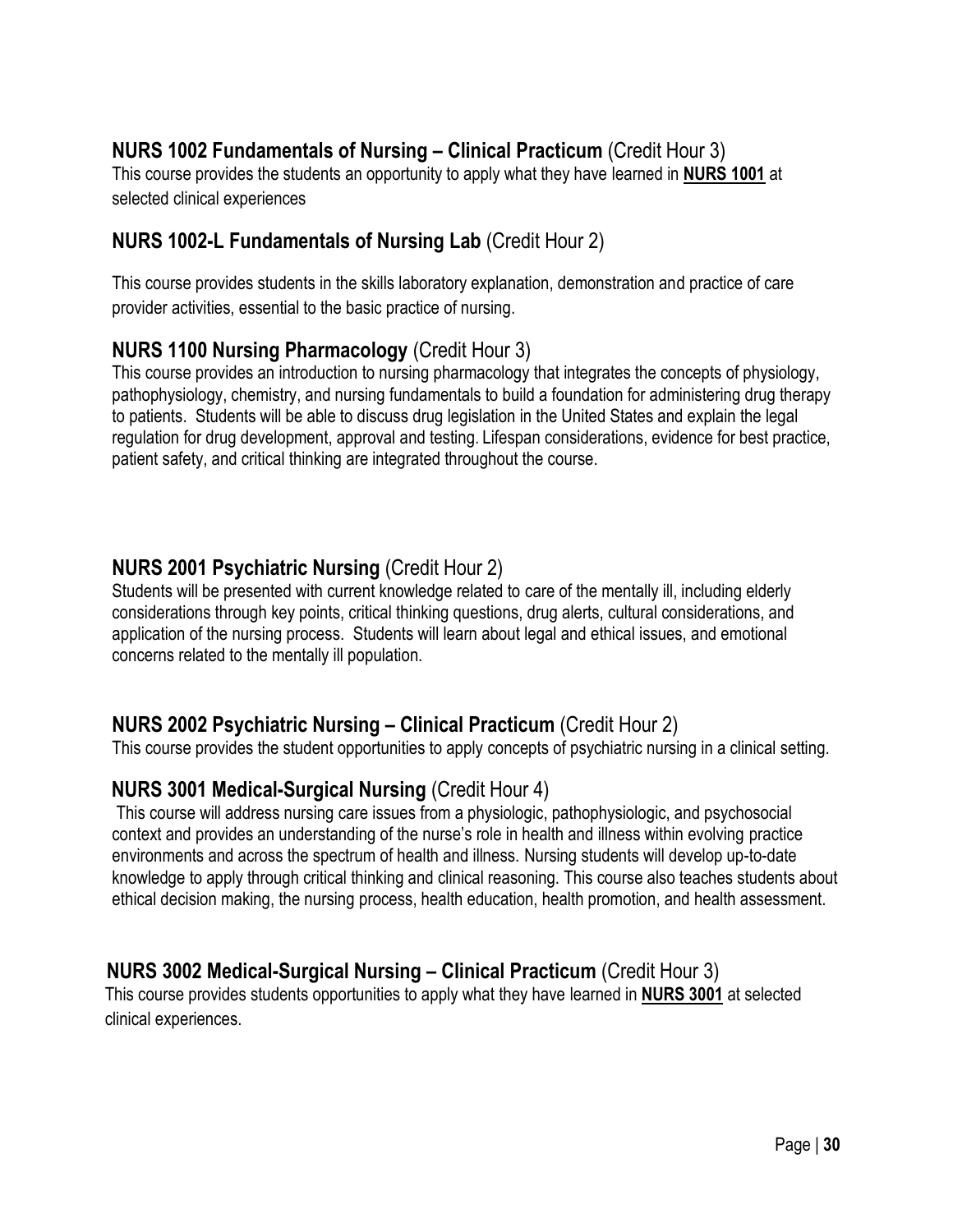**NURS 1002 Fundamentals of Nursing – Clinical Practicum** (Credit Hour 3)

This course provides the students an opportunity to apply what they have learned in **NURS 1001** at selected clinical experiences

**NURS 1002-L Fundamentals of Nursing Lab** (Credit Hour 2)

This course provides students in the skills laboratory explanation, demonstration and practice of care provider activities, essential to the basic practice of nursing.

**NURS 1100 Nursing Pharmacology** (Credit Hour 3)

This course provides an introduction to nursing pharmacology that integrates the concepts of physiology, pathophysiology, chemistry, and nursing fundamentals to build a foundation for administering drug therapy to patients. Students will be able to discuss drug legislation in the United States and explain the legal regulation for drug development, approval and testing. Lifespan considerations, evidence for best practice, patient safety, and critical thinking are integrated throughout the course.

**NURS 2001 Psychiatric Nursing** (Credit Hour 2)

Students will be presented with current knowledge related to care of the mentally ill, including elderly considerations through key points, critical thinking questions, drug alerts, cultural considerations, and application of the nursing process. Students will learn about legal and ethical issues, and emotional concerns related to the mentally ill population.

**NURS 2002 Psychiatric Nursing – Clinical Practicum** (Credit Hour 2)

This course provides the student opportunities to apply concepts of psychiatric nursing in a clinical setting.

**NURS 3001 Medical-Surgical Nursing** (Credit Hour 4)

This course will address nursing care issues from a physiologic, pathophysiologic, and psychosocial context and provides an understanding of the nurse's role in health and illness within evolving practice environments and across the spectrum of health and illness. Nursing students will develop up-to-date knowledge to apply through critical thinking and clinical reasoning. This course also teaches students about ethical decision making, the nursing process, health education, health promotion, and health assessment.

**NURS 3002 Medical-Surgical Nursing – Clinical Practicum** (Credit Hour 3)

This course provides students opportunities to apply what they have learned in **NURS 3001** at selected clinical experiences.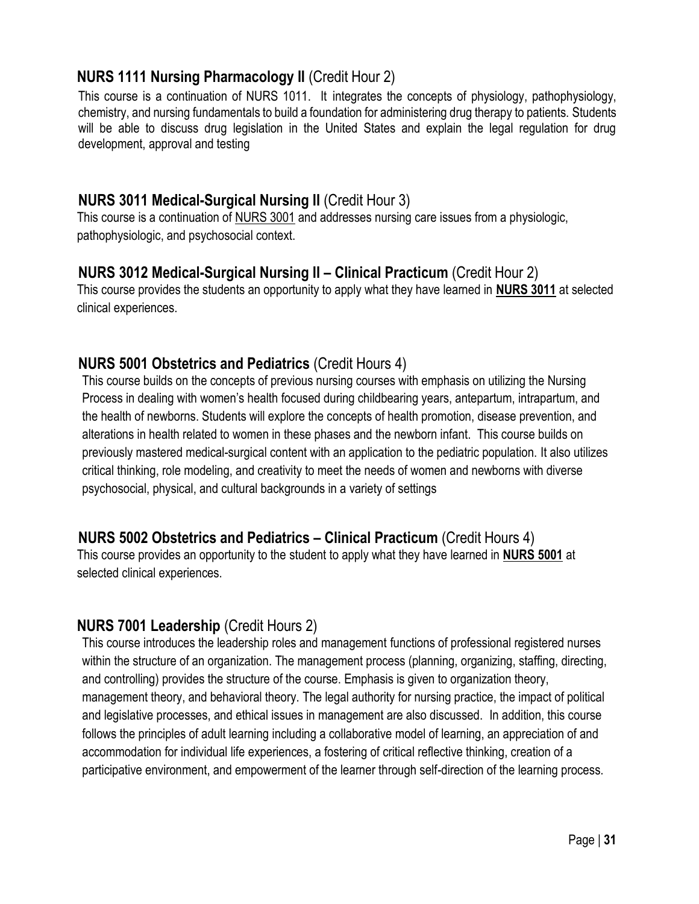### **NURS 1111 Nursing Pharmacology II** (Credit Hour 2)

This course is a continuation of NURS 1011. It integrates the concepts of physiology, pathophysiology, chemistry, and nursing fundamentals to build a foundation for administering drug therapy to patients. Students will be able to discuss drug legislation in the United States and explain the legal regulation for drug development, approval and testing

### **NURS 3011 Medical-Surgical Nursing II** (Credit Hour 3)

This course is a continuation of NURS 3001 and addresses nursing care issues from a physiologic, pathophysiologic, and psychosocial context.

### **NURS 3012 Medical-Surgical Nursing II – Clinical Practicum** (Credit Hour 2)

This course provides the students an opportunity to apply what they have learned in **NURS 3011** at selected clinical experiences.

### **NURS 5001 Obstetrics and Pediatrics** (Credit Hours 4)

This course builds on the concepts of previous nursing courses with emphasis on utilizing the Nursing Process in dealing with women's health focused during childbearing years, antepartum, intrapartum, and the health of newborns. Students will explore the concepts of health promotion, disease prevention, and alterations in health related to women in these phases and the newborn infant. This course builds on previously mastered medical-surgical content with an application to the pediatric population. It also utilizes critical thinking, role modeling, and creativity to meet the needs of women and newborns with diverse psychosocial, physical, and cultural backgrounds in a variety of settings

### **NURS 5002 Obstetrics and Pediatrics – Clinical Practicum** (Credit Hours 4)

This course provides an opportunity to the student to apply what they have learned in **NURS 5001** at selected clinical experiences.

### **NURS 7001 Leadership** (Credit Hours 2)

This course introduces the leadership roles and management functions of professional registered nurses within the structure of an organization. The management process (planning, organizing, staffing, directing, and controlling) provides the structure of the course. Emphasis is given to organization theory, management theory, and behavioral theory. The legal authority for nursing practice, the impact of political and legislative processes, and ethical issues in management are also discussed. In addition, this course follows the principles of adult learning including a collaborative model of learning, an appreciation of and accommodation for individual life experiences, a fostering of critical reflective thinking, creation of a participative environment, and empowerment of the learner through self-direction of the learning process.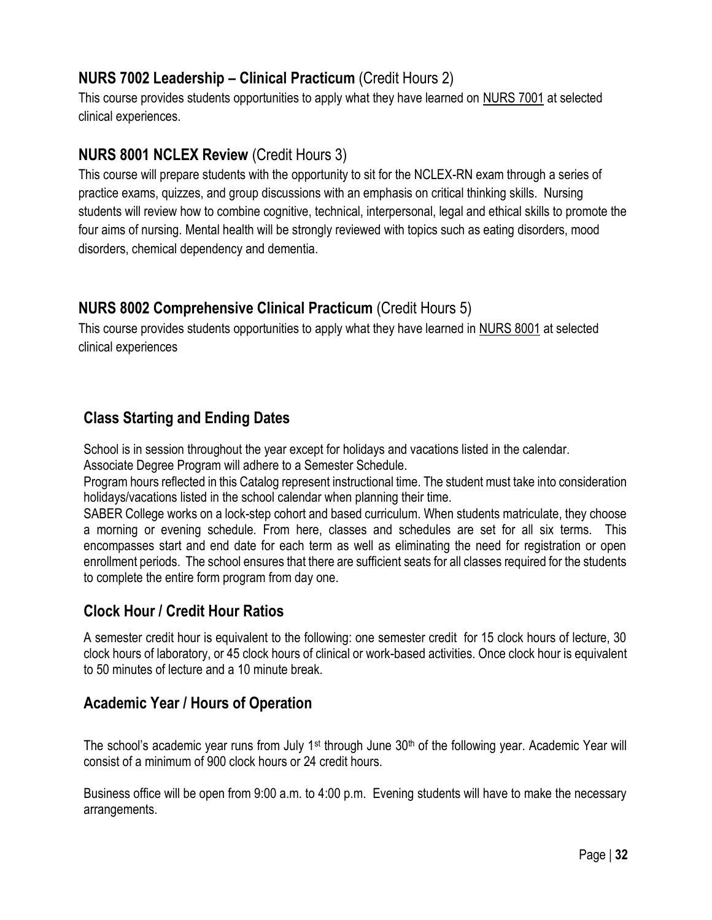## **NURS 7002 Leadership – Clinical Practicum** (Credit Hours 2)

This course provides students opportunities to apply what they have learned on NURS 7001 at selected clinical experiences.

## **NURS 8001 NCLEX Review** (Credit Hours 3)

This course will prepare students with the opportunity to sit for the NCLEX-RN exam through a series of practice exams, quizzes, and group discussions with an emphasis on critical thinking skills. Nursing students will review how to combine cognitive, technical, interpersonal, legal and ethical skills to promote the four aims of nursing. Mental health will be strongly reviewed with topics such as eating disorders, mood disorders, chemical dependency and dementia.

## **NURS 8002 Comprehensive Clinical Practicum** (Credit Hours 5)

This course provides students opportunities to apply what they have learned in NURS 8001 at selected clinical experiences

## Class Starting and Ending Dates

School is in session throughout the year except for holidays and vacations listed in the calendar.
Associate Degree Program will adhere to a Semester Schedule.
Program hours reflected in this Catalog represent instructional time. The student must take into consideration holidays/vacations listed in the school calendar when planning their time.
SABER College works on a lock-step cohort and based curriculum. When students matriculate, they choose a morning or evening schedule. From here, classes and schedules are set for all six terms. This encompasses start and end date for each term as well as eliminating the need for registration or open enrollment periods. The school ensures that there are sufficient seats for all classes required for the students to complete the entire form program from day one.

## Clock Hour / Credit Hour Ratios

A semester credit hour is equivalent to the following: one semester credit for 15 clock hours of lecture, 30 clock hours of laboratory, or 45 clock hours of clinical or work-based activities. Once clock hour is equivalent to 50 minutes of lecture and a 10 minute break.

## Academic Year / Hours of Operation

The school's academic year runs from July 1st through June 30th of the following year. Academic Year will consist of a minimum of 900 clock hours or 24 credit hours.

Business office will be open from 9:00 a.m. to 4:00 p.m. Evening students will have to make the necessary arrangements.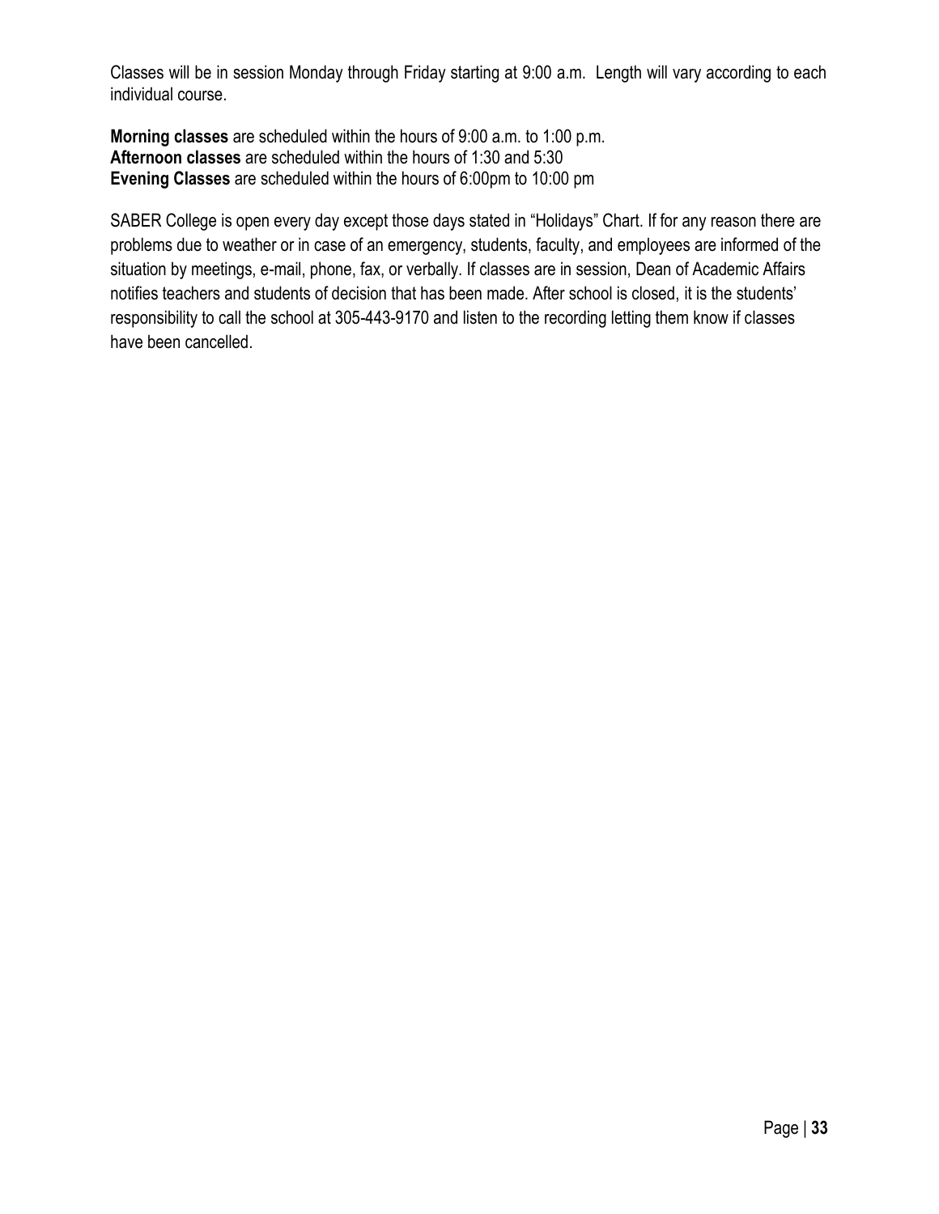Classes will be in session Monday through Friday starting at 9:00 a.m. Length will vary according to each individual course.

**Morning classes** are scheduled within the hours of 9:00 a.m. to 1:00 p.m.
**Afternoon classes** are scheduled within the hours of 1:30 and 5:30
**Evening Classes** are scheduled within the hours of 6:00pm to 10:00 pm

SABER College is open every day except those days stated in "Holidays" Chart. If for any reason there are problems due to weather or in case of an emergency, students, faculty, and employees are informed of the situation by meetings, e-mail, phone, fax, or verbally. If classes are in session, Dean of Academic Affairs notifies teachers and students of decision that has been made. After school is closed, it is the students' responsibility to call the school at 305-443-9170 and listen to the recording letting them know if classes have been cancelled.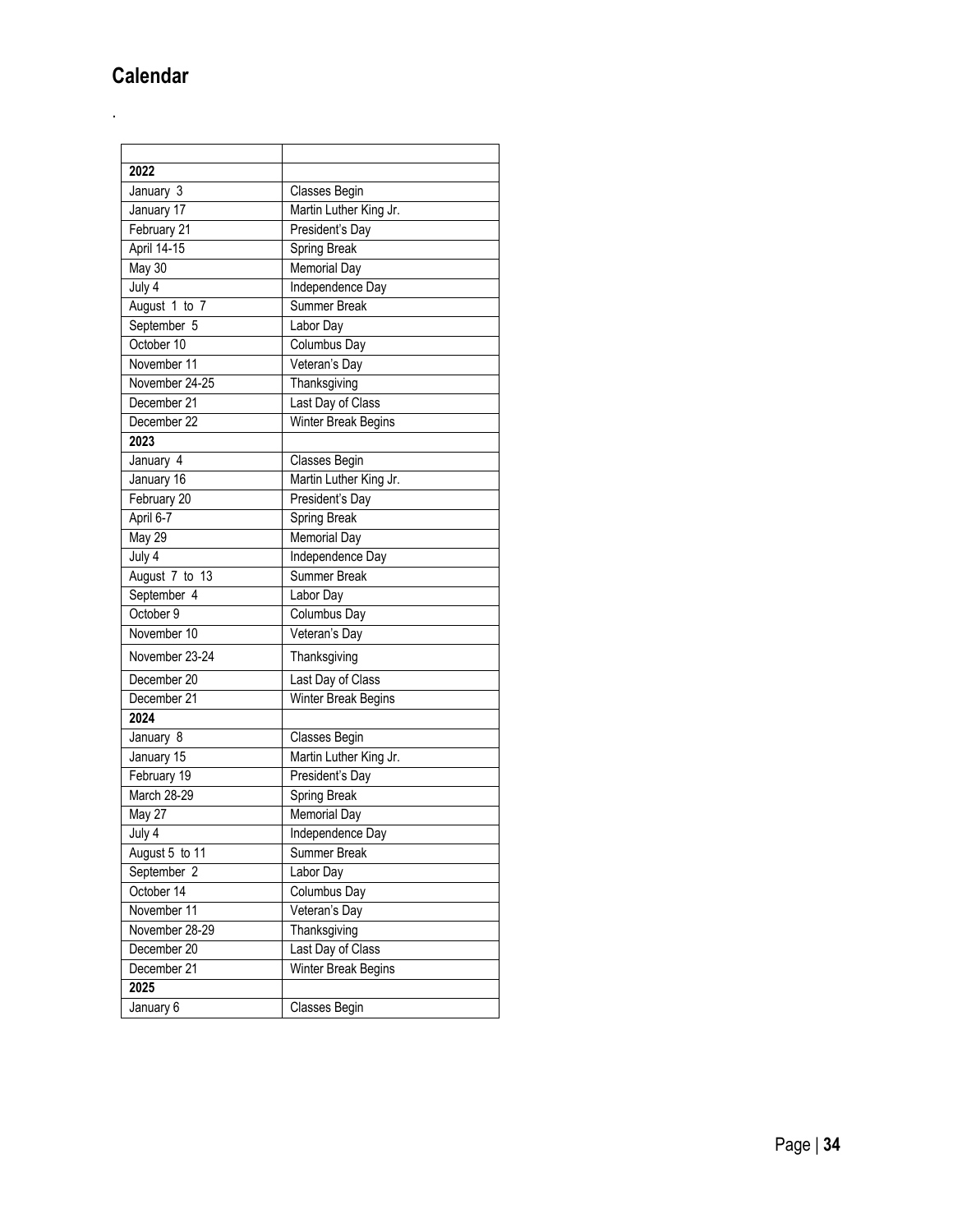## Calendar

.

| | |
|---|---|
| **2022** | |
| January 3 | Classes Begin |
| January 17 | Martin Luther King Jr. |
| February 21 | President's Day |
| April 14-15 | Spring Break |
| May 30 | Memorial Day |
| July 4 | Independence Day |
| August 1 to 7 | Summer Break |
| September 5 | Labor Day |
| October 10 | Columbus Day |
| November 11 | Veteran's Day |
| November 24-25 | Thanksgiving |
| December 21 | Last Day of Class |
| December 22 | Winter Break Begins |
| **2023** | |
| January 4 | Classes Begin |
| January 16 | Martin Luther King Jr. |
| February 20 | President's Day |
| April 6-7 | Spring Break |
| May 29 | Memorial Day |
| July 4 | Independence Day |
| August 7 to 13 | Summer Break |
| September 4 | Labor Day |
| October 9 | Columbus Day |
| November 10 | Veteran's Day |
| November 23-24 | Thanksgiving |
| December 20 | Last Day of Class |
| December 21 | Winter Break Begins |
| **2024** | |
| January 8 | Classes Begin |
| January 15 | Martin Luther King Jr. |
| February 19 | President's Day |
| March 28-29 | Spring Break |
| May 27 | Memorial Day |
| July 4 | Independence Day |
| August 5 to 11 | Summer Break |
| September 2 | Labor Day |
| October 14 | Columbus Day |
| November 11 | Veteran's Day |
| November 28-29 | Thanksgiving |
| December 20 | Last Day of Class |
| December 21 | Winter Break Begins |
| **2025** | |
| January 6 | Classes Begin |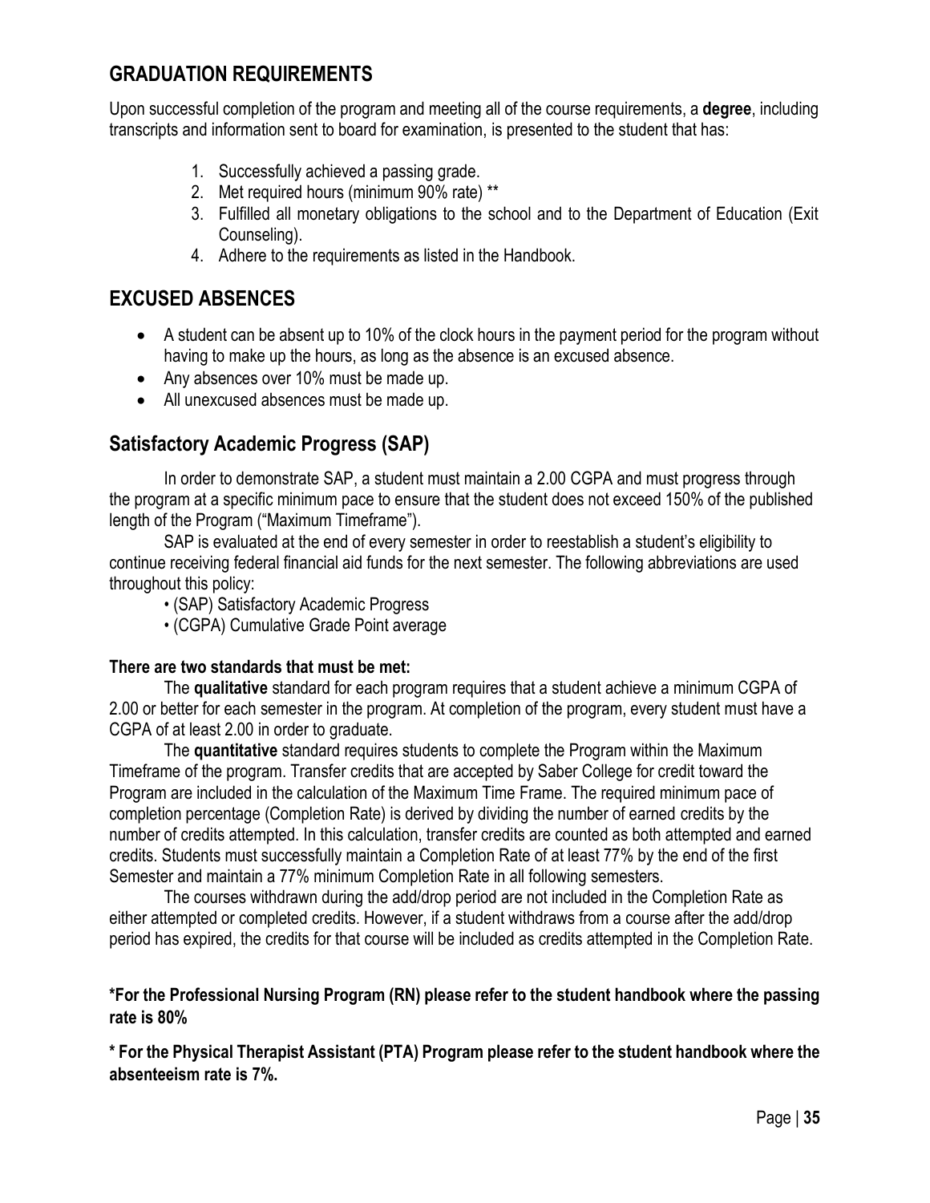## GRADUATION REQUIREMENTS

Upon successful completion of the program and meeting all of the course requirements, a **degree**, including transcripts and information sent to board for examination, is presented to the student that has:

1. Successfully achieved a passing grade.
2. Met required hours (minimum 90% rate) **
3. Fulfilled all monetary obligations to the school and to the Department of Education (Exit Counseling).
4. Adhere to the requirements as listed in the Handbook.

## EXCUSED ABSENCES

- A student can be absent up to 10% of the clock hours in the payment period for the program without having to make up the hours, as long as the absence is an excused absence.
- Any absences over 10% must be made up.
- All unexcused absences must be made up.

## Satisfactory Academic Progress (SAP)

In order to demonstrate SAP, a student must maintain a 2.00 CGPA and must progress through the program at a specific minimum pace to ensure that the student does not exceed 150% of the published length of the Program ("Maximum Timeframe").

SAP is evaluated at the end of every semester in order to reestablish a student's eligibility to continue receiving federal financial aid funds for the next semester. The following abbreviations are used throughout this policy:

- (SAP) Satisfactory Academic Progress
- (CGPA) Cumulative Grade Point average

**There are two standards that must be met:**

The **qualitative** standard for each program requires that a student achieve a minimum CGPA of 2.00 or better for each semester in the program. At completion of the program, every student must have a CGPA of at least 2.00 in order to graduate.

The **quantitative** standard requires students to complete the Program within the Maximum Timeframe of the program. Transfer credits that are accepted by Saber College for credit toward the Program are included in the calculation of the Maximum Time Frame. The required minimum pace of completion percentage (Completion Rate) is derived by dividing the number of earned credits by the number of credits attempted. In this calculation, transfer credits are counted as both attempted and earned credits. Students must successfully maintain a Completion Rate of at least 77% by the end of the first Semester and maintain a 77% minimum Completion Rate in all following semesters.

The courses withdrawn during the add/drop period are not included in the Completion Rate as either attempted or completed credits. However, if a student withdraws from a course after the add/drop period has expired, the credits for that course will be included as credits attempted in the Completion Rate.

**\*For the Professional Nursing Program (RN) please refer to the student handbook where the passing rate is 80%**

**\* For the Physical Therapist Assistant (PTA) Program please refer to the student handbook where the absenteeism rate is 7%.**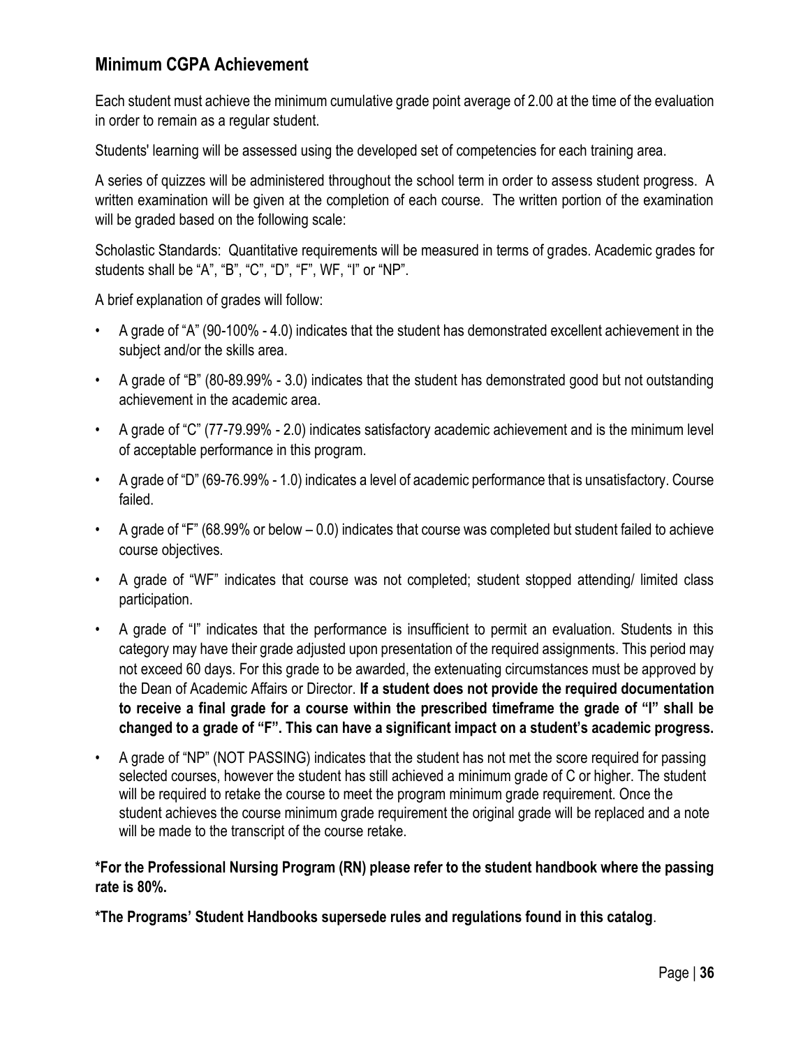## Minimum CGPA Achievement

Each student must achieve the minimum cumulative grade point average of 2.00 at the time of the evaluation in order to remain as a regular student.

Students' learning will be assessed using the developed set of competencies for each training area.

A series of quizzes will be administered throughout the school term in order to assess student progress. A written examination will be given at the completion of each course. The written portion of the examination will be graded based on the following scale:

Scholastic Standards: Quantitative requirements will be measured in terms of grades. Academic grades for students shall be "A", "B", "C", "D", "F", WF, "I" or "NP".

A brief explanation of grades will follow:

- A grade of "A" (90-100% - 4.0) indicates that the student has demonstrated excellent achievement in the subject and/or the skills area.
- A grade of "B" (80-89.99% - 3.0) indicates that the student has demonstrated good but not outstanding achievement in the academic area.
- A grade of "C" (77-79.99% - 2.0) indicates satisfactory academic achievement and is the minimum level of acceptable performance in this program.
- A grade of "D" (69-76.99% - 1.0) indicates a level of academic performance that is unsatisfactory. Course failed.
- A grade of "F" (68.99% or below – 0.0) indicates that course was completed but student failed to achieve course objectives.
- A grade of "WF" indicates that course was not completed; student stopped attending/ limited class participation.
- A grade of "I" indicates that the performance is insufficient to permit an evaluation. Students in this category may have their grade adjusted upon presentation of the required assignments. This period may not exceed 60 days. For this grade to be awarded, the extenuating circumstances must be approved by the Dean of Academic Affairs or Director. **If a student does not provide the required documentation to receive a final grade for a course within the prescribed timeframe the grade of "I" shall be changed to a grade of "F". This can have a significant impact on a student's academic progress.**
- A grade of "NP" (NOT PASSING) indicates that the student has not met the score required for passing selected courses, however the student has still achieved a minimum grade of C or higher. The student will be required to retake the course to meet the program minimum grade requirement. Once the student achieves the course minimum grade requirement the original grade will be replaced and a note will be made to the transcript of the course retake.

**\*For the Professional Nursing Program (RN) please refer to the student handbook where the passing rate is 80%.**

**\*The Programs' Student Handbooks supersede rules and regulations found in this catalog**.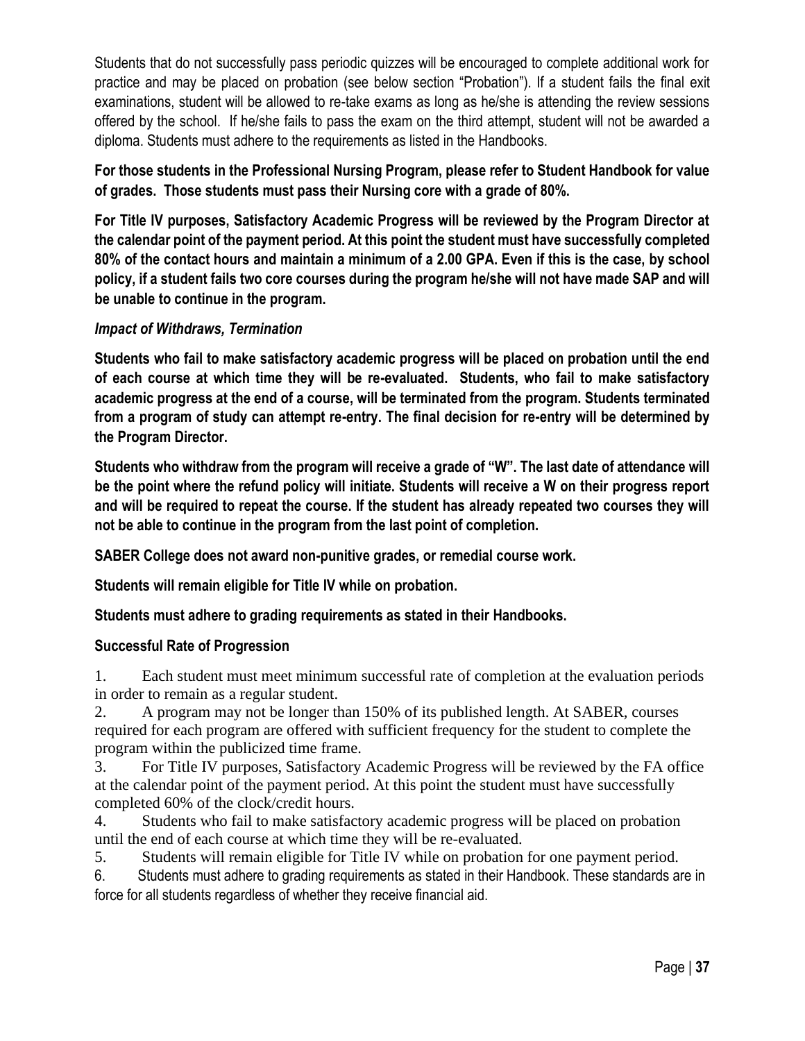Students that do not successfully pass periodic quizzes will be encouraged to complete additional work for practice and may be placed on probation (see below section "Probation"). If a student fails the final exit examinations, student will be allowed to re-take exams as long as he/she is attending the review sessions offered by the school. If he/she fails to pass the exam on the third attempt, student will not be awarded a diploma. Students must adhere to the requirements as listed in the Handbooks.

**For those students in the Professional Nursing Program, please refer to Student Handbook for value of grades. Those students must pass their Nursing core with a grade of 80%.**

**For Title IV purposes, Satisfactory Academic Progress will be reviewed by the Program Director at the calendar point of the payment period. At this point the student must have successfully completed 80% of the contact hours and maintain a minimum of a 2.00 GPA. Even if this is the case, by school policy, if a student fails two core courses during the program he/she will not have made SAP and will be unable to continue in the program.**

***Impact of Withdraws, Termination***

**Students who fail to make satisfactory academic progress will be placed on probation until the end of each course at which time they will be re-evaluated. Students, who fail to make satisfactory academic progress at the end of a course, will be terminated from the program. Students terminated from a program of study can attempt re-entry. The final decision for re-entry will be determined by the Program Director.**

**Students who withdraw from the program will receive a grade of "W". The last date of attendance will be the point where the refund policy will initiate. Students will receive a W on their progress report and will be required to repeat the course. If the student has already repeated two courses they will not be able to continue in the program from the last point of completion.**

**SABER College does not award non-punitive grades, or remedial course work.**

**Students will remain eligible for Title IV while on probation.**

**Students must adhere to grading requirements as stated in their Handbooks.**

**Successful Rate of Progression**

1. Each student must meet minimum successful rate of completion at the evaluation periods in order to remain as a regular student.
2. A program may not be longer than 150% of its published length. At SABER, courses required for each program are offered with sufficient frequency for the student to complete the program within the publicized time frame.
3. For Title IV purposes, Satisfactory Academic Progress will be reviewed by the FA office at the calendar point of the payment period. At this point the student must have successfully completed 60% of the clock/credit hours.
4. Students who fail to make satisfactory academic progress will be placed on probation until the end of each course at which time they will be re-evaluated.
5. Students will remain eligible for Title IV while on probation for one payment period.
6. Students must adhere to grading requirements as stated in their Handbook. These standards are in force for all students regardless of whether they receive financial aid.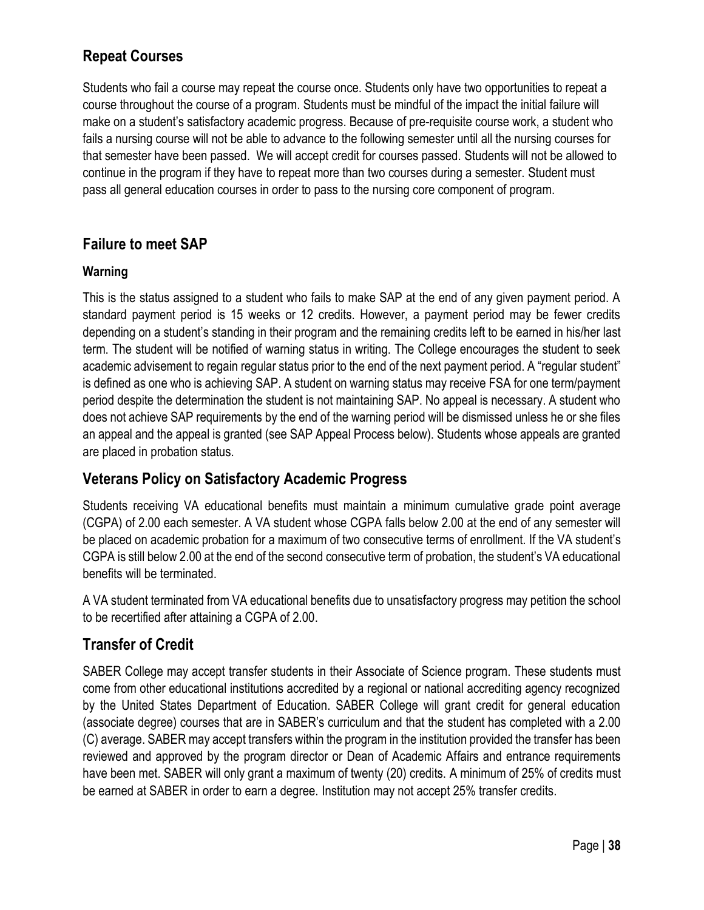## Repeat Courses

Students who fail a course may repeat the course once. Students only have two opportunities to repeat a course throughout the course of a program. Students must be mindful of the impact the initial failure will make on a student's satisfactory academic progress. Because of pre-requisite course work, a student who fails a nursing course will not be able to advance to the following semester until all the nursing courses for that semester have been passed. We will accept credit for courses passed. Students will not be allowed to continue in the program if they have to repeat more than two courses during a semester. Student must pass all general education courses in order to pass to the nursing core component of program.

## Failure to meet SAP

### Warning

This is the status assigned to a student who fails to make SAP at the end of any given payment period. A standard payment period is 15 weeks or 12 credits. However, a payment period may be fewer credits depending on a student's standing in their program and the remaining credits left to be earned in his/her last term. The student will be notified of warning status in writing. The College encourages the student to seek academic advisement to regain regular status prior to the end of the next payment period. A "regular student" is defined as one who is achieving SAP. A student on warning status may receive FSA for one term/payment period despite the determination the student is not maintaining SAP. No appeal is necessary. A student who does not achieve SAP requirements by the end of the warning period will be dismissed unless he or she files an appeal and the appeal is granted (see SAP Appeal Process below). Students whose appeals are granted are placed in probation status.

## Veterans Policy on Satisfactory Academic Progress

Students receiving VA educational benefits must maintain a minimum cumulative grade point average (CGPA) of 2.00 each semester. A VA student whose CGPA falls below 2.00 at the end of any semester will be placed on academic probation for a maximum of two consecutive terms of enrollment. If the VA student's CGPA is still below 2.00 at the end of the second consecutive term of probation, the student's VA educational benefits will be terminated.

A VA student terminated from VA educational benefits due to unsatisfactory progress may petition the school to be recertified after attaining a CGPA of 2.00.

## Transfer of Credit

SABER College may accept transfer students in their Associate of Science program. These students must come from other educational institutions accredited by a regional or national accrediting agency recognized by the United States Department of Education. SABER College will grant credit for general education (associate degree) courses that are in SABER's curriculum and that the student has completed with a 2.00 (C) average. SABER may accept transfers within the program in the institution provided the transfer has been reviewed and approved by the program director or Dean of Academic Affairs and entrance requirements have been met. SABER will only grant a maximum of twenty (20) credits. A minimum of 25% of credits must be earned at SABER in order to earn a degree. Institution may not accept 25% transfer credits.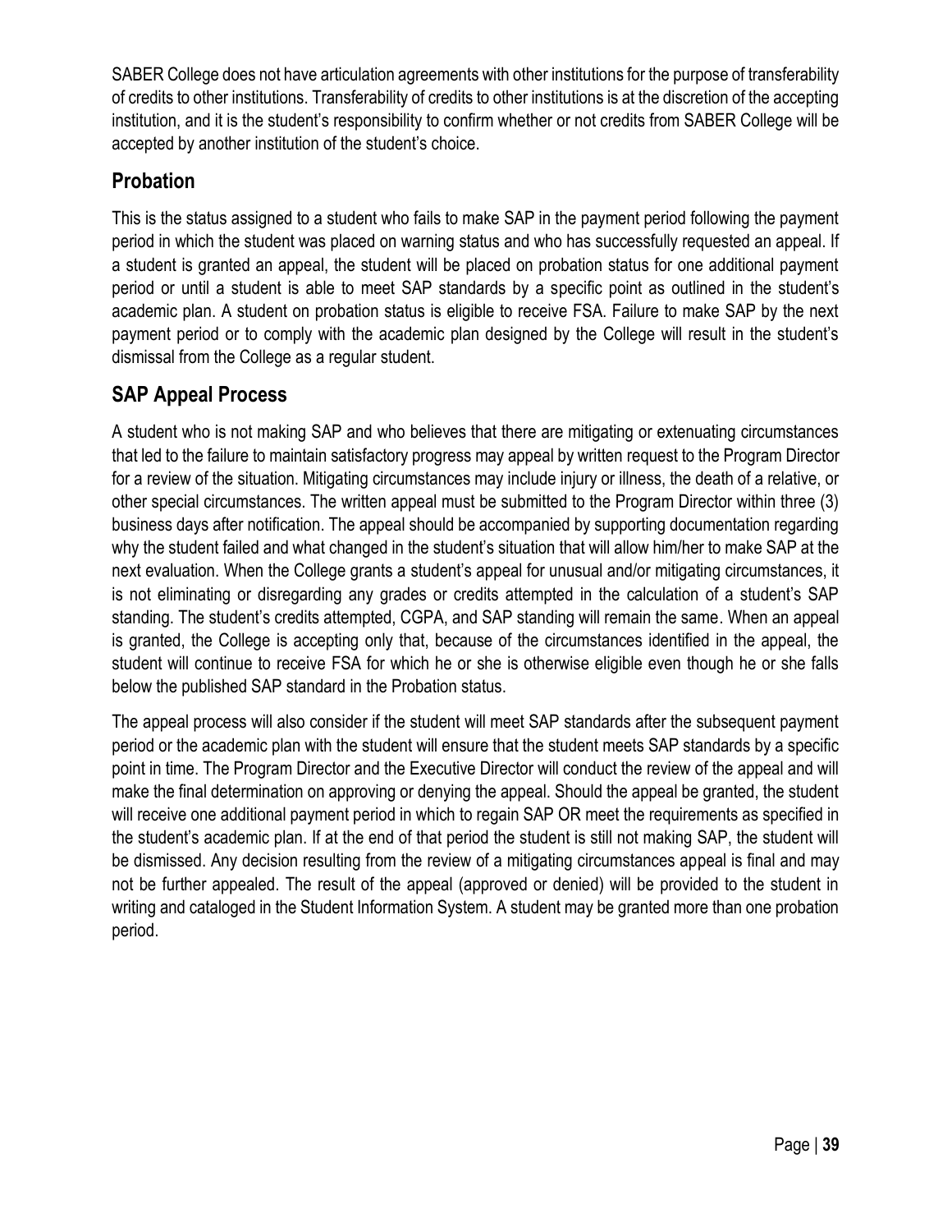SABER College does not have articulation agreements with other institutions for the purpose of transferability of credits to other institutions. Transferability of credits to other institutions is at the discretion of the accepting institution, and it is the student's responsibility to confirm whether or not credits from SABER College will be accepted by another institution of the student's choice.

## Probation

This is the status assigned to a student who fails to make SAP in the payment period following the payment period in which the student was placed on warning status and who has successfully requested an appeal. If a student is granted an appeal, the student will be placed on probation status for one additional payment period or until a student is able to meet SAP standards by a specific point as outlined in the student's academic plan. A student on probation status is eligible to receive FSA. Failure to make SAP by the next payment period or to comply with the academic plan designed by the College will result in the student's dismissal from the College as a regular student.

## SAP Appeal Process

A student who is not making SAP and who believes that there are mitigating or extenuating circumstances that led to the failure to maintain satisfactory progress may appeal by written request to the Program Director for a review of the situation. Mitigating circumstances may include injury or illness, the death of a relative, or other special circumstances. The written appeal must be submitted to the Program Director within three (3) business days after notification. The appeal should be accompanied by supporting documentation regarding why the student failed and what changed in the student's situation that will allow him/her to make SAP at the next evaluation. When the College grants a student's appeal for unusual and/or mitigating circumstances, it is not eliminating or disregarding any grades or credits attempted in the calculation of a student's SAP standing. The student's credits attempted, CGPA, and SAP standing will remain the same. When an appeal is granted, the College is accepting only that, because of the circumstances identified in the appeal, the student will continue to receive FSA for which he or she is otherwise eligible even though he or she falls below the published SAP standard in the Probation status.

The appeal process will also consider if the student will meet SAP standards after the subsequent payment period or the academic plan with the student will ensure that the student meets SAP standards by a specific point in time. The Program Director and the Executive Director will conduct the review of the appeal and will make the final determination on approving or denying the appeal. Should the appeal be granted, the student will receive one additional payment period in which to regain SAP OR meet the requirements as specified in the student's academic plan. If at the end of that period the student is still not making SAP, the student will be dismissed. Any decision resulting from the review of a mitigating circumstances appeal is final and may not be further appealed. The result of the appeal (approved or denied) will be provided to the student in writing and cataloged in the Student Information System. A student may be granted more than one probation period.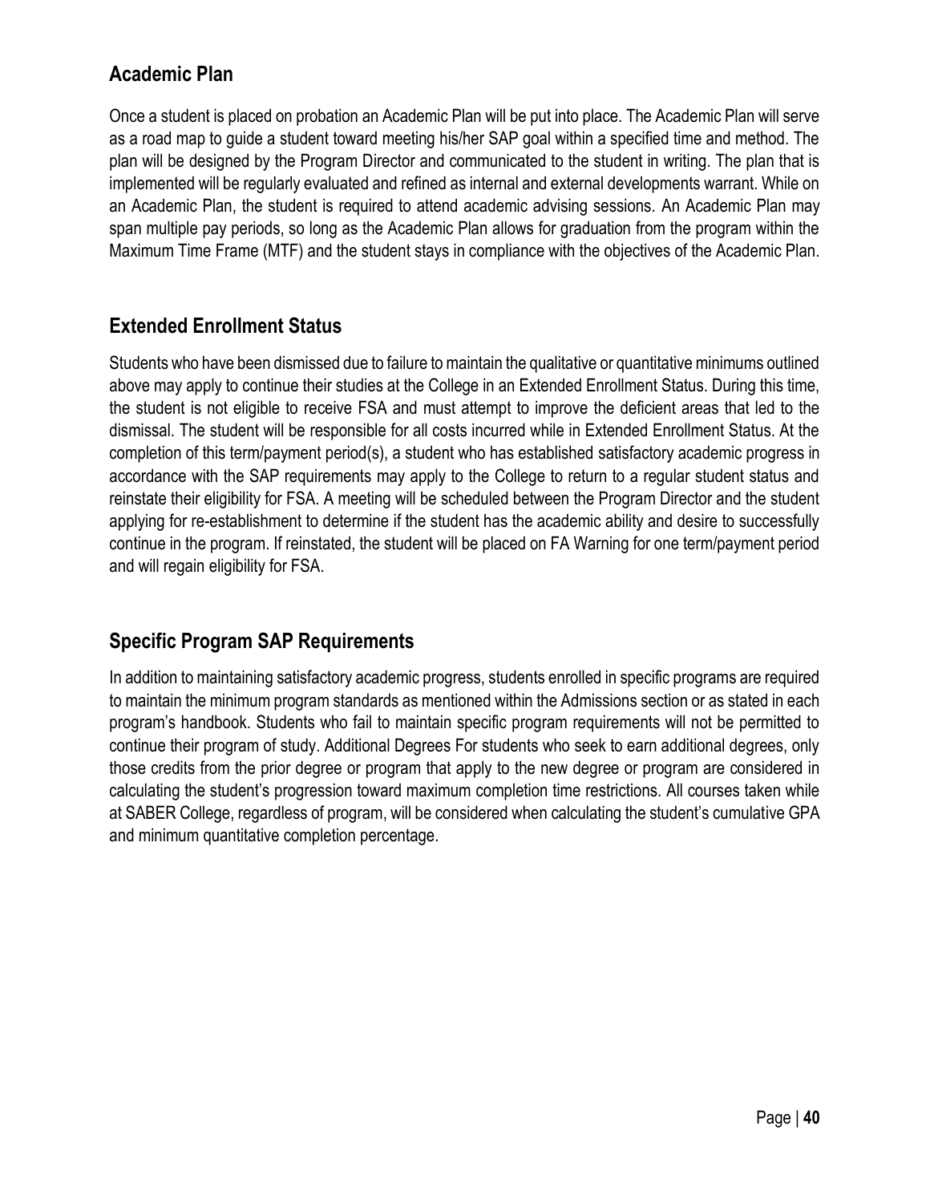## Academic Plan

Once a student is placed on probation an Academic Plan will be put into place. The Academic Plan will serve as a road map to guide a student toward meeting his/her SAP goal within a specified time and method. The plan will be designed by the Program Director and communicated to the student in writing. The plan that is implemented will be regularly evaluated and refined as internal and external developments warrant. While on an Academic Plan, the student is required to attend academic advising sessions. An Academic Plan may span multiple pay periods, so long as the Academic Plan allows for graduation from the program within the Maximum Time Frame (MTF) and the student stays in compliance with the objectives of the Academic Plan.

## Extended Enrollment Status

Students who have been dismissed due to failure to maintain the qualitative or quantitative minimums outlined above may apply to continue their studies at the College in an Extended Enrollment Status. During this time, the student is not eligible to receive FSA and must attempt to improve the deficient areas that led to the dismissal. The student will be responsible for all costs incurred while in Extended Enrollment Status. At the completion of this term/payment period(s), a student who has established satisfactory academic progress in accordance with the SAP requirements may apply to the College to return to a regular student status and reinstate their eligibility for FSA. A meeting will be scheduled between the Program Director and the student applying for re-establishment to determine if the student has the academic ability and desire to successfully continue in the program. If reinstated, the student will be placed on FA Warning for one term/payment period and will regain eligibility for FSA.

## Specific Program SAP Requirements

In addition to maintaining satisfactory academic progress, students enrolled in specific programs are required to maintain the minimum program standards as mentioned within the Admissions section or as stated in each program's handbook. Students who fail to maintain specific program requirements will not be permitted to continue their program of study. Additional Degrees For students who seek to earn additional degrees, only those credits from the prior degree or program that apply to the new degree or program are considered in calculating the student's progression toward maximum completion time restrictions. All courses taken while at SABER College, regardless of program, will be considered when calculating the student's cumulative GPA and minimum quantitative completion percentage.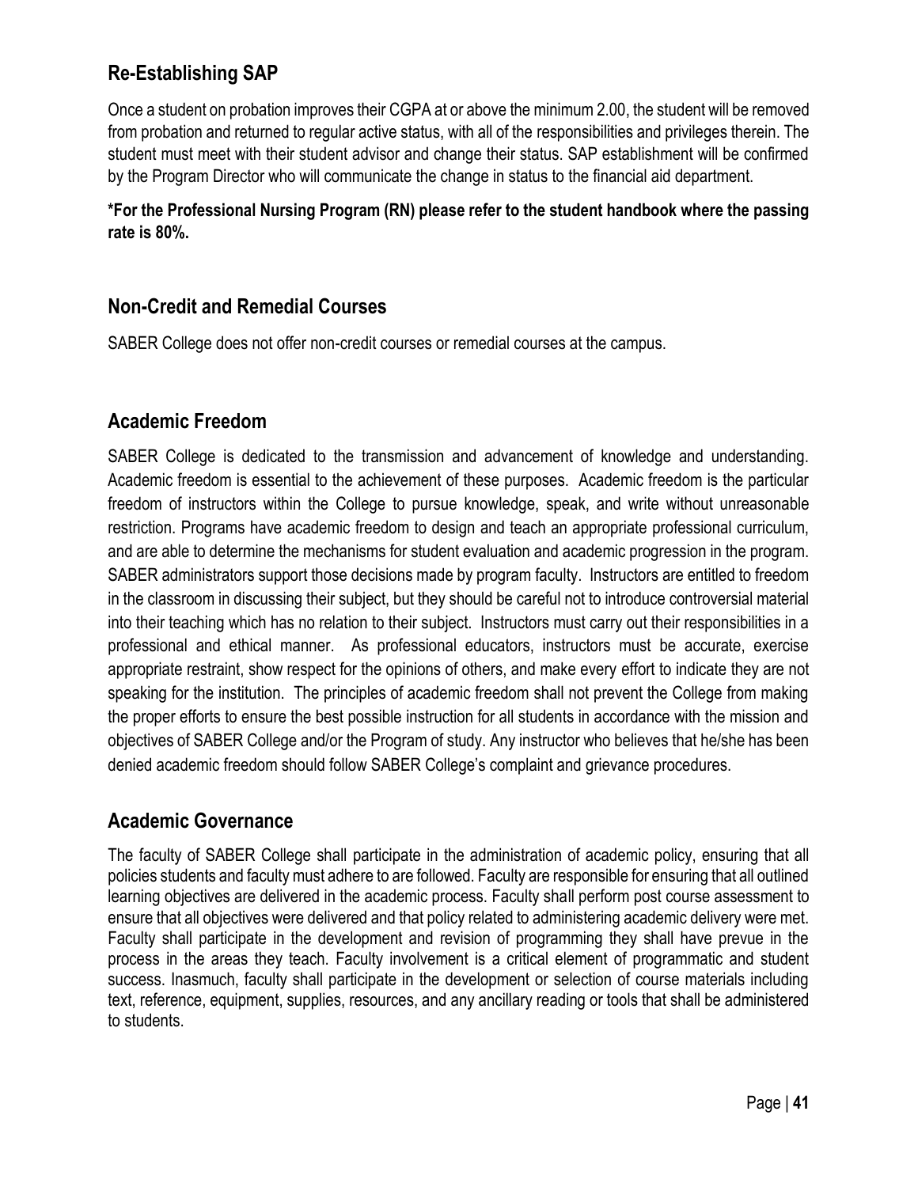## Re-Establishing SAP

Once a student on probation improves their CGPA at or above the minimum 2.00, the student will be removed from probation and returned to regular active status, with all of the responsibilities and privileges therein. The student must meet with their student advisor and change their status. SAP establishment will be confirmed by the Program Director who will communicate the change in status to the financial aid department.

**\*For the Professional Nursing Program (RN) please refer to the student handbook where the passing rate is 80%.**

## Non-Credit and Remedial Courses

SABER College does not offer non-credit courses or remedial courses at the campus.

## Academic Freedom

SABER College is dedicated to the transmission and advancement of knowledge and understanding. Academic freedom is essential to the achievement of these purposes. Academic freedom is the particular freedom of instructors within the College to pursue knowledge, speak, and write without unreasonable restriction. Programs have academic freedom to design and teach an appropriate professional curriculum, and are able to determine the mechanisms for student evaluation and academic progression in the program. SABER administrators support those decisions made by program faculty. Instructors are entitled to freedom in the classroom in discussing their subject, but they should be careful not to introduce controversial material into their teaching which has no relation to their subject. Instructors must carry out their responsibilities in a professional and ethical manner. As professional educators, instructors must be accurate, exercise appropriate restraint, show respect for the opinions of others, and make every effort to indicate they are not speaking for the institution. The principles of academic freedom shall not prevent the College from making the proper efforts to ensure the best possible instruction for all students in accordance with the mission and objectives of SABER College and/or the Program of study. Any instructor who believes that he/she has been denied academic freedom should follow SABER College's complaint and grievance procedures.

## Academic Governance

The faculty of SABER College shall participate in the administration of academic policy, ensuring that all policies students and faculty must adhere to are followed. Faculty are responsible for ensuring that all outlined learning objectives are delivered in the academic process. Faculty shall perform post course assessment to ensure that all objectives were delivered and that policy related to administering academic delivery were met. Faculty shall participate in the development and revision of programming they shall have prevue in the process in the areas they teach. Faculty involvement is a critical element of programmatic and student success. Inasmuch, faculty shall participate in the development or selection of course materials including text, reference, equipment, supplies, resources, and any ancillary reading or tools that shall be administered to students.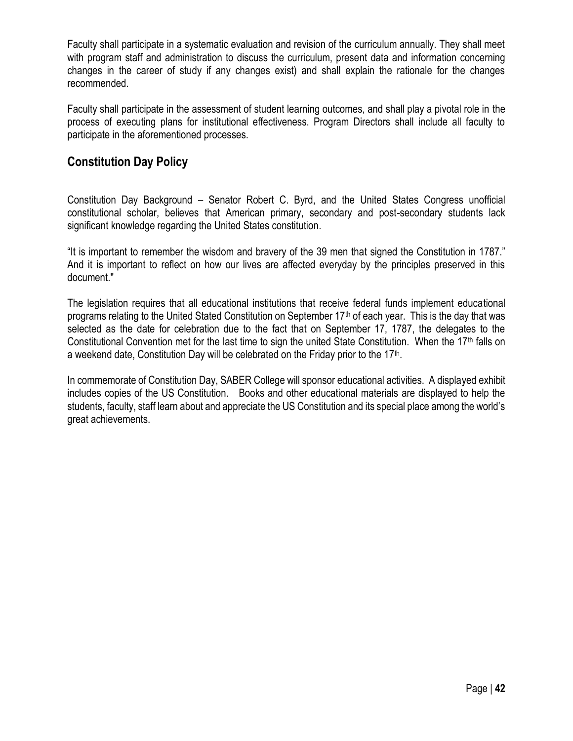Faculty shall participate in a systematic evaluation and revision of the curriculum annually. They shall meet with program staff and administration to discuss the curriculum, present data and information concerning changes in the career of study if any changes exist) and shall explain the rationale for the changes recommended.

Faculty shall participate in the assessment of student learning outcomes, and shall play a pivotal role in the process of executing plans for institutional effectiveness. Program Directors shall include all faculty to participate in the aforementioned processes.

## Constitution Day Policy

Constitution Day Background – Senator Robert C. Byrd, and the United States Congress unofficial constitutional scholar, believes that American primary, secondary and post-secondary students lack significant knowledge regarding the United States constitution.

"It is important to remember the wisdom and bravery of the 39 men that signed the Constitution in 1787." And it is important to reflect on how our lives are affected everyday by the principles preserved in this document."

The legislation requires that all educational institutions that receive federal funds implement educational programs relating to the United Stated Constitution on September 17th of each year. This is the day that was selected as the date for celebration due to the fact that on September 17, 1787, the delegates to the Constitutional Convention met for the last time to sign the united State Constitution. When the 17th falls on a weekend date, Constitution Day will be celebrated on the Friday prior to the 17th.

In commemorate of Constitution Day, SABER College will sponsor educational activities. A displayed exhibit includes copies of the US Constitution. Books and other educational materials are displayed to help the students, faculty, staff learn about and appreciate the US Constitution and its special place among the world's great achievements.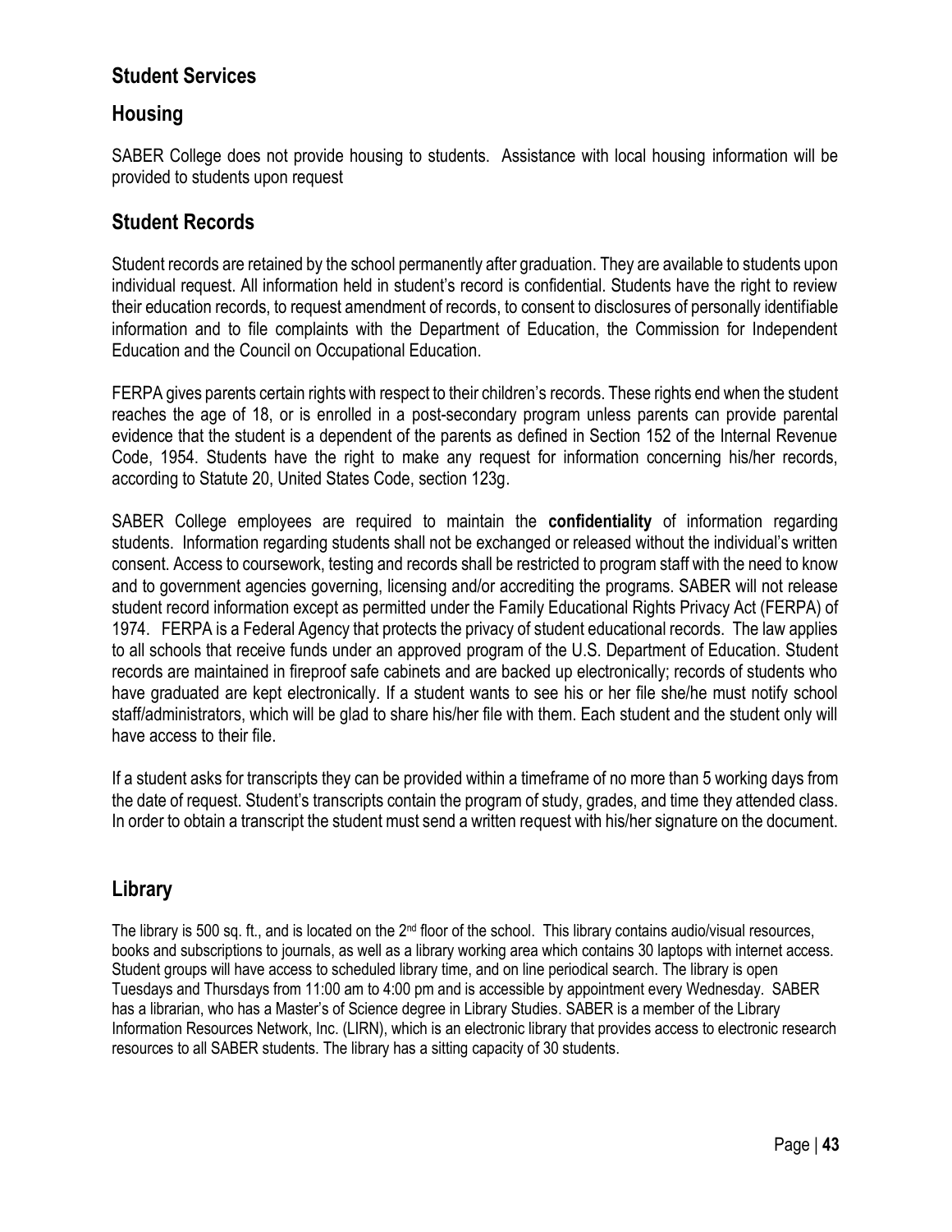## Student Services

## Housing

SABER College does not provide housing to students. Assistance with local housing information will be provided to students upon request

## Student Records

Student records are retained by the school permanently after graduation. They are available to students upon individual request. All information held in student's record is confidential. Students have the right to review their education records, to request amendment of records, to consent to disclosures of personally identifiable information and to file complaints with the Department of Education, the Commission for Independent Education and the Council on Occupational Education.

FERPA gives parents certain rights with respect to their children's records. These rights end when the student reaches the age of 18, or is enrolled in a post-secondary program unless parents can provide parental evidence that the student is a dependent of the parents as defined in Section 152 of the Internal Revenue Code, 1954. Students have the right to make any request for information concerning his/her records, according to Statute 20, United States Code, section 123g.

SABER College employees are required to maintain the **confidentiality** of information regarding students. Information regarding students shall not be exchanged or released without the individual's written consent. Access to coursework, testing and records shall be restricted to program staff with the need to know and to government agencies governing, licensing and/or accrediting the programs. SABER will not release student record information except as permitted under the Family Educational Rights Privacy Act (FERPA) of 1974. FERPA is a Federal Agency that protects the privacy of student educational records. The law applies to all schools that receive funds under an approved program of the U.S. Department of Education. Student records are maintained in fireproof safe cabinets and are backed up electronically; records of students who have graduated are kept electronically. If a student wants to see his or her file she/he must notify school staff/administrators, which will be glad to share his/her file with them. Each student and the student only will have access to their file.

If a student asks for transcripts they can be provided within a timeframe of no more than 5 working days from the date of request. Student's transcripts contain the program of study, grades, and time they attended class. In order to obtain a transcript the student must send a written request with his/her signature on the document.

## Library

The library is 500 sq. ft., and is located on the 2nd floor of the school. This library contains audio/visual resources, books and subscriptions to journals, as well as a library working area which contains 30 laptops with internet access. Student groups will have access to scheduled library time, and on line periodical search. The library is open Tuesdays and Thursdays from 11:00 am to 4:00 pm and is accessible by appointment every Wednesday. SABER has a librarian, who has a Master's of Science degree in Library Studies. SABER is a member of the Library Information Resources Network, Inc. (LIRN), which is an electronic library that provides access to electronic research resources to all SABER students. The library has a sitting capacity of 30 students.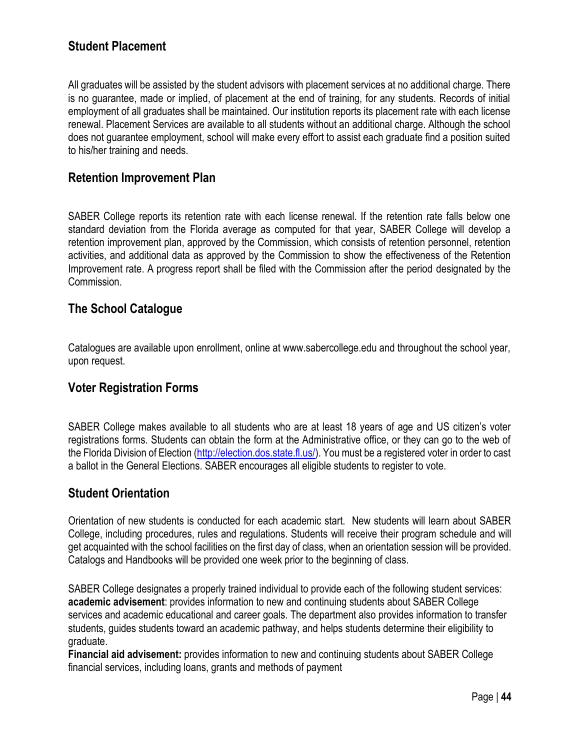## Student Placement

All graduates will be assisted by the student advisors with placement services at no additional charge. There is no guarantee, made or implied, of placement at the end of training, for any students. Records of initial employment of all graduates shall be maintained. Our institution reports its placement rate with each license renewal. Placement Services are available to all students without an additional charge. Although the school does not guarantee employment, school will make every effort to assist each graduate find a position suited to his/her training and needs.

## Retention Improvement Plan

SABER College reports its retention rate with each license renewal. If the retention rate falls below one standard deviation from the Florida average as computed for that year, SABER College will develop a retention improvement plan, approved by the Commission, which consists of retention personnel, retention activities, and additional data as approved by the Commission to show the effectiveness of the Retention Improvement rate. A progress report shall be filed with the Commission after the period designated by the Commission.

## The School Catalogue

Catalogues are available upon enrollment, online at www.sabercollege.edu and throughout the school year, upon request.

## Voter Registration Forms

SABER College makes available to all students who are at least 18 years of age and US citizen's voter registrations forms. Students can obtain the form at the Administrative office, or they can go to the web of the Florida Division of Election (http://election.dos.state.fl.us/). You must be a registered voter in order to cast a ballot in the General Elections. SABER encourages all eligible students to register to vote.

## Student Orientation

Orientation of new students is conducted for each academic start. New students will learn about SABER College, including procedures, rules and regulations. Students will receive their program schedule and will get acquainted with the school facilities on the first day of class, when an orientation session will be provided. Catalogs and Handbooks will be provided one week prior to the beginning of class.

SABER College designates a properly trained individual to provide each of the following student services:
**academic advisement**: provides information to new and continuing students about SABER College services and academic educational and career goals. The department also provides information to transfer students, guides students toward an academic pathway, and helps students determine their eligibility to graduate.
**Financial aid advisement:** provides information to new and continuing students about SABER College financial services, including loans, grants and methods of payment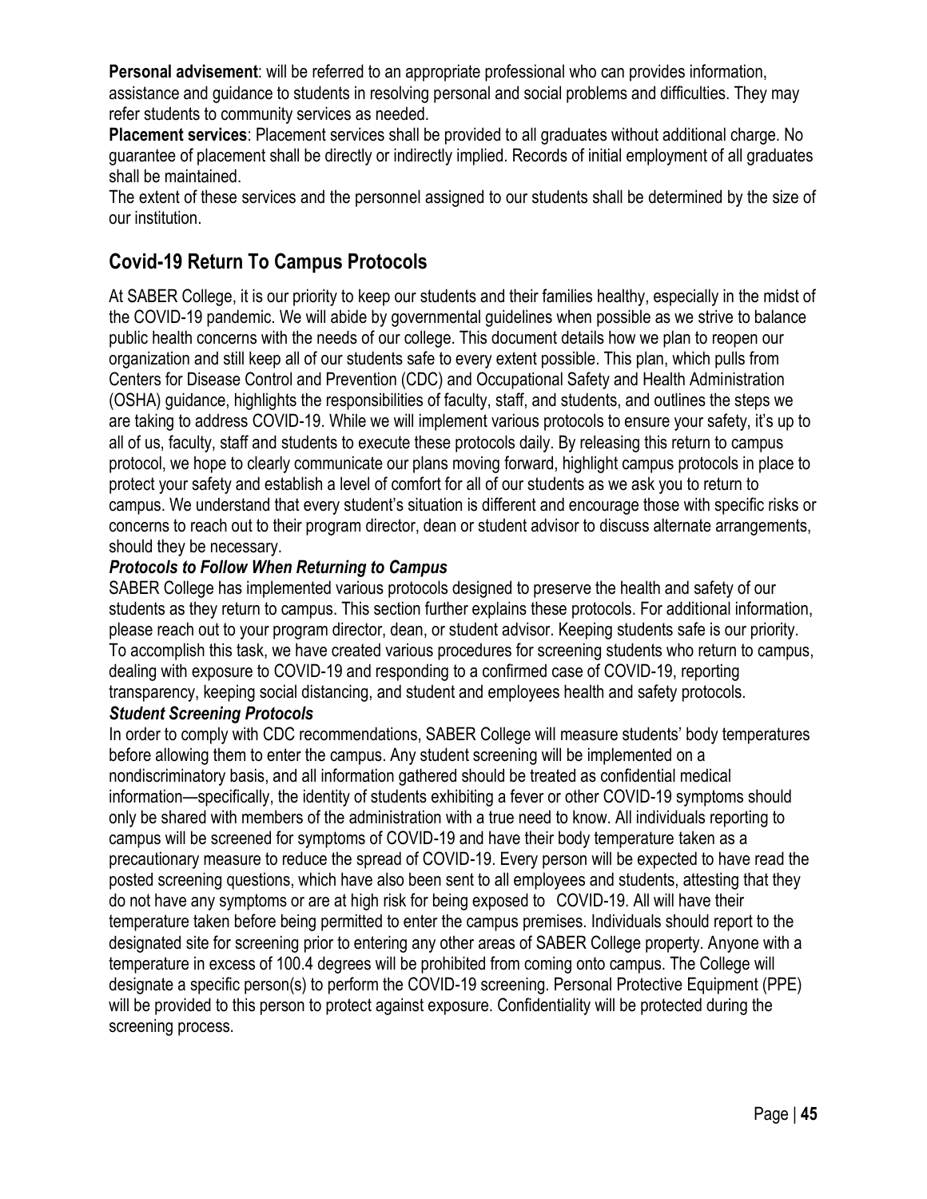**Personal advisement**: will be referred to an appropriate professional who can provides information, assistance and guidance to students in resolving personal and social problems and difficulties. They may refer students to community services as needed.

**Placement services**: Placement services shall be provided to all graduates without additional charge. No guarantee of placement shall be directly or indirectly implied. Records of initial employment of all graduates shall be maintained.

The extent of these services and the personnel assigned to our students shall be determined by the size of our institution.

## Covid-19 Return To Campus Protocols

At SABER College, it is our priority to keep our students and their families healthy, especially in the midst of the COVID-19 pandemic. We will abide by governmental guidelines when possible as we strive to balance public health concerns with the needs of our college. This document details how we plan to reopen our organization and still keep all of our students safe to every extent possible. This plan, which pulls from Centers for Disease Control and Prevention (CDC) and Occupational Safety and Health Administration (OSHA) guidance, highlights the responsibilities of faculty, staff, and students, and outlines the steps we are taking to address COVID-19. While we will implement various protocols to ensure your safety, it's up to all of us, faculty, staff and students to execute these protocols daily. By releasing this return to campus protocol, we hope to clearly communicate our plans moving forward, highlight campus protocols in place to protect your safety and establish a level of comfort for all of our students as we ask you to return to campus. We understand that every student's situation is different and encourage those with specific risks or concerns to reach out to their program director, dean or student advisor to discuss alternate arrangements, should they be necessary.

***Protocols to Follow When Returning to Campus***

SABER College has implemented various protocols designed to preserve the health and safety of our students as they return to campus. This section further explains these protocols. For additional information, please reach out to your program director, dean, or student advisor. Keeping students safe is our priority. To accomplish this task, we have created various procedures for screening students who return to campus, dealing with exposure to COVID-19 and responding to a confirmed case of COVID-19, reporting transparency, keeping social distancing, and student and employees health and safety protocols.

***Student Screening Protocols***

In order to comply with CDC recommendations, SABER College will measure students' body temperatures before allowing them to enter the campus. Any student screening will be implemented on a nondiscriminatory basis, and all information gathered should be treated as confidential medical information—specifically, the identity of students exhibiting a fever or other COVID-19 symptoms should only be shared with members of the administration with a true need to know. All individuals reporting to campus will be screened for symptoms of COVID-19 and have their body temperature taken as a precautionary measure to reduce the spread of COVID-19. Every person will be expected to have read the posted screening questions, which have also been sent to all employees and students, attesting that they do not have any symptoms or are at high risk for being exposed to COVID-19. All will have their temperature taken before being permitted to enter the campus premises. Individuals should report to the designated site for screening prior to entering any other areas of SABER College property. Anyone with a temperature in excess of 100.4 degrees will be prohibited from coming onto campus. The College will designate a specific person(s) to perform the COVID-19 screening. Personal Protective Equipment (PPE) will be provided to this person to protect against exposure. Confidentiality will be protected during the screening process.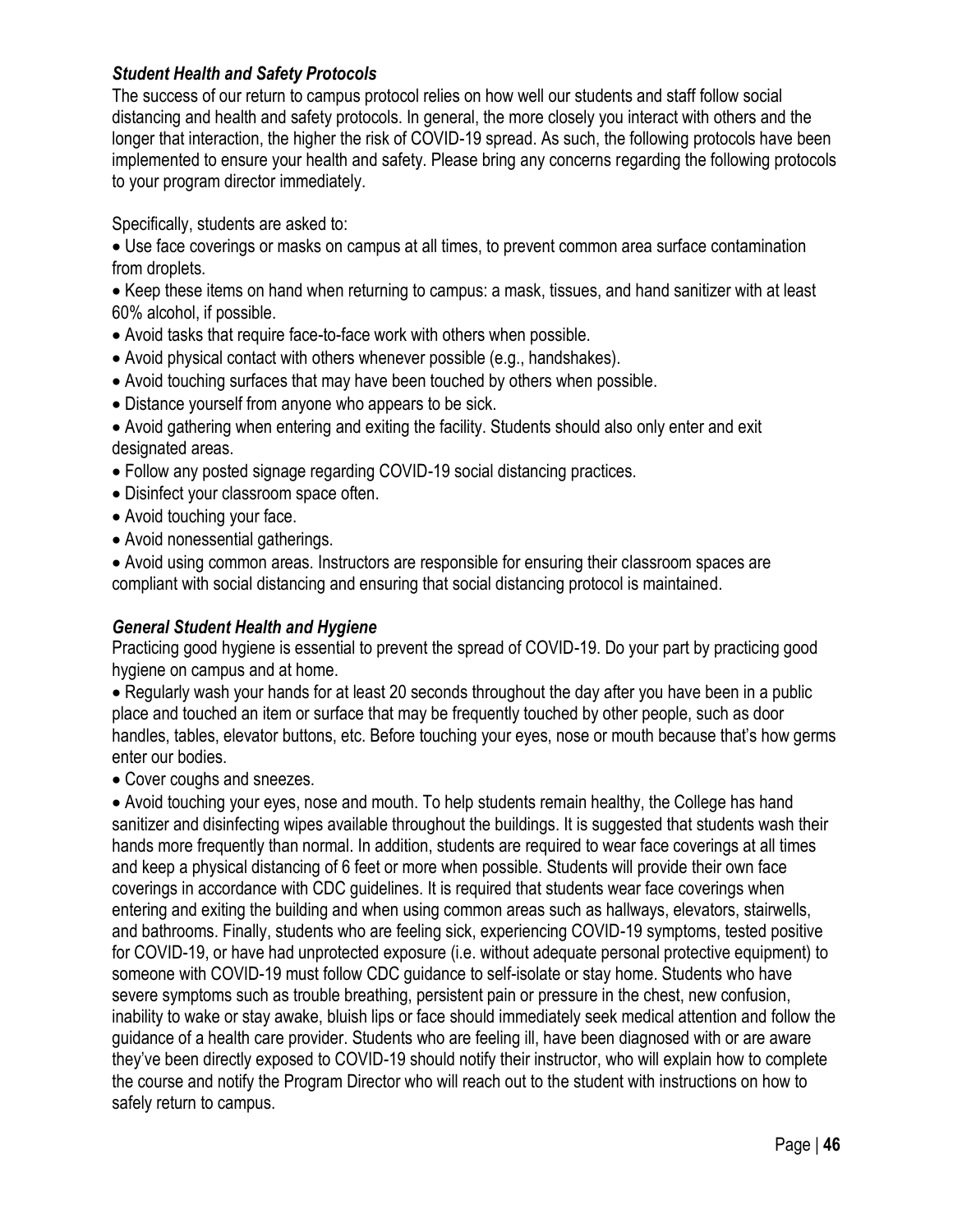### *Student Health and Safety Protocols*

The success of our return to campus protocol relies on how well our students and staff follow social distancing and health and safety protocols. In general, the more closely you interact with others and the longer that interaction, the higher the risk of COVID-19 spread. As such, the following protocols have been implemented to ensure your health and safety. Please bring any concerns regarding the following protocols to your program director immediately.

Specifically, students are asked to:

- Use face coverings or masks on campus at all times, to prevent common area surface contamination from droplets.
- Keep these items on hand when returning to campus: a mask, tissues, and hand sanitizer with at least 60% alcohol, if possible.
- Avoid tasks that require face-to-face work with others when possible.
- Avoid physical contact with others whenever possible (e.g., handshakes).
- Avoid touching surfaces that may have been touched by others when possible.
- Distance yourself from anyone who appears to be sick.
- Avoid gathering when entering and exiting the facility. Students should also only enter and exit designated areas.
- Follow any posted signage regarding COVID-19 social distancing practices.
- Disinfect your classroom space often.
- Avoid touching your face.
- Avoid nonessential gatherings.
- Avoid using common areas. Instructors are responsible for ensuring their classroom spaces are compliant with social distancing and ensuring that social distancing protocol is maintained.

### *General Student Health and Hygiene*

Practicing good hygiene is essential to prevent the spread of COVID-19. Do your part by practicing good hygiene on campus and at home.

- Regularly wash your hands for at least 20 seconds throughout the day after you have been in a public place and touched an item or surface that may be frequently touched by other people, such as door handles, tables, elevator buttons, etc. Before touching your eyes, nose or mouth because that's how germs enter our bodies.
- Cover coughs and sneezes.
- Avoid touching your eyes, nose and mouth. To help students remain healthy, the College has hand sanitizer and disinfecting wipes available throughout the buildings. It is suggested that students wash their hands more frequently than normal. In addition, students are required to wear face coverings at all times and keep a physical distancing of 6 feet or more when possible. Students will provide their own face coverings in accordance with CDC guidelines. It is required that students wear face coverings when entering and exiting the building and when using common areas such as hallways, elevators, stairwells, and bathrooms. Finally, students who are feeling sick, experiencing COVID-19 symptoms, tested positive for COVID-19, or have had unprotected exposure (i.e. without adequate personal protective equipment) to someone with COVID-19 must follow CDC guidance to self-isolate or stay home. Students who have severe symptoms such as trouble breathing, persistent pain or pressure in the chest, new confusion, inability to wake or stay awake, bluish lips or face should immediately seek medical attention and follow the guidance of a health care provider. Students who are feeling ill, have been diagnosed with or are aware they've been directly exposed to COVID-19 should notify their instructor, who will explain how to complete the course and notify the Program Director who will reach out to the student with instructions on how to safely return to campus.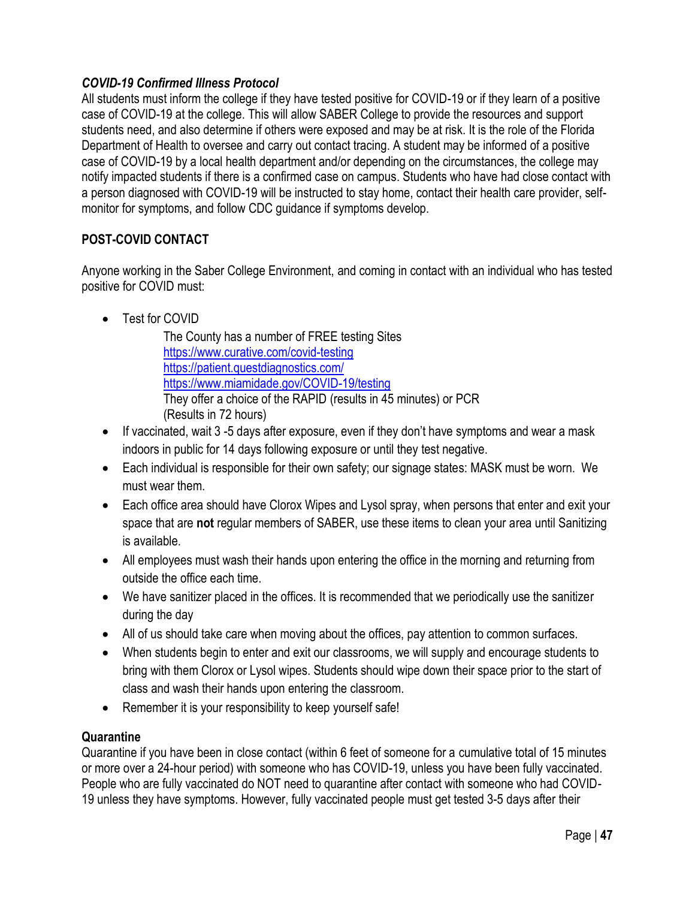### *COVID-19 Confirmed Illness Protocol*

All students must inform the college if they have tested positive for COVID-19 or if they learn of a positive case of COVID-19 at the college. This will allow SABER College to provide the resources and support students need, and also determine if others were exposed and may be at risk. It is the role of the Florida Department of Health to oversee and carry out contact tracing. A student may be informed of a positive case of COVID-19 by a local health department and/or depending on the circumstances, the college may notify impacted students if there is a confirmed case on campus. Students who have had close contact with a person diagnosed with COVID-19 will be instructed to stay home, contact their health care provider, self-monitor for symptoms, and follow CDC guidance if symptoms develop.

### POST-COVID CONTACT

Anyone working in the Saber College Environment, and coming in contact with an individual who has tested positive for COVID must:

- Test for COVID

  The County has a number of FREE testing Sites
  https://www.curative.com/covid-testing
  https://patient.questdiagnostics.com/
  https://www.miamidade.gov/COVID-19/testing
  They offer a choice of the RAPID (results in 45 minutes) or PCR (Results in 72 hours)
- If vaccinated, wait 3 -5 days after exposure, even if they don't have symptoms and wear a mask indoors in public for 14 days following exposure or until they test negative.
- Each individual is responsible for their own safety; our signage states: MASK must be worn. We must wear them.
- Each office area should have Clorox Wipes and Lysol spray, when persons that enter and exit your space that are **not** regular members of SABER, use these items to clean your area until Sanitizing is available.
- All employees must wash their hands upon entering the office in the morning and returning from outside the office each time.
- We have sanitizer placed in the offices. It is recommended that we periodically use the sanitizer during the day
- All of us should take care when moving about the offices, pay attention to common surfaces.
- When students begin to enter and exit our classrooms, we will supply and encourage students to bring with them Clorox or Lysol wipes. Students should wipe down their space prior to the start of class and wash their hands upon entering the classroom.
- Remember it is your responsibility to keep yourself safe!

### Quarantine

Quarantine if you have been in close contact (within 6 feet of someone for a cumulative total of 15 minutes or more over a 24-hour period) with someone who has COVID-19, unless you have been fully vaccinated. People who are fully vaccinated do NOT need to quarantine after contact with someone who had COVID-19 unless they have symptoms. However, fully vaccinated people must get tested 3-5 days after their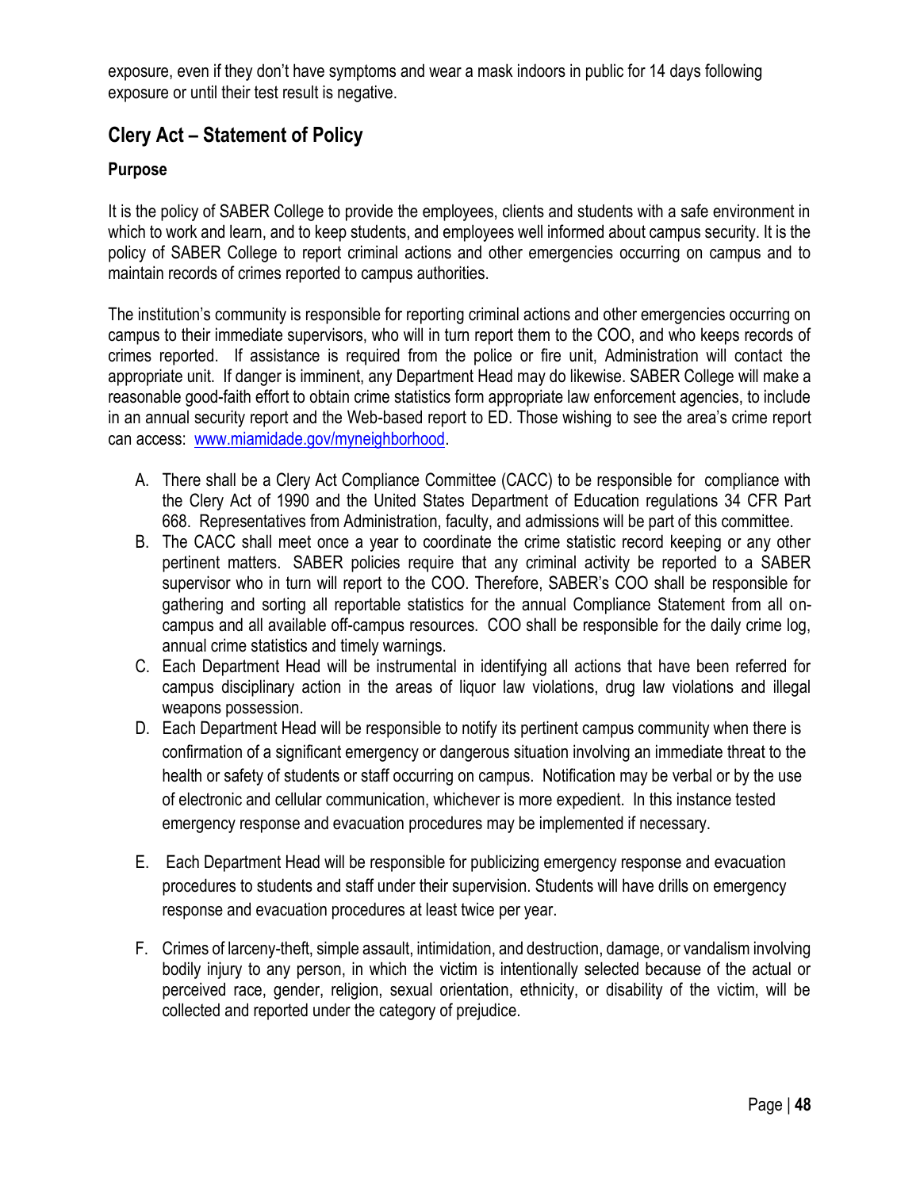exposure, even if they don't have symptoms and wear a mask indoors in public for 14 days following exposure or until their test result is negative.

## Clery Act – Statement of Policy

### Purpose

It is the policy of SABER College to provide the employees, clients and students with a safe environment in which to work and learn, and to keep students, and employees well informed about campus security. It is the policy of SABER College to report criminal actions and other emergencies occurring on campus and to maintain records of crimes reported to campus authorities.

The institution's community is responsible for reporting criminal actions and other emergencies occurring on campus to their immediate supervisors, who will in turn report them to the COO, and who keeps records of crimes reported. If assistance is required from the police or fire unit, Administration will contact the appropriate unit. If danger is imminent, any Department Head may do likewise. SABER College will make a reasonable good-faith effort to obtain crime statistics form appropriate law enforcement agencies, to include in an annual security report and the Web-based report to ED. Those wishing to see the area's crime report can access: [www.miamidade.gov/myneighborhood](www.miamidade.gov/myneighborhood).

A. There shall be a Clery Act Compliance Committee (CACC) to be responsible for compliance with the Clery Act of 1990 and the United States Department of Education regulations 34 CFR Part 668. Representatives from Administration, faculty, and admissions will be part of this committee.
B. The CACC shall meet once a year to coordinate the crime statistic record keeping or any other pertinent matters. SABER policies require that any criminal activity be reported to a SABER supervisor who in turn will report to the COO. Therefore, SABER's COO shall be responsible for gathering and sorting all reportable statistics for the annual Compliance Statement from all on-campus and all available off-campus resources. COO shall be responsible for the daily crime log, annual crime statistics and timely warnings.
C. Each Department Head will be instrumental in identifying all actions that have been referred for campus disciplinary action in the areas of liquor law violations, drug law violations and illegal weapons possession.
D. Each Department Head will be responsible to notify its pertinent campus community when there is confirmation of a significant emergency or dangerous situation involving an immediate threat to the health or safety of students or staff occurring on campus. Notification may be verbal or by the use of electronic and cellular communication, whichever is more expedient. In this instance tested emergency response and evacuation procedures may be implemented if necessary.
E. Each Department Head will be responsible for publicizing emergency response and evacuation procedures to students and staff under their supervision. Students will have drills on emergency response and evacuation procedures at least twice per year.
F. Crimes of larceny-theft, simple assault, intimidation, and destruction, damage, or vandalism involving bodily injury to any person, in which the victim is intentionally selected because of the actual or perceived race, gender, religion, sexual orientation, ethnicity, or disability of the victim, will be collected and reported under the category of prejudice.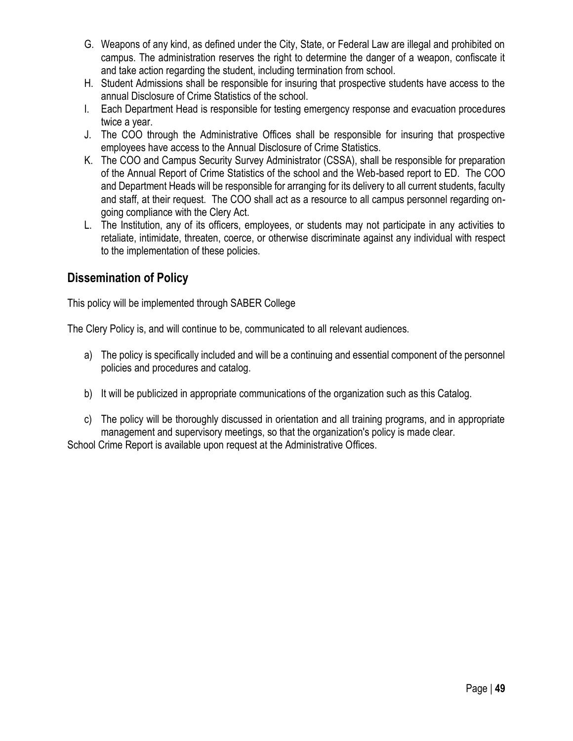G. Weapons of any kind, as defined under the City, State, or Federal Law are illegal and prohibited on campus. The administration reserves the right to determine the danger of a weapon, confiscate it and take action regarding the student, including termination from school.
H. Student Admissions shall be responsible for insuring that prospective students have access to the annual Disclosure of Crime Statistics of the school.
I. Each Department Head is responsible for testing emergency response and evacuation procedures twice a year.
J. The COO through the Administrative Offices shall be responsible for insuring that prospective employees have access to the Annual Disclosure of Crime Statistics.
K. The COO and Campus Security Survey Administrator (CSSA), shall be responsible for preparation of the Annual Report of Crime Statistics of the school and the Web-based report to ED. The COO and Department Heads will be responsible for arranging for its delivery to all current students, faculty and staff, at their request. The COO shall act as a resource to all campus personnel regarding on-going compliance with the Clery Act.
L. The Institution, any of its officers, employees, or students may not participate in any activities to retaliate, intimidate, threaten, coerce, or otherwise discriminate against any individual with respect to the implementation of these policies.

## Dissemination of Policy

This policy will be implemented through SABER College

The Clery Policy is, and will continue to be, communicated to all relevant audiences.

a) The policy is specifically included and will be a continuing and essential component of the personnel policies and procedures and catalog.

b) It will be publicized in appropriate communications of the organization such as this Catalog.

c) The policy will be thoroughly discussed in orientation and all training programs, and in appropriate management and supervisory meetings, so that the organization's policy is made clear.

School Crime Report is available upon request at the Administrative Offices.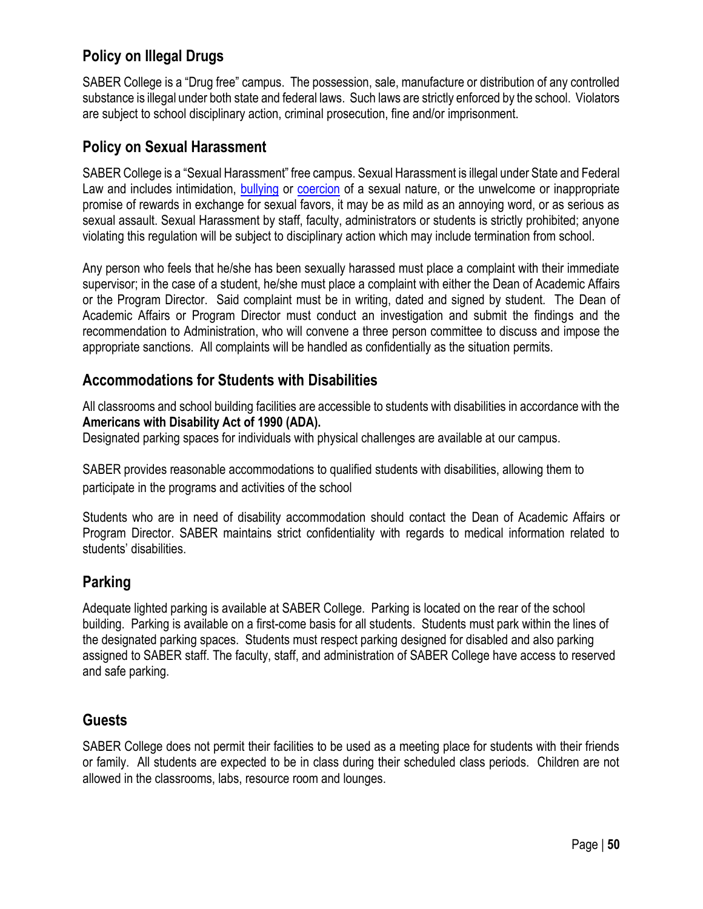## Policy on Illegal Drugs

SABER College is a "Drug free" campus. The possession, sale, manufacture or distribution of any controlled substance is illegal under both state and federal laws. Such laws are strictly enforced by the school. Violators are subject to school disciplinary action, criminal prosecution, fine and/or imprisonment.

## Policy on Sexual Harassment

SABER College is a "Sexual Harassment" free campus. Sexual Harassment is illegal under State and Federal Law and includes intimidation, bullying or coercion of a sexual nature, or the unwelcome or inappropriate promise of rewards in exchange for sexual favors, it may be as mild as an annoying word, or as serious as sexual assault. Sexual Harassment by staff, faculty, administrators or students is strictly prohibited; anyone violating this regulation will be subject to disciplinary action which may include termination from school.

Any person who feels that he/she has been sexually harassed must place a complaint with their immediate supervisor; in the case of a student, he/she must place a complaint with either the Dean of Academic Affairs or the Program Director. Said complaint must be in writing, dated and signed by student. The Dean of Academic Affairs or Program Director must conduct an investigation and submit the findings and the recommendation to Administration, who will convene a three person committee to discuss and impose the appropriate sanctions. All complaints will be handled as confidentially as the situation permits.

## Accommodations for Students with Disabilities

All classrooms and school building facilities are accessible to students with disabilities in accordance with the **Americans with Disability Act of 1990 (ADA).**
Designated parking spaces for individuals with physical challenges are available at our campus.

SABER provides reasonable accommodations to qualified students with disabilities, allowing them to participate in the programs and activities of the school

Students who are in need of disability accommodation should contact the Dean of Academic Affairs or Program Director. SABER maintains strict confidentiality with regards to medical information related to students' disabilities.

## Parking

Adequate lighted parking is available at SABER College. Parking is located on the rear of the school building. Parking is available on a first-come basis for all students. Students must park within the lines of the designated parking spaces. Students must respect parking designed for disabled and also parking assigned to SABER staff. The faculty, staff, and administration of SABER College have access to reserved and safe parking.

## Guests

SABER College does not permit their facilities to be used as a meeting place for students with their friends or family. All students are expected to be in class during their scheduled class periods. Children are not allowed in the classrooms, labs, resource room and lounges.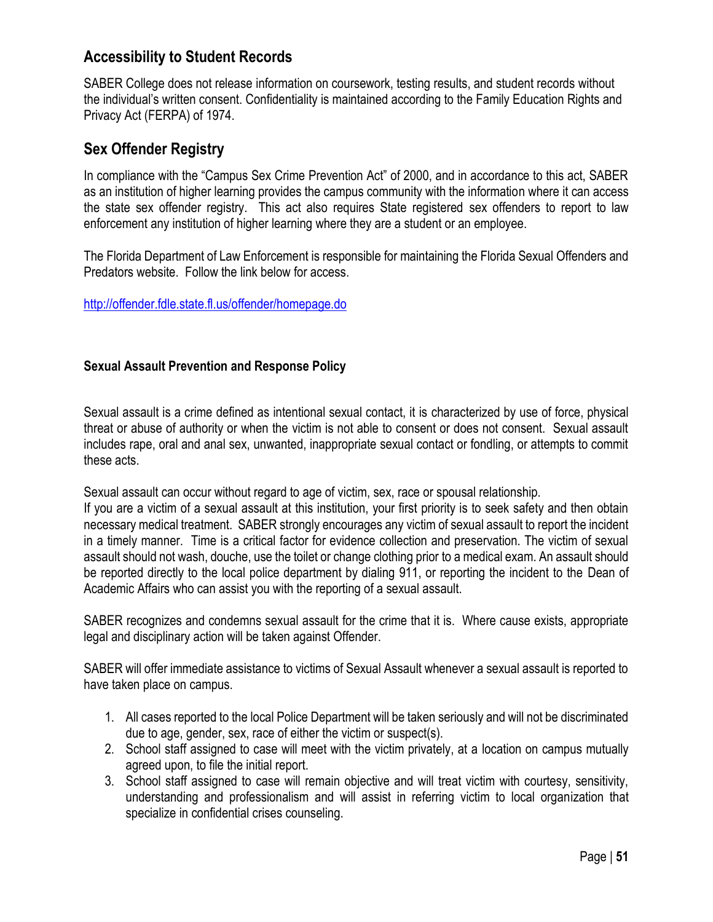## Accessibility to Student Records

SABER College does not release information on coursework, testing results, and student records without the individual's written consent. Confidentiality is maintained according to the Family Education Rights and Privacy Act (FERPA) of 1974.

## Sex Offender Registry

In compliance with the "Campus Sex Crime Prevention Act" of 2000, and in accordance to this act, SABER as an institution of higher learning provides the campus community with the information where it can access the state sex offender registry. This act also requires State registered sex offenders to report to law enforcement any institution of higher learning where they are a student or an employee.

The Florida Department of Law Enforcement is responsible for maintaining the Florida Sexual Offenders and Predators website. Follow the link below for access.

http://offender.fdle.state.fl.us/offender/homepage.do

#### Sexual Assault Prevention and Response Policy

Sexual assault is a crime defined as intentional sexual contact, it is characterized by use of force, physical threat or abuse of authority or when the victim is not able to consent or does not consent. Sexual assault includes rape, oral and anal sex, unwanted, inappropriate sexual contact or fondling, or attempts to commit these acts.

Sexual assault can occur without regard to age of victim, sex, race or spousal relationship.
If you are a victim of a sexual assault at this institution, your first priority is to seek safety and then obtain necessary medical treatment. SABER strongly encourages any victim of sexual assault to report the incident in a timely manner. Time is a critical factor for evidence collection and preservation. The victim of sexual assault should not wash, douche, use the toilet or change clothing prior to a medical exam. An assault should be reported directly to the local police department by dialing 911, or reporting the incident to the Dean of Academic Affairs who can assist you with the reporting of a sexual assault.

SABER recognizes and condemns sexual assault for the crime that it is. Where cause exists, appropriate legal and disciplinary action will be taken against Offender.

SABER will offer immediate assistance to victims of Sexual Assault whenever a sexual assault is reported to have taken place on campus.

1. All cases reported to the local Police Department will be taken seriously and will not be discriminated due to age, gender, sex, race of either the victim or suspect(s).
2. School staff assigned to case will meet with the victim privately, at a location on campus mutually agreed upon, to file the initial report.
3. School staff assigned to case will remain objective and will treat victim with courtesy, sensitivity, understanding and professionalism and will assist in referring victim to local organization that specialize in confidential crises counseling.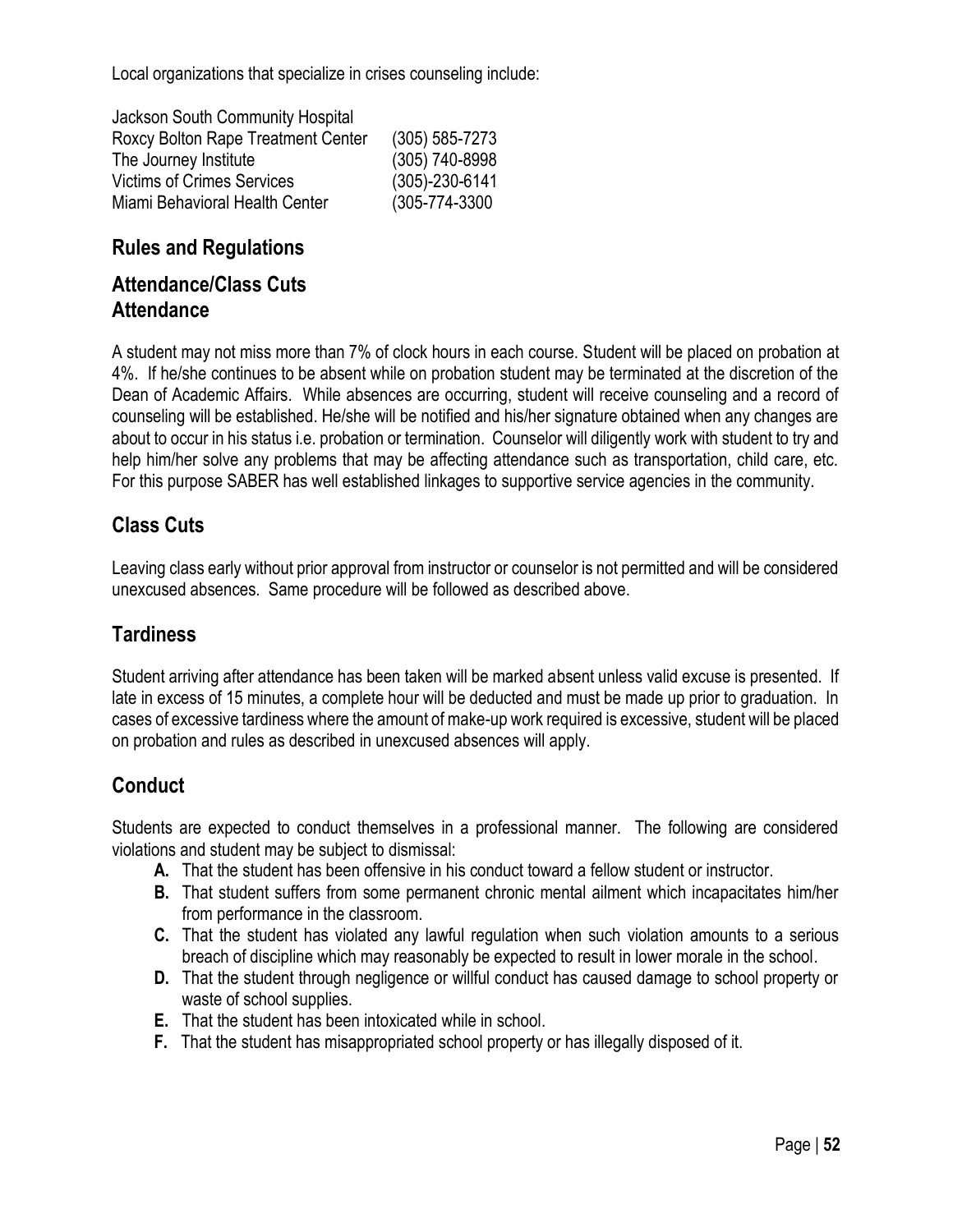Local organizations that specialize in crises counseling include:

| | |
|---|---|
| Jackson South Community Hospital | |
| Roxcy Bolton Rape Treatment Center | (305) 585-7273 |
| The Journey Institute | (305) 740-8998 |
| Victims of Crimes Services | (305)-230-6141 |
| Miami Behavioral Health Center | (305-774-3300 |

## Rules and Regulations

## Attendance/Class Cuts

## Attendance

A student may not miss more than 7% of clock hours in each course. Student will be placed on probation at 4%. If he/she continues to be absent while on probation student may be terminated at the discretion of the Dean of Academic Affairs. While absences are occurring, student will receive counseling and a record of counseling will be established. He/she will be notified and his/her signature obtained when any changes are about to occur in his status i.e. probation or termination. Counselor will diligently work with student to try and help him/her solve any problems that may be affecting attendance such as transportation, child care, etc. For this purpose SABER has well established linkages to supportive service agencies in the community.

## Class Cuts

Leaving class early without prior approval from instructor or counselor is not permitted and will be considered unexcused absences. Same procedure will be followed as described above.

## Tardiness

Student arriving after attendance has been taken will be marked absent unless valid excuse is presented. If late in excess of 15 minutes, a complete hour will be deducted and must be made up prior to graduation. In cases of excessive tardiness where the amount of make-up work required is excessive, student will be placed on probation and rules as described in unexcused absences will apply.

## Conduct

Students are expected to conduct themselves in a professional manner. The following are considered violations and student may be subject to dismissal:

- **A.** That the student has been offensive in his conduct toward a fellow student or instructor.
- **B.** That student suffers from some permanent chronic mental ailment which incapacitates him/her from performance in the classroom.
- **C.** That the student has violated any lawful regulation when such violation amounts to a serious breach of discipline which may reasonably be expected to result in lower morale in the school.
- **D.** That the student through negligence or willful conduct has caused damage to school property or waste of school supplies.
- **E.** That the student has been intoxicated while in school.
- **F.** That the student has misappropriated school property or has illegally disposed of it.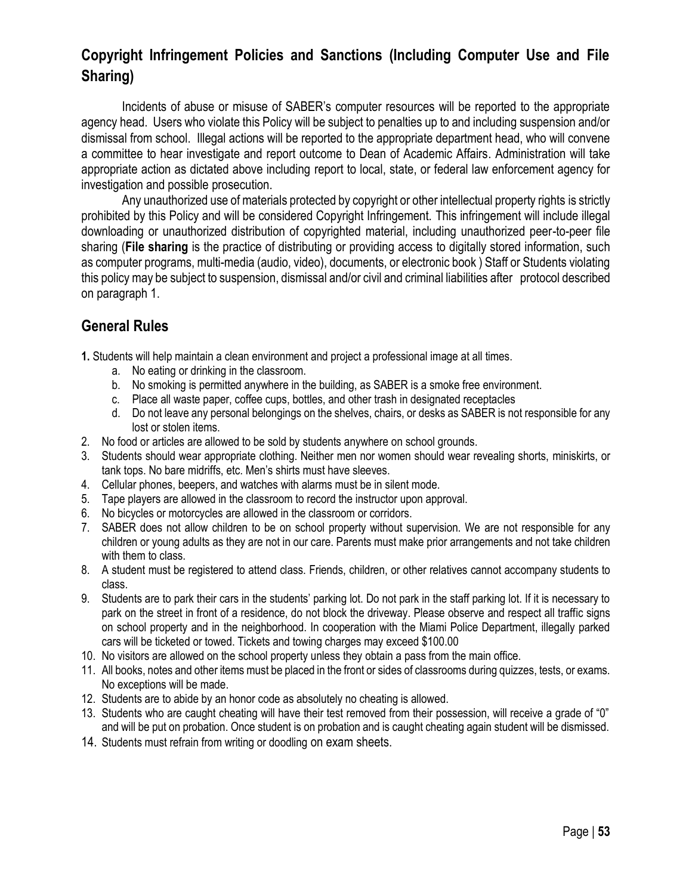## Copyright Infringement Policies and Sanctions (Including Computer Use and File Sharing)

Incidents of abuse or misuse of SABER's computer resources will be reported to the appropriate agency head. Users who violate this Policy will be subject to penalties up to and including suspension and/or dismissal from school. Illegal actions will be reported to the appropriate department head, who will convene a committee to hear investigate and report outcome to Dean of Academic Affairs. Administration will take appropriate action as dictated above including report to local, state, or federal law enforcement agency for investigation and possible prosecution.

Any unauthorized use of materials protected by copyright or other intellectual property rights is strictly prohibited by this Policy and will be considered Copyright Infringement. This infringement will include illegal downloading or unauthorized distribution of copyrighted material, including unauthorized peer-to-peer file sharing (**File sharing** is the practice of distributing or providing access to digitally stored information, such as computer programs, multi-media (audio, video), documents, or electronic book ) Staff or Students violating this policy may be subject to suspension, dismissal and/or civil and criminal liabilities after protocol described on paragraph 1.

## General Rules

**1.** Students will help maintain a clean environment and project a professional image at all times.
   a. No eating or drinking in the classroom.
   b. No smoking is permitted anywhere in the building, as SABER is a smoke free environment.
   c. Place all waste paper, coffee cups, bottles, and other trash in designated receptacles
   d. Do not leave any personal belongings on the shelves, chairs, or desks as SABER is not responsible for any lost or stolen items.

2. No food or articles are allowed to be sold by students anywhere on school grounds.
3. Students should wear appropriate clothing. Neither men nor women should wear revealing shorts, miniskirts, or tank tops. No bare midriffs, etc. Men's shirts must have sleeves.
4. Cellular phones, beepers, and watches with alarms must be in silent mode.
5. Tape players are allowed in the classroom to record the instructor upon approval.
6. No bicycles or motorcycles are allowed in the classroom or corridors.
7. SABER does not allow children to be on school property without supervision. We are not responsible for any children or young adults as they are not in our care. Parents must make prior arrangements and not take children with them to class.
8. A student must be registered to attend class. Friends, children, or other relatives cannot accompany students to class.
9. Students are to park their cars in the students' parking lot. Do not park in the staff parking lot. If it is necessary to park on the street in front of a residence, do not block the driveway. Please observe and respect all traffic signs on school property and in the neighborhood. In cooperation with the Miami Police Department, illegally parked cars will be ticketed or towed. Tickets and towing charges may exceed $100.00
10. No visitors are allowed on the school property unless they obtain a pass from the main office.
11. All books, notes and other items must be placed in the front or sides of classrooms during quizzes, tests, or exams. No exceptions will be made.
12. Students are to abide by an honor code as absolutely no cheating is allowed.
13. Students who are caught cheating will have their test removed from their possession, will receive a grade of "0" and will be put on probation. Once student is on probation and is caught cheating again student will be dismissed.
14. Students must refrain from writing or doodling on exam sheets.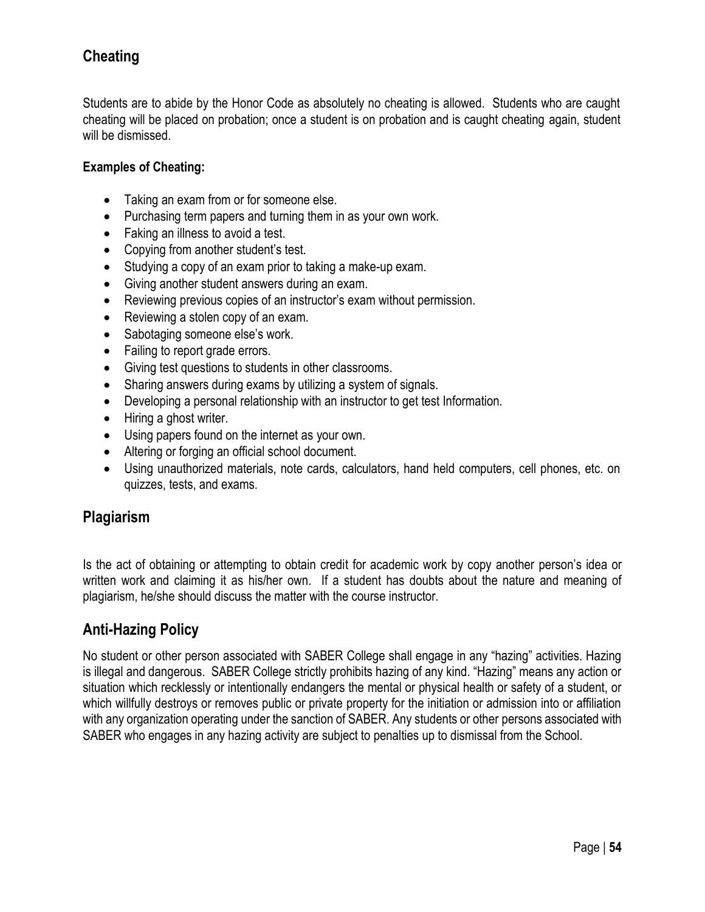## Cheating

Students are to abide by the Honor Code as absolutely no cheating is allowed. Students who are caught cheating will be placed on probation; once a student is on probation and is caught cheating again, student will be dismissed.

**Examples of Cheating:**

- Taking an exam from or for someone else.
- Purchasing term papers and turning them in as your own work.
- Faking an illness to avoid a test.
- Copying from another student's test.
- Studying a copy of an exam prior to taking a make-up exam.
- Giving another student answers during an exam.
- Reviewing previous copies of an instructor's exam without permission.
- Reviewing a stolen copy of an exam.
- Sabotaging someone else's work.
- Failing to report grade errors.
- Giving test questions to students in other classrooms.
- Sharing answers during exams by utilizing a system of signals.
- Developing a personal relationship with an instructor to get test Information.
- Hiring a ghost writer.
- Using papers found on the internet as your own.
- Altering or forging an official school document.
- Using unauthorized materials, note cards, calculators, hand held computers, cell phones, etc. on quizzes, tests, and exams.

## Plagiarism

Is the act of obtaining or attempting to obtain credit for academic work by copy another person's idea or written work and claiming it as his/her own. If a student has doubts about the nature and meaning of plagiarism, he/she should discuss the matter with the course instructor.

## Anti-Hazing Policy

No student or other person associated with SABER College shall engage in any "hazing" activities. Hazing is illegal and dangerous. SABER College strictly prohibits hazing of any kind. "Hazing" means any action or situation which recklessly or intentionally endangers the mental or physical health or safety of a student, or which willfully destroys or removes public or private property for the initiation or admission into or affiliation with any organization operating under the sanction of SABER. Any students or other persons associated with SABER who engages in any hazing activity are subject to penalties up to dismissal from the School.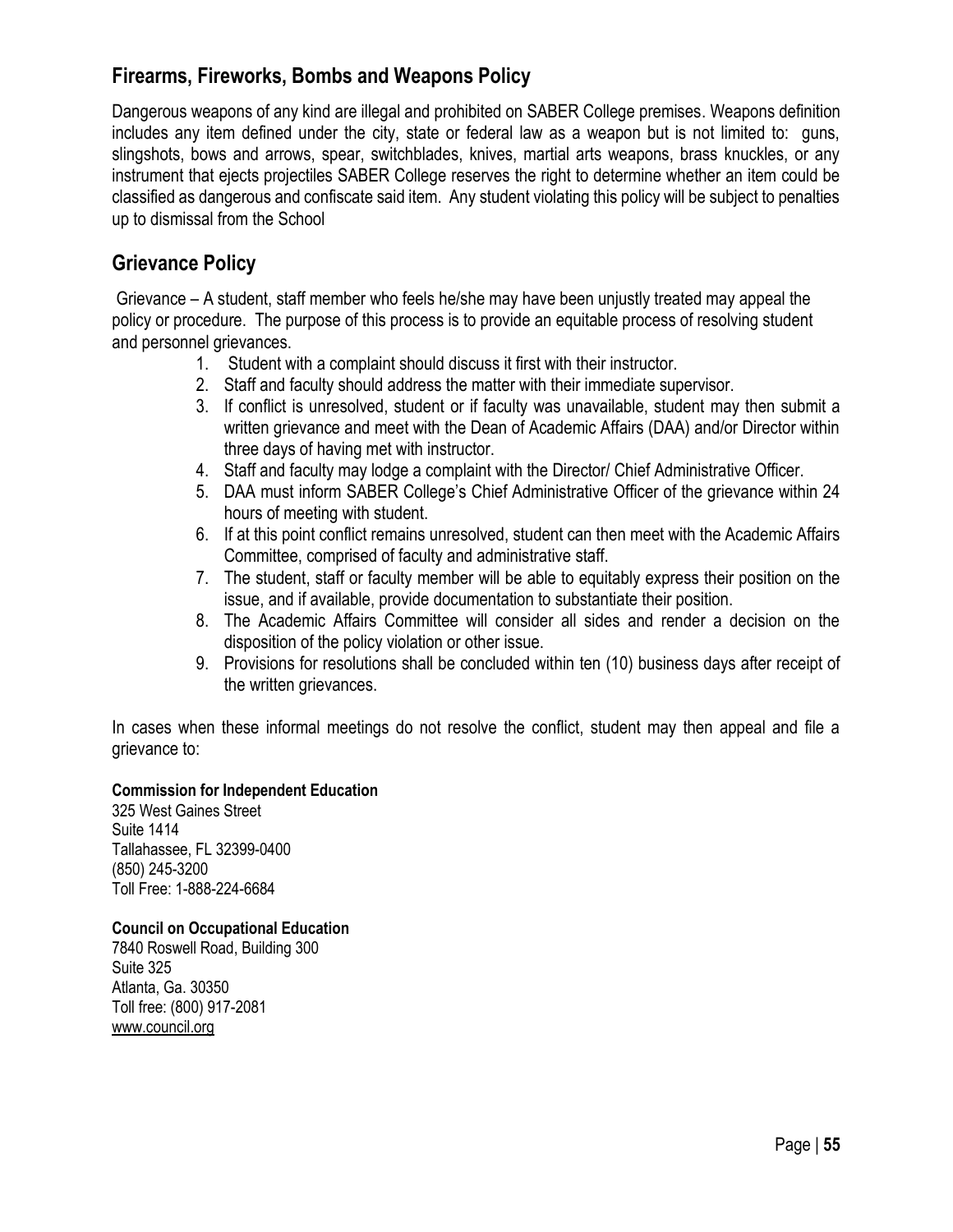## Firearms, Fireworks, Bombs and Weapons Policy

Dangerous weapons of any kind are illegal and prohibited on SABER College premises. Weapons definition includes any item defined under the city, state or federal law as a weapon but is not limited to: guns, slingshots, bows and arrows, spear, switchblades, knives, martial arts weapons, brass knuckles, or any instrument that ejects projectiles SABER College reserves the right to determine whether an item could be classified as dangerous and confiscate said item. Any student violating this policy will be subject to penalties up to dismissal from the School

## Grievance Policy

Grievance – A student, staff member who feels he/she may have been unjustly treated may appeal the policy or procedure. The purpose of this process is to provide an equitable process of resolving student and personnel grievances.

1. Student with a complaint should discuss it first with their instructor.
2. Staff and faculty should address the matter with their immediate supervisor.
3. If conflict is unresolved, student or if faculty was unavailable, student may then submit a written grievance and meet with the Dean of Academic Affairs (DAA) and/or Director within three days of having met with instructor.
4. Staff and faculty may lodge a complaint with the Director/ Chief Administrative Officer.
5. DAA must inform SABER College's Chief Administrative Officer of the grievance within 24 hours of meeting with student.
6. If at this point conflict remains unresolved, student can then meet with the Academic Affairs Committee, comprised of faculty and administrative staff.
7. The student, staff or faculty member will be able to equitably express their position on the issue, and if available, provide documentation to substantiate their position.
8. The Academic Affairs Committee will consider all sides and render a decision on the disposition of the policy violation or other issue.
9. Provisions for resolutions shall be concluded within ten (10) business days after receipt of the written grievances.

In cases when these informal meetings do not resolve the conflict, student may then appeal and file a grievance to:

**Commission for Independent Education**
325 West Gaines Street
Suite 1414
Tallahassee, FL 32399-0400
(850) 245-3200
Toll Free: 1-888-224-6684

**Council on Occupational Education**
7840 Roswell Road, Building 300
Suite 325
Atlanta, Ga. 30350
Toll free: (800) 917-2081
www.council.org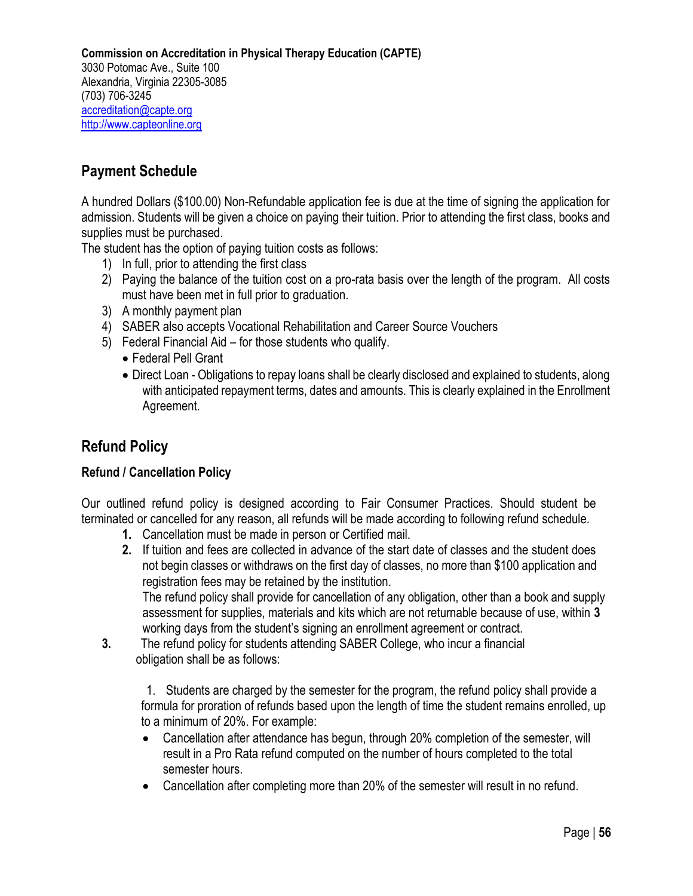**Commission on Accreditation in Physical Therapy Education (CAPTE)**
3030 Potomac Ave., Suite 100
Alexandria, Virginia 22305-3085
(703) 706-3245
accreditation@capte.org
http://www.capteonline.org

## Payment Schedule

A hundred Dollars ($100.00) Non-Refundable application fee is due at the time of signing the application for admission. Students will be given a choice on paying their tuition. Prior to attending the first class, books and supplies must be purchased.

The student has the option of paying tuition costs as follows:

1) In full, prior to attending the first class
2) Paying the balance of the tuition cost on a pro-rata basis over the length of the program. All costs must have been met in full prior to graduation.
3) A monthly payment plan
4) SABER also accepts Vocational Rehabilitation and Career Source Vouchers
5) Federal Financial Aid – for those students who qualify.
   - Federal Pell Grant
   - Direct Loan - Obligations to repay loans shall be clearly disclosed and explained to students, along with anticipated repayment terms, dates and amounts. This is clearly explained in the Enrollment Agreement.

## Refund Policy

### Refund / Cancellation Policy

Our outlined refund policy is designed according to Fair Consumer Practices. Should student be terminated or cancelled for any reason, all refunds will be made according to following refund schedule.

1. Cancellation must be made in person or Certified mail.
2. If tuition and fees are collected in advance of the start date of classes and the student does not begin classes or withdraws on the first day of classes, no more than $100 application and registration fees may be retained by the institution.
   The refund policy shall provide for cancellation of any obligation, other than a book and supply assessment for supplies, materials and kits which are not returnable because of use, within **3** working days from the student's signing an enrollment agreement or contract.
3. The refund policy for students attending SABER College, who incur a financial obligation shall be as follows:

   1. Students are charged by the semester for the program, the refund policy shall provide a formula for proration of refunds based upon the length of time the student remains enrolled, up to a minimum of 20%. For example:
      - Cancellation after attendance has begun, through 20% completion of the semester, will result in a Pro Rata refund computed on the number of hours completed to the total semester hours.
      - Cancellation after completing more than 20% of the semester will result in no refund.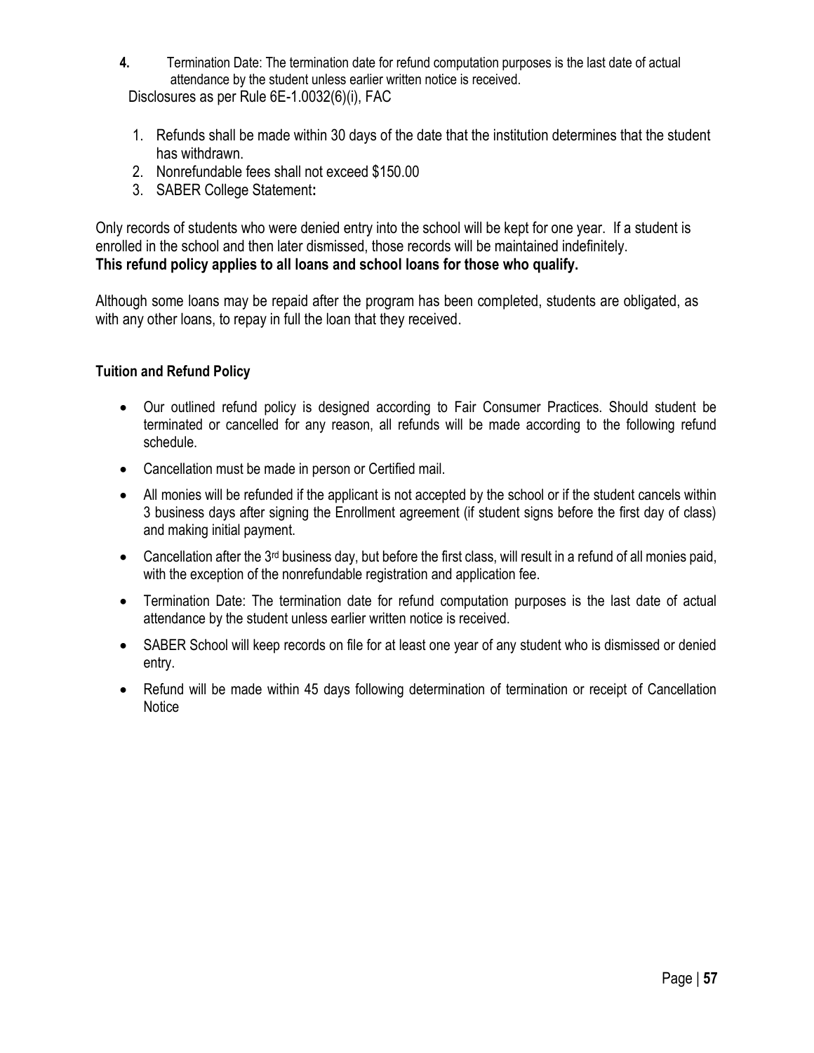**4.** Termination Date: The termination date for refund computation purposes is the last date of actual attendance by the student unless earlier written notice is received.

Disclosures as per Rule 6E-1.0032(6)(i), FAC

1. Refunds shall be made within 30 days of the date that the institution determines that the student has withdrawn.
2. Nonrefundable fees shall not exceed $150.00
3. SABER College Statement**:**

Only records of students who were denied entry into the school will be kept for one year. If a student is enrolled in the school and then later dismissed, those records will be maintained indefinitely.
**This refund policy applies to all loans and school loans for those who qualify.**

Although some loans may be repaid after the program has been completed, students are obligated, as with any other loans, to repay in full the loan that they received.

**Tuition and Refund Policy**

- Our outlined refund policy is designed according to Fair Consumer Practices. Should student be terminated or cancelled for any reason, all refunds will be made according to the following refund schedule.
- Cancellation must be made in person or Certified mail.
- All monies will be refunded if the applicant is not accepted by the school or if the student cancels within 3 business days after signing the Enrollment agreement (if student signs before the first day of class) and making initial payment.
- Cancellation after the 3rd business day, but before the first class, will result in a refund of all monies paid, with the exception of the nonrefundable registration and application fee.
- Termination Date: The termination date for refund computation purposes is the last date of actual attendance by the student unless earlier written notice is received.
- SABER School will keep records on file for at least one year of any student who is dismissed or denied entry.
- Refund will be made within 45 days following determination of termination or receipt of Cancellation Notice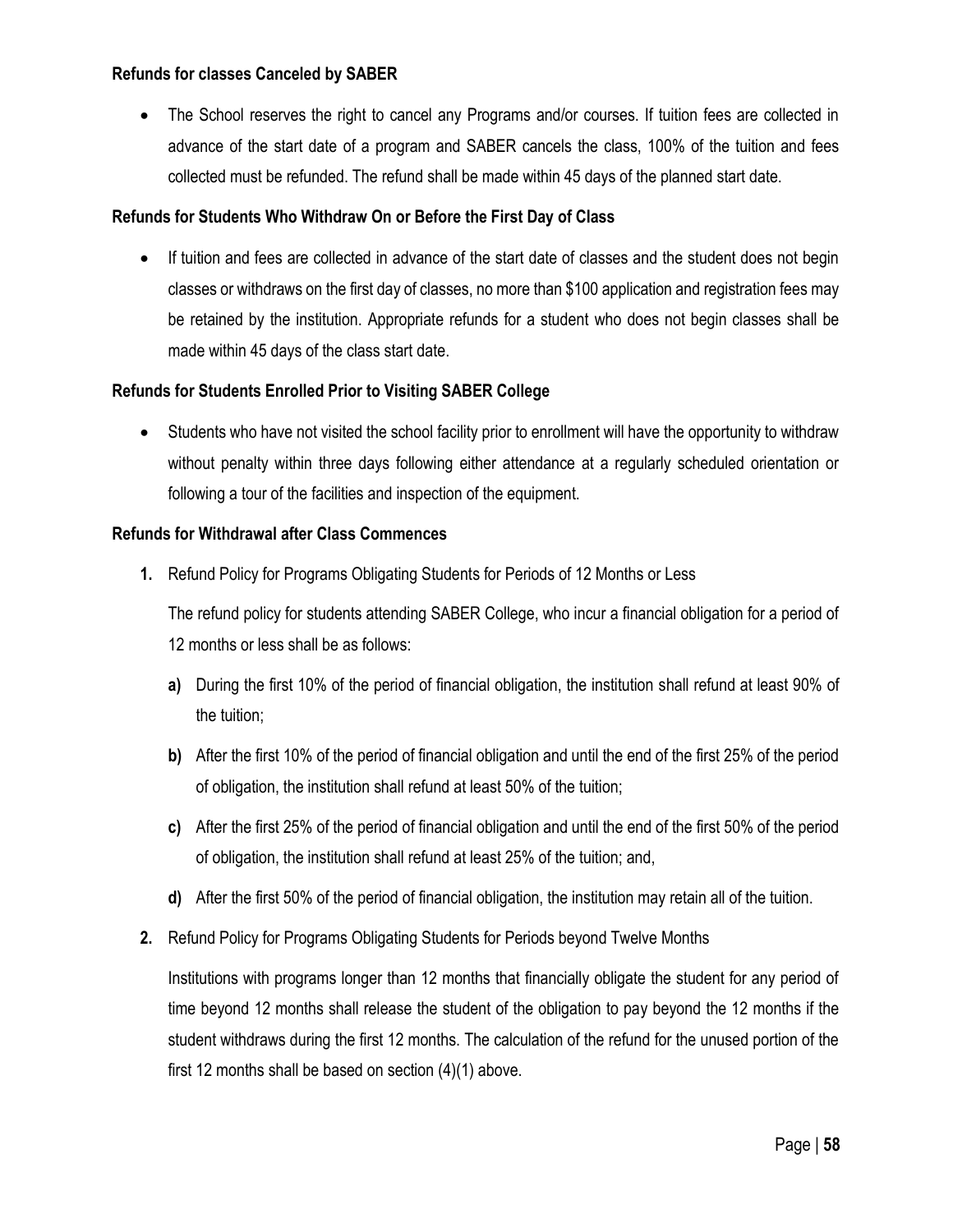**Refunds for classes Canceled by SABER**

- The School reserves the right to cancel any Programs and/or courses. If tuition fees are collected in advance of the start date of a program and SABER cancels the class, 100% of the tuition and fees collected must be refunded. The refund shall be made within 45 days of the planned start date.

**Refunds for Students Who Withdraw On or Before the First Day of Class**

- If tuition and fees are collected in advance of the start date of classes and the student does not begin classes or withdraws on the first day of classes, no more than $100 application and registration fees may be retained by the institution. Appropriate refunds for a student who does not begin classes shall be made within 45 days of the class start date.

**Refunds for Students Enrolled Prior to Visiting SABER College**

- Students who have not visited the school facility prior to enrollment will have the opportunity to withdraw without penalty within three days following either attendance at a regularly scheduled orientation or following a tour of the facilities and inspection of the equipment.

**Refunds for Withdrawal after Class Commences**

1. Refund Policy for Programs Obligating Students for Periods of 12 Months or Less

   The refund policy for students attending SABER College, who incur a financial obligation for a period of 12 months or less shall be as follows:

   **a)** During the first 10% of the period of financial obligation, the institution shall refund at least 90% of the tuition;

   **b)** After the first 10% of the period of financial obligation and until the end of the first 25% of the period of obligation, the institution shall refund at least 50% of the tuition;

   **c)** After the first 25% of the period of financial obligation and until the end of the first 50% of the period of obligation, the institution shall refund at least 25% of the tuition; and,

   **d)** After the first 50% of the period of financial obligation, the institution may retain all of the tuition.

2. Refund Policy for Programs Obligating Students for Periods beyond Twelve Months

   Institutions with programs longer than 12 months that financially obligate the student for any period of time beyond 12 months shall release the student of the obligation to pay beyond the 12 months if the student withdraws during the first 12 months. The calculation of the refund for the unused portion of the first 12 months shall be based on section (4)(1) above.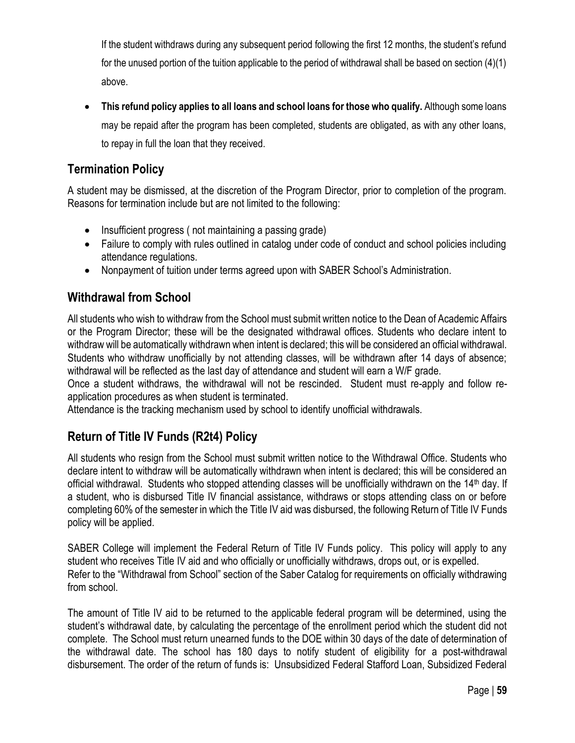If the student withdraws during any subsequent period following the first 12 months, the student's refund for the unused portion of the tuition applicable to the period of withdrawal shall be based on section (4)(1) above.

- **This refund policy applies to all loans and school loans for those who qualify.** Although some loans may be repaid after the program has been completed, students are obligated, as with any other loans, to repay in full the loan that they received.

## Termination Policy

A student may be dismissed, at the discretion of the Program Director, prior to completion of the program. Reasons for termination include but are not limited to the following:

- Insufficient progress ( not maintaining a passing grade)
- Failure to comply with rules outlined in catalog under code of conduct and school policies including attendance regulations.
- Nonpayment of tuition under terms agreed upon with SABER School's Administration.

## Withdrawal from School

All students who wish to withdraw from the School must submit written notice to the Dean of Academic Affairs or the Program Director; these will be the designated withdrawal offices. Students who declare intent to withdraw will be automatically withdrawn when intent is declared; this will be considered an official withdrawal. Students who withdraw unofficially by not attending classes, will be withdrawn after 14 days of absence; withdrawal will be reflected as the last day of attendance and student will earn a W/F grade.

Once a student withdraws, the withdrawal will not be rescinded. Student must re-apply and follow re-application procedures as when student is terminated.

Attendance is the tracking mechanism used by school to identify unofficial withdrawals.

## Return of Title IV Funds (R2t4) Policy

All students who resign from the School must submit written notice to the Withdrawal Office. Students who declare intent to withdraw will be automatically withdrawn when intent is declared; this will be considered an official withdrawal. Students who stopped attending classes will be unofficially withdrawn on the 14th day. If a student, who is disbursed Title IV financial assistance, withdraws or stops attending class on or before completing 60% of the semester in which the Title IV aid was disbursed, the following Return of Title IV Funds policy will be applied.

SABER College will implement the Federal Return of Title IV Funds policy. This policy will apply to any student who receives Title IV aid and who officially or unofficially withdraws, drops out, or is expelled. Refer to the "Withdrawal from School" section of the Saber Catalog for requirements on officially withdrawing from school.

The amount of Title IV aid to be returned to the applicable federal program will be determined, using the student's withdrawal date, by calculating the percentage of the enrollment period which the student did not complete. The School must return unearned funds to the DOE within 30 days of the date of determination of the withdrawal date. The school has 180 days to notify student of eligibility for a post-withdrawal disbursement. The order of the return of funds is: Unsubsidized Federal Stafford Loan, Subsidized Federal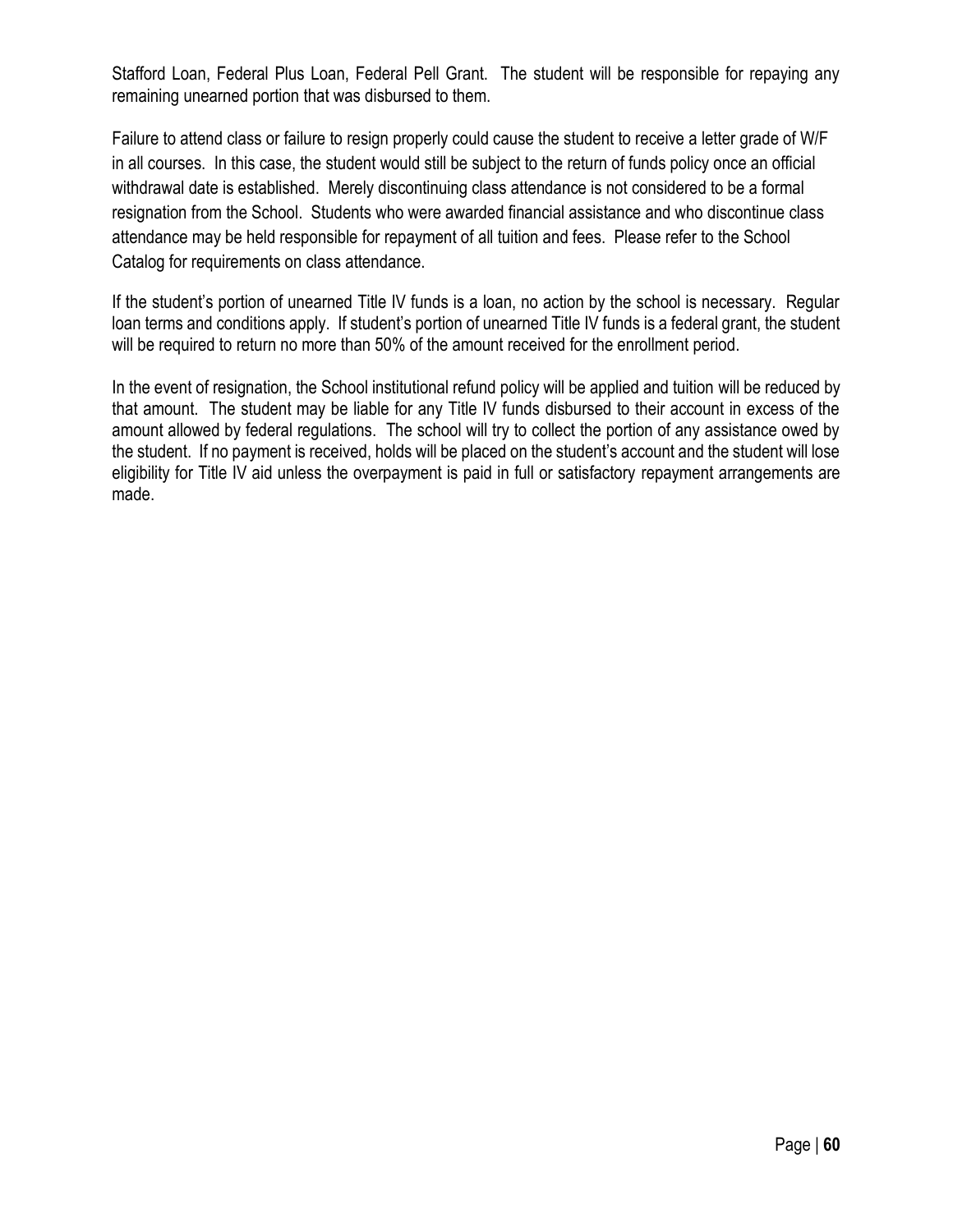Stafford Loan, Federal Plus Loan, Federal Pell Grant. The student will be responsible for repaying any remaining unearned portion that was disbursed to them.

Failure to attend class or failure to resign properly could cause the student to receive a letter grade of W/F in all courses. In this case, the student would still be subject to the return of funds policy once an official withdrawal date is established. Merely discontinuing class attendance is not considered to be a formal resignation from the School. Students who were awarded financial assistance and who discontinue class attendance may be held responsible for repayment of all tuition and fees. Please refer to the School Catalog for requirements on class attendance.

If the student's portion of unearned Title IV funds is a loan, no action by the school is necessary. Regular loan terms and conditions apply. If student's portion of unearned Title IV funds is a federal grant, the student will be required to return no more than 50% of the amount received for the enrollment period.

In the event of resignation, the School institutional refund policy will be applied and tuition will be reduced by that amount. The student may be liable for any Title IV funds disbursed to their account in excess of the amount allowed by federal regulations. The school will try to collect the portion of any assistance owed by the student. If no payment is received, holds will be placed on the student's account and the student will lose eligibility for Title IV aid unless the overpayment is paid in full or satisfactory repayment arrangements are made.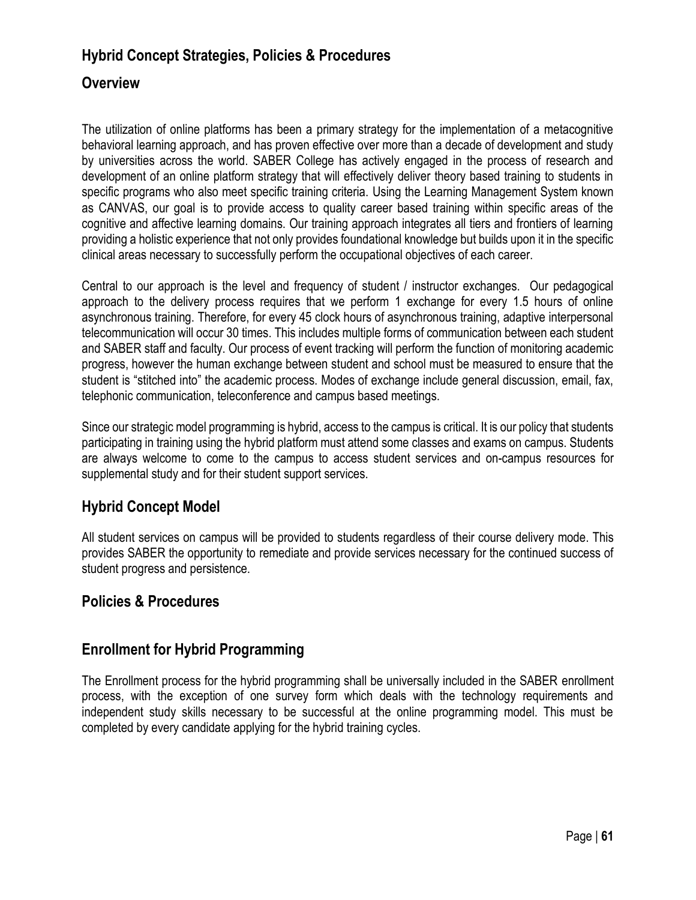## Hybrid Concept Strategies, Policies & Procedures

## Overview

The utilization of online platforms has been a primary strategy for the implementation of a metacognitive behavioral learning approach, and has proven effective over more than a decade of development and study by universities across the world. SABER College has actively engaged in the process of research and development of an online platform strategy that will effectively deliver theory based training to students in specific programs who also meet specific training criteria. Using the Learning Management System known as CANVAS, our goal is to provide access to quality career based training within specific areas of the cognitive and affective learning domains. Our training approach integrates all tiers and frontiers of learning providing a holistic experience that not only provides foundational knowledge but builds upon it in the specific clinical areas necessary to successfully perform the occupational objectives of each career.

Central to our approach is the level and frequency of student / instructor exchanges. Our pedagogical approach to the delivery process requires that we perform 1 exchange for every 1.5 hours of online asynchronous training. Therefore, for every 45 clock hours of asynchronous training, adaptive interpersonal telecommunication will occur 30 times. This includes multiple forms of communication between each student and SABER staff and faculty. Our process of event tracking will perform the function of monitoring academic progress, however the human exchange between student and school must be measured to ensure that the student is "stitched into" the academic process. Modes of exchange include general discussion, email, fax, telephonic communication, teleconference and campus based meetings.

Since our strategic model programming is hybrid, access to the campus is critical. It is our policy that students participating in training using the hybrid platform must attend some classes and exams on campus. Students are always welcome to come to the campus to access student services and on-campus resources for supplemental study and for their student support services.

## Hybrid Concept Model

All student services on campus will be provided to students regardless of their course delivery mode. This provides SABER the opportunity to remediate and provide services necessary for the continued success of student progress and persistence.

## Policies & Procedures

## Enrollment for Hybrid Programming

The Enrollment process for the hybrid programming shall be universally included in the SABER enrollment process, with the exception of one survey form which deals with the technology requirements and independent study skills necessary to be successful at the online programming model. This must be completed by every candidate applying for the hybrid training cycles.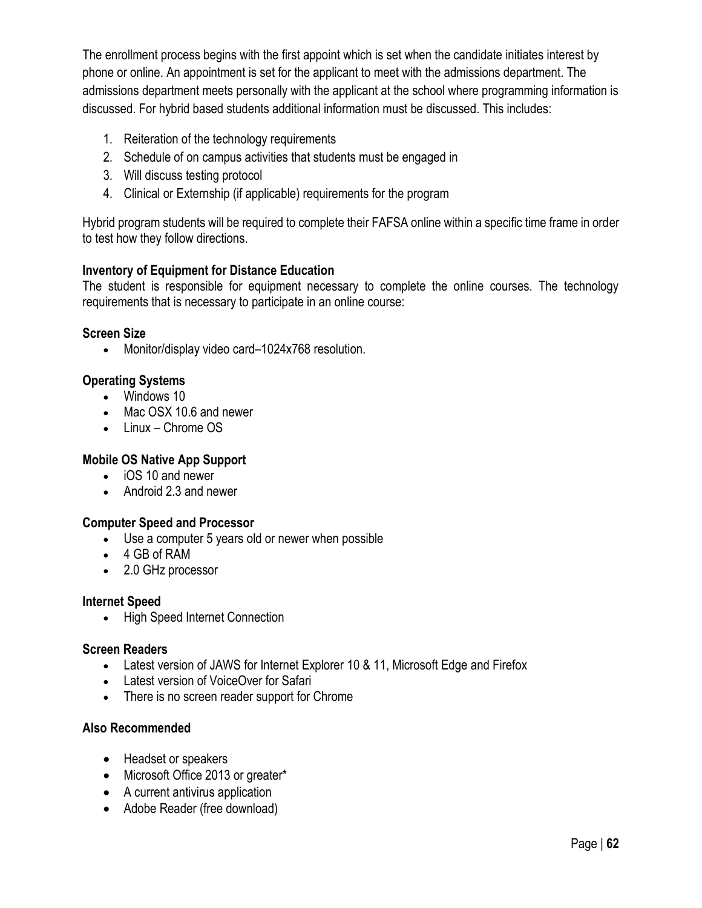The enrollment process begins with the first appoint which is set when the candidate initiates interest by phone or online. An appointment is set for the applicant to meet with the admissions department. The admissions department meets personally with the applicant at the school where programming information is discussed. For hybrid based students additional information must be discussed. This includes:

1. Reiteration of the technology requirements
2. Schedule of on campus activities that students must be engaged in
3. Will discuss testing protocol
4. Clinical or Externship (if applicable) requirements for the program

Hybrid program students will be required to complete their FAFSA online within a specific time frame in order to test how they follow directions.

**Inventory of Equipment for Distance Education**

The student is responsible for equipment necessary to complete the online courses. The technology requirements that is necessary to participate in an online course:

**Screen Size**

- Monitor/display video card–1024x768 resolution.

**Operating Systems**

- Windows 10
- Mac OSX 10.6 and newer
- Linux – Chrome OS

**Mobile OS Native App Support**

- iOS 10 and newer
- Android 2.3 and newer

**Computer Speed and Processor**

- Use a computer 5 years old or newer when possible
- 4 GB of RAM
- 2.0 GHz processor

**Internet Speed**

- High Speed Internet Connection

**Screen Readers**

- Latest version of JAWS for Internet Explorer 10 & 11, Microsoft Edge and Firefox
- Latest version of VoiceOver for Safari
- There is no screen reader support for Chrome

**Also Recommended**

- Headset or speakers
- Microsoft Office 2013 or greater*
- A current antivirus application
- Adobe Reader (free download)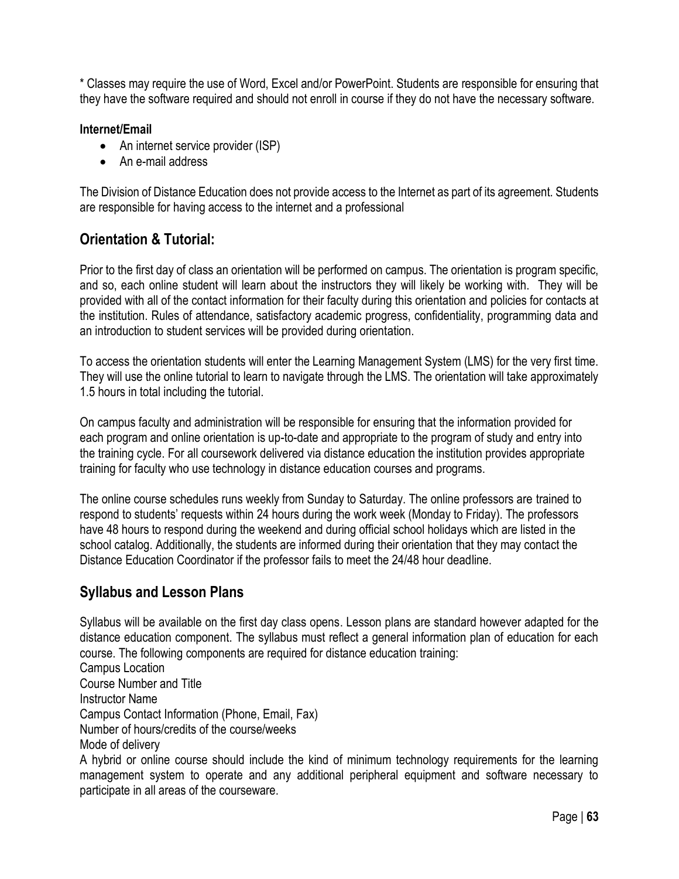* Classes may require the use of Word, Excel and/or PowerPoint. Students are responsible for ensuring that they have the software required and should not enroll in course if they do not have the necessary software.

**Internet/Email**

- An internet service provider (ISP)
- An e-mail address

The Division of Distance Education does not provide access to the Internet as part of its agreement. Students are responsible for having access to the internet and a professional

## Orientation & Tutorial:

Prior to the first day of class an orientation will be performed on campus. The orientation is program specific, and so, each online student will learn about the instructors they will likely be working with. They will be provided with all of the contact information for their faculty during this orientation and policies for contacts at the institution. Rules of attendance, satisfactory academic progress, confidentiality, programming data and an introduction to student services will be provided during orientation.

To access the orientation students will enter the Learning Management System (LMS) for the very first time. They will use the online tutorial to learn to navigate through the LMS. The orientation will take approximately 1.5 hours in total including the tutorial.

On campus faculty and administration will be responsible for ensuring that the information provided for each program and online orientation is up-to-date and appropriate to the program of study and entry into the training cycle. For all coursework delivered via distance education the institution provides appropriate training for faculty who use technology in distance education courses and programs.

The online course schedules runs weekly from Sunday to Saturday. The online professors are trained to respond to students' requests within 24 hours during the work week (Monday to Friday). The professors have 48 hours to respond during the weekend and during official school holidays which are listed in the school catalog. Additionally, the students are informed during their orientation that they may contact the Distance Education Coordinator if the professor fails to meet the 24/48 hour deadline.

## Syllabus and Lesson Plans

Syllabus will be available on the first day class opens. Lesson plans are standard however adapted for the distance education component. The syllabus must reflect a general information plan of education for each course. The following components are required for distance education training:

Campus Location
Course Number and Title
Instructor Name
Campus Contact Information (Phone, Email, Fax)
Number of hours/credits of the course/weeks
Mode of delivery
A hybrid or online course should include the kind of minimum technology requirements for the learning management system to operate and any additional peripheral equipment and software necessary to participate in all areas of the courseware.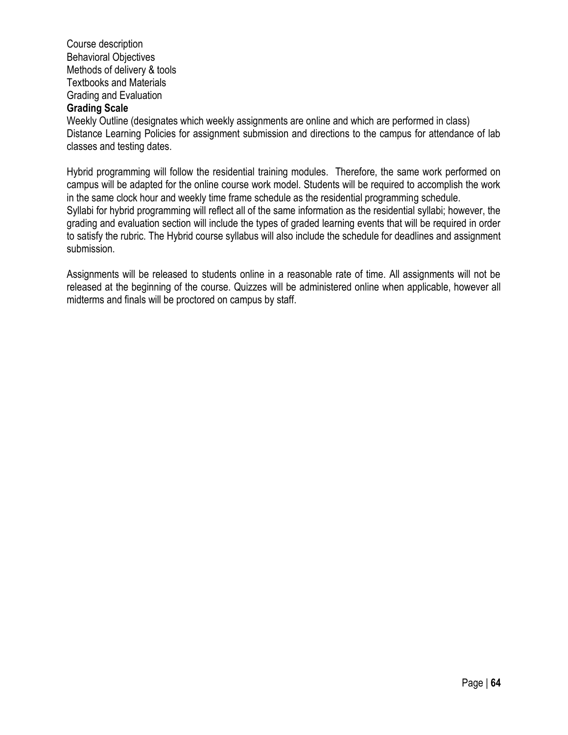Course description
Behavioral Objectives
Methods of delivery & tools
Textbooks and Materials
Grading and Evaluation
**Grading Scale**
Weekly Outline (designates which weekly assignments are online and which are performed in class)
Distance Learning Policies for assignment submission and directions to the campus for attendance of lab classes and testing dates.

Hybrid programming will follow the residential training modules. Therefore, the same work performed on campus will be adapted for the online course work model. Students will be required to accomplish the work in the same clock hour and weekly time frame schedule as the residential programming schedule.
Syllabi for hybrid programming will reflect all of the same information as the residential syllabi; however, the grading and evaluation section will include the types of graded learning events that will be required in order to satisfy the rubric. The Hybrid course syllabus will also include the schedule for deadlines and assignment submission.

Assignments will be released to students online in a reasonable rate of time. All assignments will not be released at the beginning of the course. Quizzes will be administered online when applicable, however all midterms and finals will be proctored on campus by staff.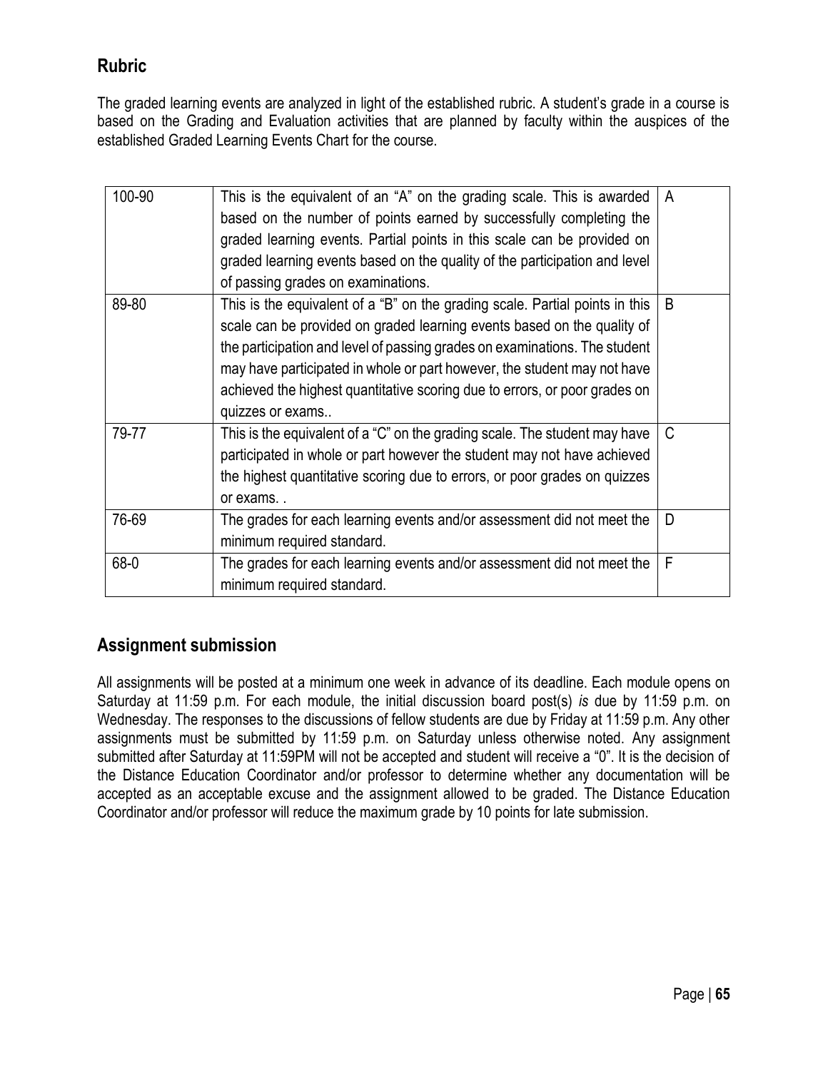## Rubric

The graded learning events are analyzed in light of the established rubric. A student's grade in a course is based on the Grading and Evaluation activities that are planned by faculty within the auspices of the established Graded Learning Events Chart for the course.

| 100-90 | This is the equivalent of an "A" on the grading scale. This is awarded based on the number of points earned by successfully completing the graded learning events. Partial points in this scale can be provided on graded learning events based on the quality of the participation and level of passing grades on examinations. | A |
|---|---|---|
| 89-80 | This is the equivalent of a "B" on the grading scale. Partial points in this scale can be provided on graded learning events based on the quality of the participation and level of passing grades on examinations. The student may have participated in whole or part however, the student may not have achieved the highest quantitative scoring due to errors, or poor grades on quizzes or exams.. | B |
| 79-77 | This is the equivalent of a "C" on the grading scale. The student may have participated in whole or part however the student may not have achieved the highest quantitative scoring due to errors, or poor grades on quizzes or exams. . | C |
| 76-69 | The grades for each learning events and/or assessment did not meet the minimum required standard. | D |
| 68-0 | The grades for each learning events and/or assessment did not meet the minimum required standard. | F |

## Assignment submission

All assignments will be posted at a minimum one week in advance of its deadline. Each module opens on Saturday at 11:59 p.m. For each module, the initial discussion board post(s) *is* due by 11:59 p.m. on Wednesday. The responses to the discussions of fellow students are due by Friday at 11:59 p.m. Any other assignments must be submitted by 11:59 p.m. on Saturday unless otherwise noted. Any assignment submitted after Saturday at 11:59PM will not be accepted and student will receive a "0". It is the decision of the Distance Education Coordinator and/or professor to determine whether any documentation will be accepted as an acceptable excuse and the assignment allowed to be graded. The Distance Education Coordinator and/or professor will reduce the maximum grade by 10 points for late submission.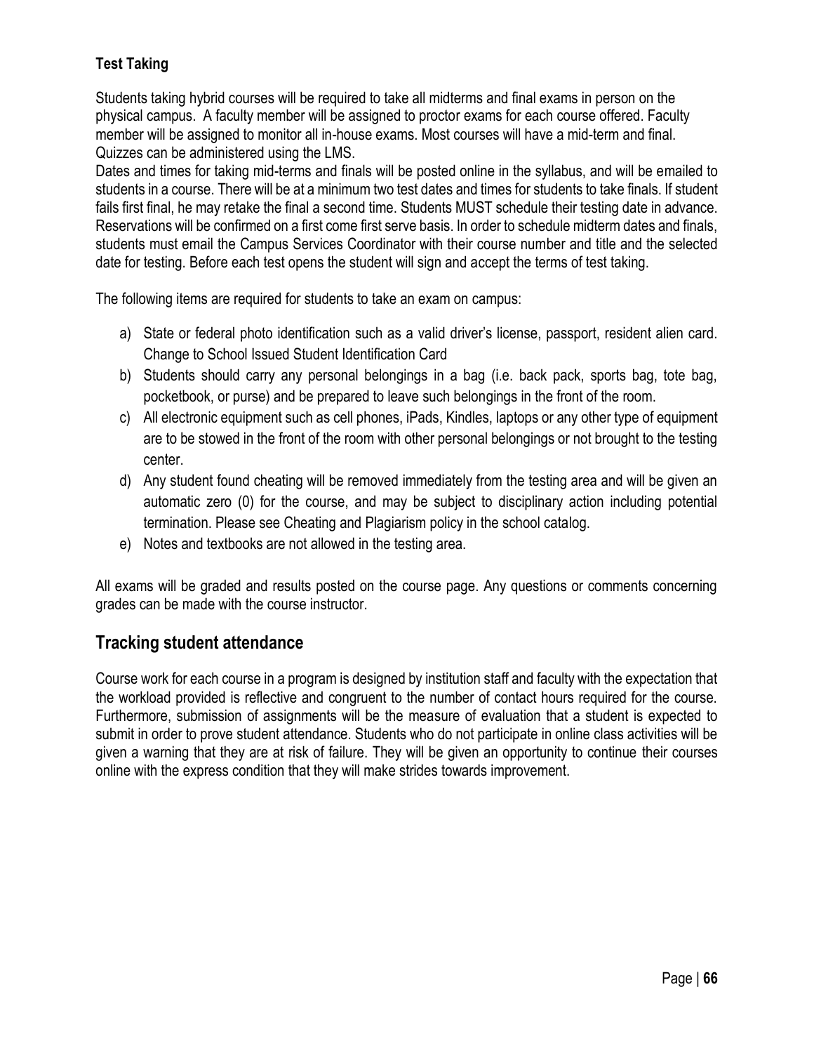### Test Taking

Students taking hybrid courses will be required to take all midterms and final exams in person on the physical campus. A faculty member will be assigned to proctor exams for each course offered. Faculty member will be assigned to monitor all in-house exams. Most courses will have a mid-term and final. Quizzes can be administered using the LMS.

Dates and times for taking mid-terms and finals will be posted online in the syllabus, and will be emailed to students in a course. There will be at a minimum two test dates and times for students to take finals. If student fails first final, he may retake the final a second time. Students MUST schedule their testing date in advance. Reservations will be confirmed on a first come first serve basis. In order to schedule midterm dates and finals, students must email the Campus Services Coordinator with their course number and title and the selected date for testing. Before each test opens the student will sign and accept the terms of test taking.

The following items are required for students to take an exam on campus:

a) State or federal photo identification such as a valid driver's license, passport, resident alien card. Change to School Issued Student Identification Card
b) Students should carry any personal belongings in a bag (i.e. back pack, sports bag, tote bag, pocketbook, or purse) and be prepared to leave such belongings in the front of the room.
c) All electronic equipment such as cell phones, iPads, Kindles, laptops or any other type of equipment are to be stowed in the front of the room with other personal belongings or not brought to the testing center.
d) Any student found cheating will be removed immediately from the testing area and will be given an automatic zero (0) for the course, and may be subject to disciplinary action including potential termination. Please see Cheating and Plagiarism policy in the school catalog.
e) Notes and textbooks are not allowed in the testing area.

All exams will be graded and results posted on the course page. Any questions or comments concerning grades can be made with the course instructor.

## Tracking student attendance

Course work for each course in a program is designed by institution staff and faculty with the expectation that the workload provided is reflective and congruent to the number of contact hours required for the course. Furthermore, submission of assignments will be the measure of evaluation that a student is expected to submit in order to prove student attendance. Students who do not participate in online class activities will be given a warning that they are at risk of failure. They will be given an opportunity to continue their courses online with the express condition that they will make strides towards improvement.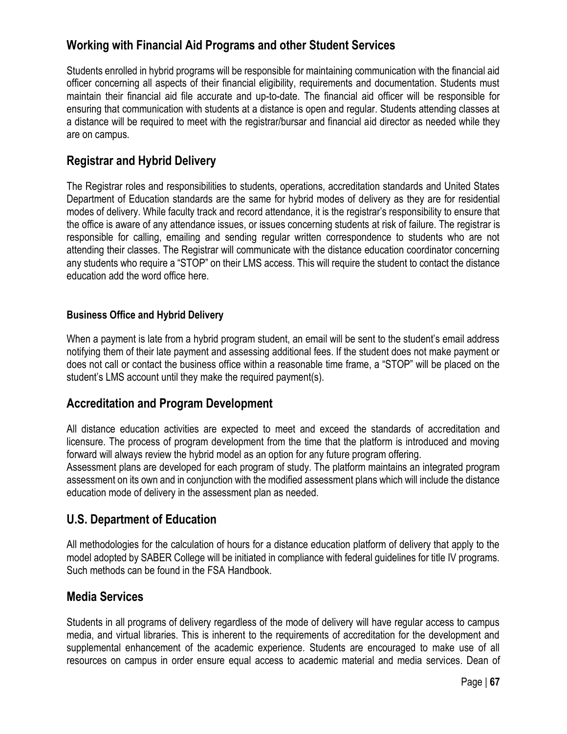## Working with Financial Aid Programs and other Student Services

Students enrolled in hybrid programs will be responsible for maintaining communication with the financial aid officer concerning all aspects of their financial eligibility, requirements and documentation. Students must maintain their financial aid file accurate and up-to-date. The financial aid officer will be responsible for ensuring that communication with students at a distance is open and regular. Students attending classes at a distance will be required to meet with the registrar/bursar and financial aid director as needed while they are on campus.

## Registrar and Hybrid Delivery

The Registrar roles and responsibilities to students, operations, accreditation standards and United States Department of Education standards are the same for hybrid modes of delivery as they are for residential modes of delivery. While faculty track and record attendance, it is the registrar's responsibility to ensure that the office is aware of any attendance issues, or issues concerning students at risk of failure. The registrar is responsible for calling, emailing and sending regular written correspondence to students who are not attending their classes. The Registrar will communicate with the distance education coordinator concerning any students who require a "STOP" on their LMS access. This will require the student to contact the distance education add the word office here.

### Business Office and Hybrid Delivery

When a payment is late from a hybrid program student, an email will be sent to the student's email address notifying them of their late payment and assessing additional fees. If the student does not make payment or does not call or contact the business office within a reasonable time frame, a "STOP" will be placed on the student's LMS account until they make the required payment(s).

## Accreditation and Program Development

All distance education activities are expected to meet and exceed the standards of accreditation and licensure. The process of program development from the time that the platform is introduced and moving forward will always review the hybrid model as an option for any future program offering.

Assessment plans are developed for each program of study. The platform maintains an integrated program assessment on its own and in conjunction with the modified assessment plans which will include the distance education mode of delivery in the assessment plan as needed.

## U.S. Department of Education

All methodologies for the calculation of hours for a distance education platform of delivery that apply to the model adopted by SABER College will be initiated in compliance with federal guidelines for title IV programs. Such methods can be found in the FSA Handbook.

## Media Services

Students in all programs of delivery regardless of the mode of delivery will have regular access to campus media, and virtual libraries. This is inherent to the requirements of accreditation for the development and supplemental enhancement of the academic experience. Students are encouraged to make use of all resources on campus in order ensure equal access to academic material and media services. Dean of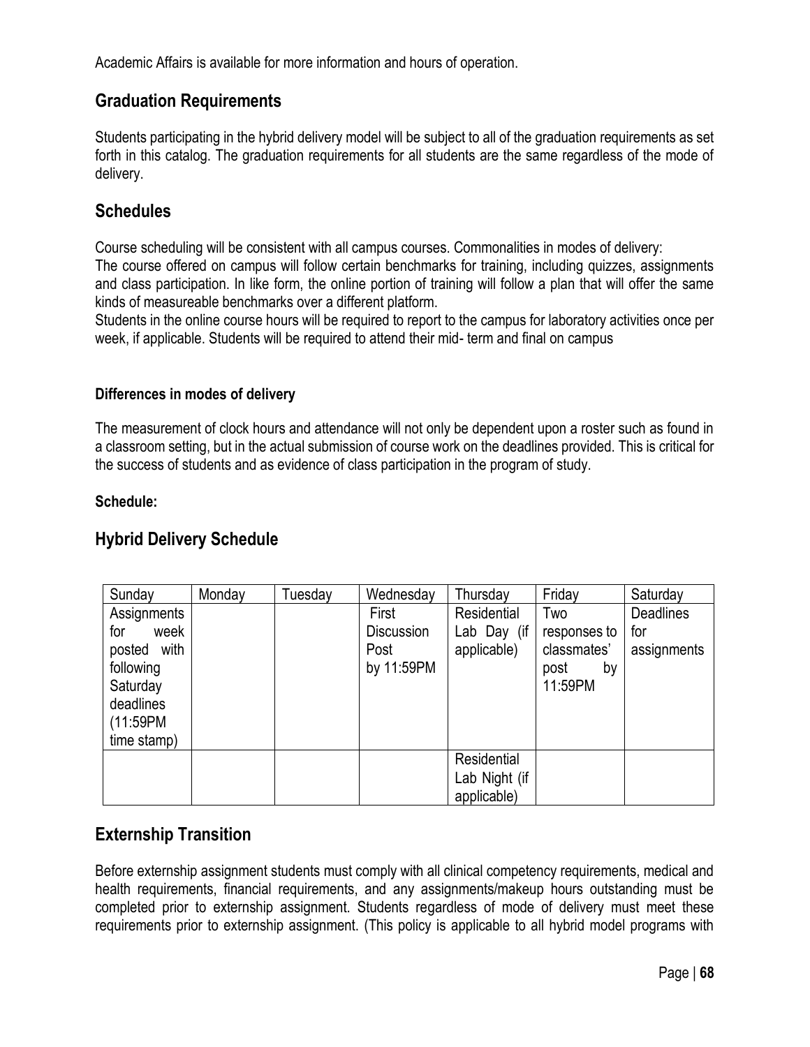Academic Affairs is available for more information and hours of operation.

## Graduation Requirements

Students participating in the hybrid delivery model will be subject to all of the graduation requirements as set forth in this catalog. The graduation requirements for all students are the same regardless of the mode of delivery.

## Schedules

Course scheduling will be consistent with all campus courses. Commonalities in modes of delivery:

The course offered on campus will follow certain benchmarks for training, including quizzes, assignments and class participation. In like form, the online portion of training will follow a plan that will offer the same kinds of measureable benchmarks over a different platform.

Students in the online course hours will be required to report to the campus for laboratory activities once per week, if applicable. Students will be required to attend their mid- term and final on campus

#### Differences in modes of delivery

The measurement of clock hours and attendance will not only be dependent upon a roster such as found in a classroom setting, but in the actual submission of course work on the deadlines provided. This is critical for the success of students and as evidence of class participation in the program of study.

**Schedule:**

## Hybrid Delivery Schedule

| Sunday | Monday | Tuesday | Wednesday | Thursday | Friday | Saturday |
|---|---|---|---|---|---|---|
| Assignments for week posted with following Saturday deadlines (11:59PM time stamp) | | | First Discussion Post by 11:59PM | Residential Lab Day (if applicable) | Two responses to classmates' post by 11:59PM | Deadlines for assignments |
| | | | | Residential Lab Night (if applicable) | | |

## Externship Transition

Before externship assignment students must comply with all clinical competency requirements, medical and health requirements, financial requirements, and any assignments/makeup hours outstanding must be completed prior to externship assignment. Students regardless of mode of delivery must meet these requirements prior to externship assignment. (This policy is applicable to all hybrid model programs with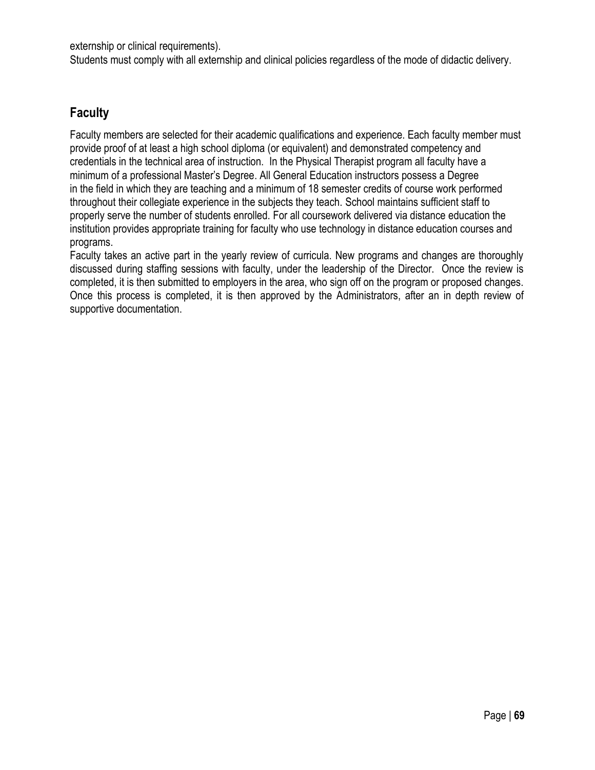externship or clinical requirements).

Students must comply with all externship and clinical policies regardless of the mode of didactic delivery.

## Faculty

Faculty members are selected for their academic qualifications and experience. Each faculty member must provide proof of at least a high school diploma (or equivalent) and demonstrated competency and credentials in the technical area of instruction. In the Physical Therapist program all faculty have a minimum of a professional Master's Degree. All General Education instructors possess a Degree in the field in which they are teaching and a minimum of 18 semester credits of course work performed throughout their collegiate experience in the subjects they teach. School maintains sufficient staff to properly serve the number of students enrolled. For all coursework delivered via distance education the institution provides appropriate training for faculty who use technology in distance education courses and programs.

Faculty takes an active part in the yearly review of curricula. New programs and changes are thoroughly discussed during staffing sessions with faculty, under the leadership of the Director. Once the review is completed, it is then submitted to employers in the area, who sign off on the program or proposed changes. Once this process is completed, it is then approved by the Administrators, after an in depth review of supportive documentation.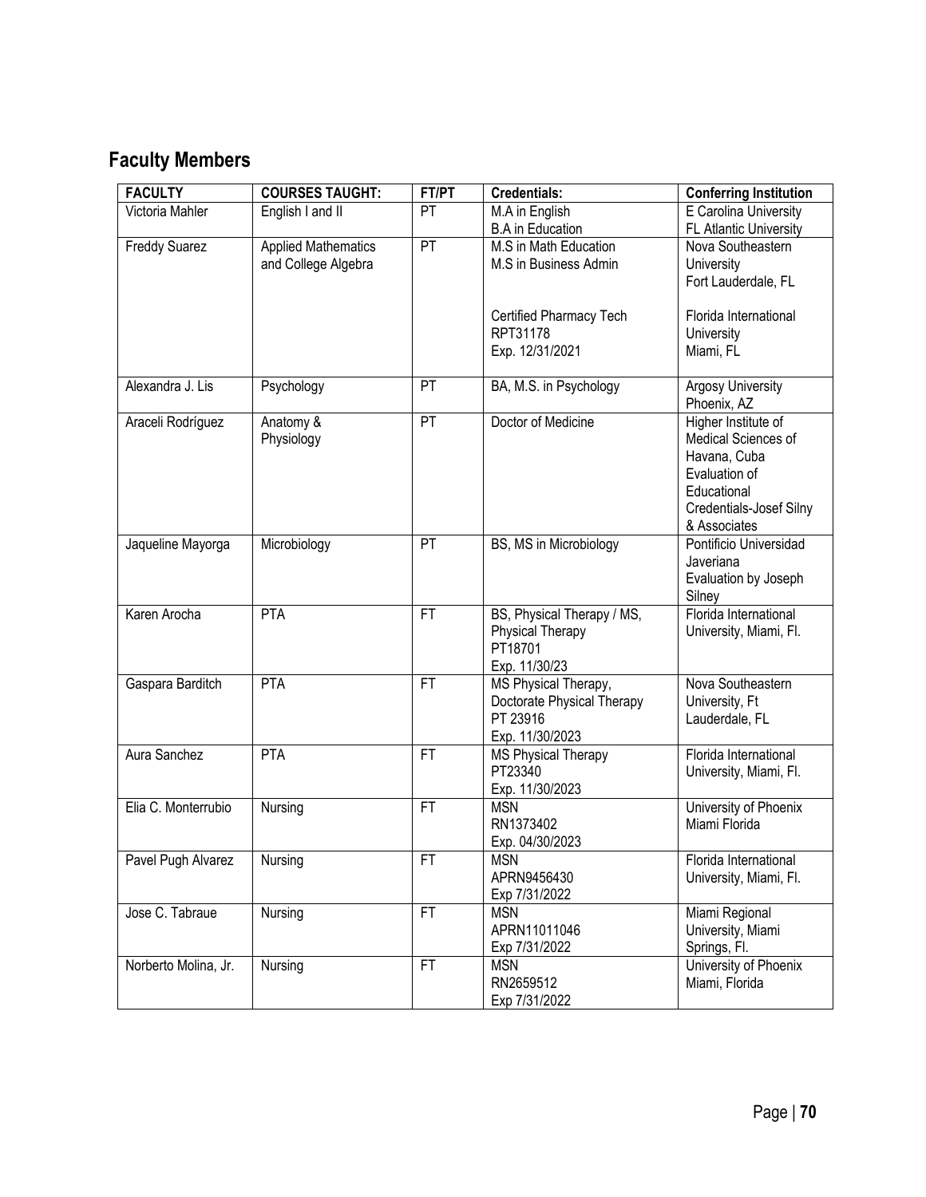## Faculty Members

| FACULTY | COURSES TAUGHT: | FT/PT | Credentials: | Conferring Institution |
|---|---|---|---|---|
| Victoria Mahler | English I and II | PT | M.A in English<br>B.A in Education | E Carolina University<br>FL Atlantic University |
| Freddy Suarez | Applied Mathematics and College Algebra | PT | M.S in Math Education<br>M.S in Business Admin<br><br>Certified Pharmacy Tech<br>RPT31178<br>Exp. 12/31/2021 | Nova Southeastern University<br>Fort Lauderdale, FL<br><br>Florida International University<br>Miami, FL |
| Alexandra J. Lis | Psychology | PT | BA, M.S. in Psychology | Argosy University<br>Phoenix, AZ |
| Araceli Rodríguez | Anatomy & Physiology | PT | Doctor of Medicine | Higher Institute of Medical Sciences of Havana, Cuba<br>Evaluation of Educational Credentials-Josef Silny & Associates |
| Jaqueline Mayorga | Microbiology | PT | BS, MS in Microbiology | Pontificio Universidad Javeriana<br>Evaluation by Joseph Silney |
| Karen Arocha | PTA | FT | BS, Physical Therapy / MS, Physical Therapy<br>PT18701<br>Exp. 11/30/23 | Florida International University, Miami, Fl. |
| Gaspara Barditch | PTA | FT | MS Physical Therapy, Doctorate Physical Therapy<br>PT 23916<br>Exp. 11/30/2023 | Nova Southeastern University, Ft Lauderdale, FL |
| Aura Sanchez | PTA | FT | MS Physical Therapy<br>PT23340<br>Exp. 11/30/2023 | Florida International University, Miami, Fl. |
| Elia C. Monterrubio | Nursing | FT | MSN<br>RN1373402<br>Exp. 04/30/2023 | University of Phoenix<br>Miami Florida |
| Pavel Pugh Alvarez | Nursing | FT | MSN<br>APRN9456430<br>Exp 7/31/2022 | Florida International University, Miami, Fl. |
| Jose C. Tabraue | Nursing | FT | MSN<br>APRN11011046<br>Exp 7/31/2022 | Miami Regional University, Miami Springs, Fl. |
| Norberto Molina, Jr. | Nursing | FT | MSN<br>RN2659512<br>Exp 7/31/2022 | University of Phoenix<br>Miami, Florida |